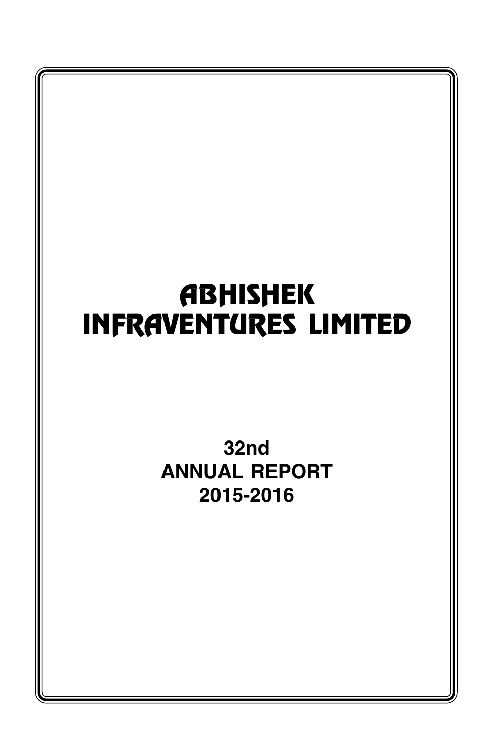# ABHISHEK INFRAVENTURES LIMITED

**32nd**
**ANNUAL REPORT**
**2015-2016**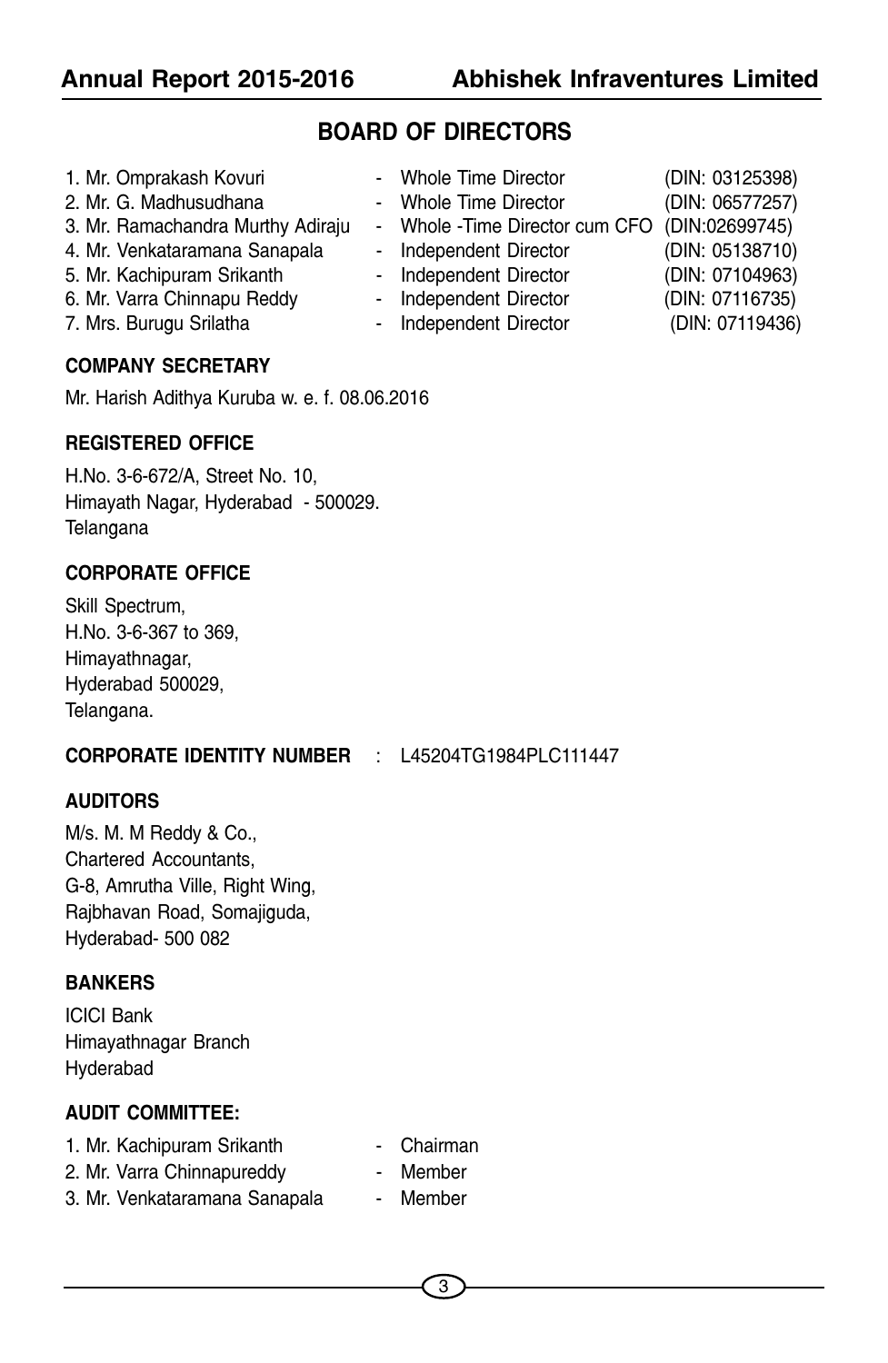## BOARD OF DIRECTORS

| | | |
|---|---|---|
| 1. Mr. Omprakash Kovuri | - Whole Time Director | (DIN: 03125398) |
| 2. Mr. G. Madhusudhana | - Whole Time Director | (DIN: 06577257) |
| 3. Mr. Ramachandra Murthy Adiraju | - Whole -Time Director cum CFO | (DIN:02699745) |
| 4. Mr. Venkataramana Sanapala | - Independent Director | (DIN: 05138710) |
| 5. Mr. Kachipuram Srikanth | - Independent Director | (DIN: 07104963) |
| 6. Mr. Varra Chinnapu Reddy | - Independent Director | (DIN: 07116735) |
| 7. Mrs. Burugu Srilatha | - Independent Director | (DIN: 07119436) |

### COMPANY SECRETARY

Mr. Harish Adithya Kuruba w. e. f. 08.06.2016

### REGISTERED OFFICE

H.No. 3-6-672/A, Street No. 10,
Himayath Nagar, Hyderabad - 500029.
Telangana

### CORPORATE OFFICE

Skill Spectrum,
H.No. 3-6-367 to 369,
Himayathnagar,
Hyderabad 500029,
Telangana.

**CORPORATE IDENTITY NUMBER** : L45204TG1984PLC111447

### AUDITORS

M/s. M. M Reddy & Co.,
Chartered Accountants,
G-8, Amrutha Ville, Right Wing,
Rajbhavan Road, Somajiguda,
Hyderabad- 500 082

### BANKERS

ICICI Bank
Himayathnagar Branch
Hyderabad

### AUDIT COMMITTEE:

| | |
|---|---|
| 1. Mr. Kachipuram Srikanth | - Chairman |
| 2. Mr. Varra Chinnapureddy | - Member |
| 3. Mr. Venkataramana Sanapala | - Member |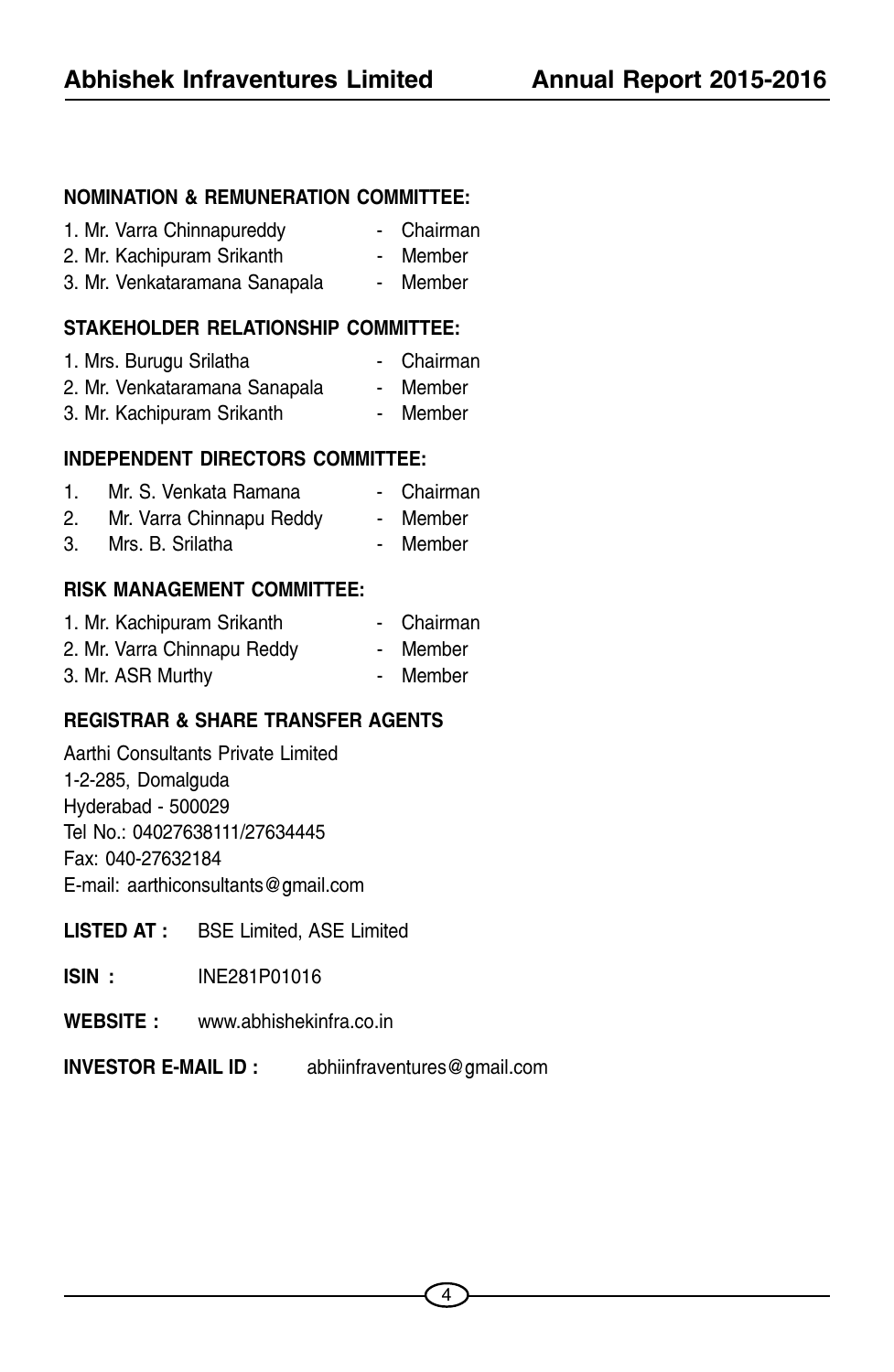**NOMINATION & REMUNERATION COMMITTEE:**

1. Mr. Varra Chinnapureddy - Chairman
2. Mr. Kachipuram Srikanth - Member
3. Mr. Venkataramana Sanapala - Member

**STAKEHOLDER RELATIONSHIP COMMITTEE:**

1. Mrs. Burugu Srilatha - Chairman
2. Mr. Venkataramana Sanapala - Member
3. Mr. Kachipuram Srikanth - Member

**INDEPENDENT DIRECTORS COMMITTEE:**

1. Mr. S. Venkata Ramana - Chairman
2. Mr. Varra Chinnapu Reddy - Member
3. Mrs. B. Srilatha - Member

**RISK MANAGEMENT COMMITTEE:**

1. Mr. Kachipuram Srikanth - Chairman
2. Mr. Varra Chinnapu Reddy - Member
3. Mr. ASR Murthy - Member

**REGISTRAR & SHARE TRANSFER AGENTS**

Aarthi Consultants Private Limited
1-2-285, Domalguda
Hyderabad - 500029
Tel No.: 04027638111/27634445
Fax: 040-27632184
E-mail: aarthiconsultants@gmail.com

**LISTED AT :** BSE Limited, ASE Limited

**ISIN :** INE281P01016

**WEBSITE :** www.abhishekinfra.co.in

**INVESTOR E-MAIL ID :** abhiinfraventures@gmail.com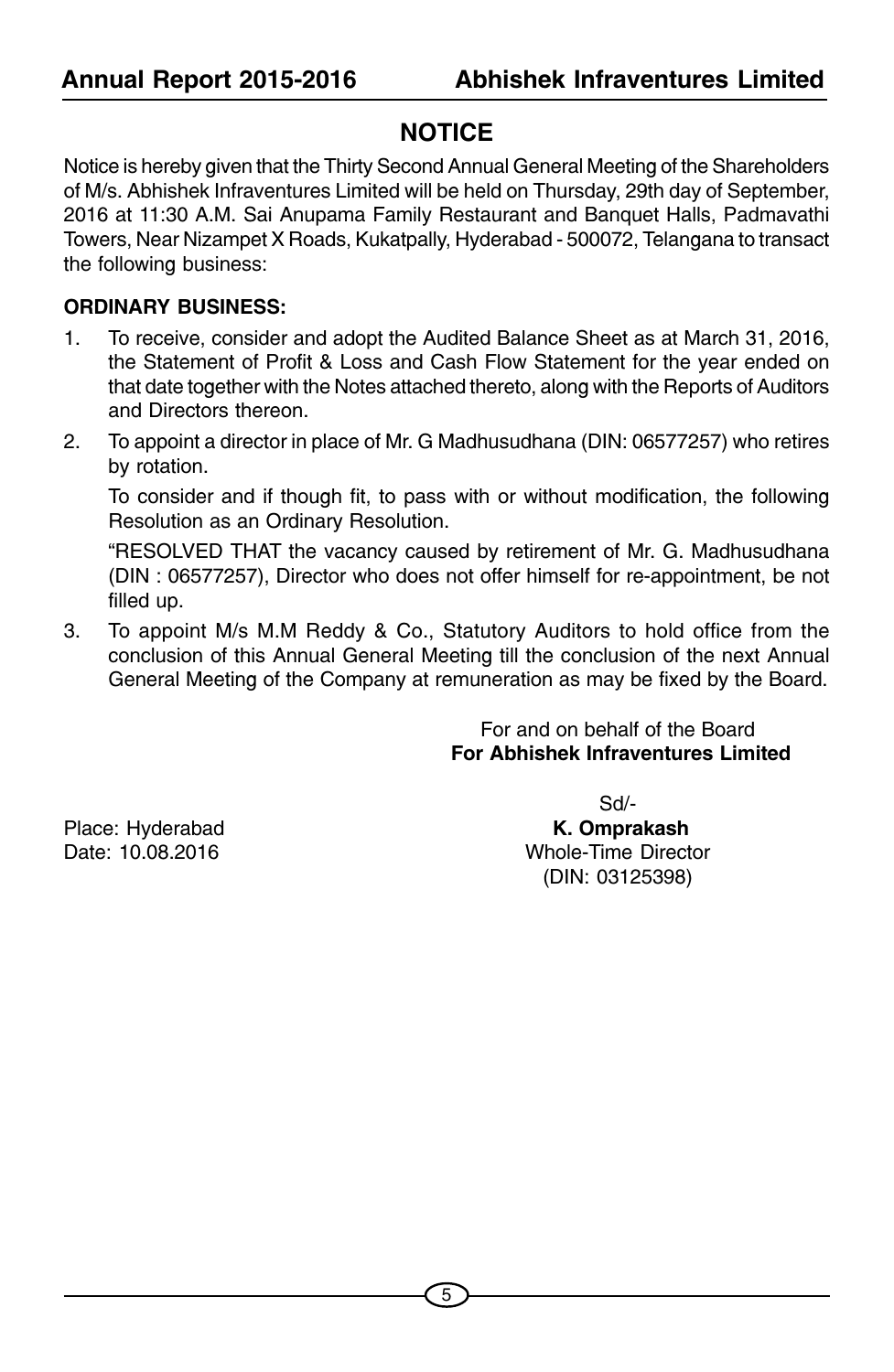# NOTICE

Notice is hereby given that the Thirty Second Annual General Meeting of the Shareholders of M/s. Abhishek Infraventures Limited will be held on Thursday, 29th day of September, 2016 at 11:30 A.M. Sai Anupama Family Restaurant and Banquet Halls, Padmavathi Towers, Near Nizampet X Roads, Kukatpally, Hyderabad - 500072, Telangana to transact the following business:

**ORDINARY BUSINESS:**

1. To receive, consider and adopt the Audited Balance Sheet as at March 31, 2016, the Statement of Profit & Loss and Cash Flow Statement for the year ended on that date together with the Notes attached thereto, along with the Reports of Auditors and Directors thereon.
2. To appoint a director in place of Mr. G Madhusudhana (DIN: 06577257) who retires by rotation.

   To consider and if though fit, to pass with or without modification, the following Resolution as an Ordinary Resolution.

   "RESOLVED THAT the vacancy caused by retirement of Mr. G. Madhusudhana (DIN : 06577257), Director who does not offer himself for re-appointment, be not filled up.
3. To appoint M/s M.M Reddy & Co., Statutory Auditors to hold office from the conclusion of this Annual General Meeting till the conclusion of the next Annual General Meeting of the Company at remuneration as may be fixed by the Board.

For and on behalf of the Board
**For Abhishek Infraventures Limited**

Sd/-
**K. Omprakash**
Whole-Time Director
(DIN: 03125398)

Place: Hyderabad
Date: 10.08.2016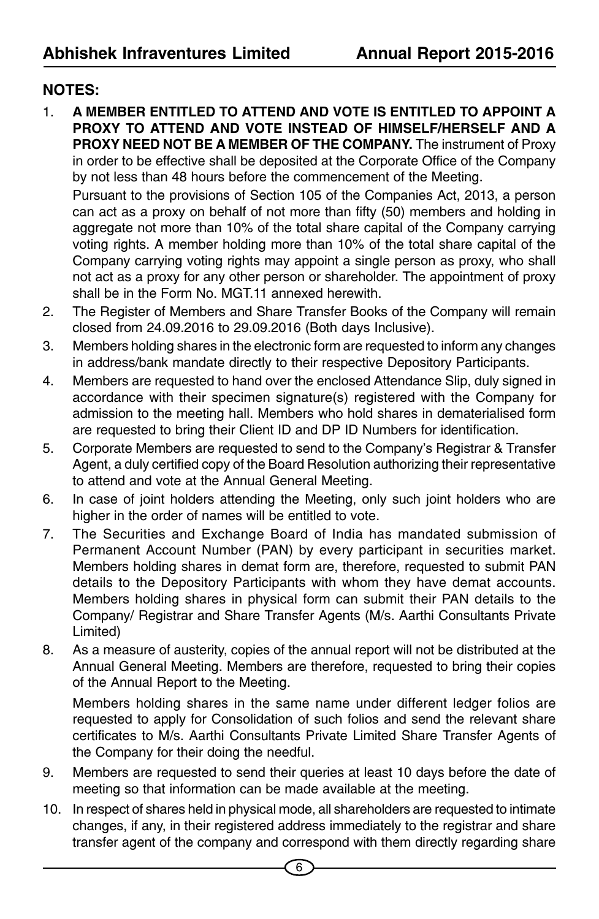## NOTES:

1. **A MEMBER ENTITLED TO ATTEND AND VOTE IS ENTITLED TO APPOINT A PROXY TO ATTEND AND VOTE INSTEAD OF HIMSELF/HERSELF AND A PROXY NEED NOT BE A MEMBER OF THE COMPANY.** The instrument of Proxy in order to be effective shall be deposited at the Corporate Office of the Company by not less than 48 hours before the commencement of the Meeting.

   Pursuant to the provisions of Section 105 of the Companies Act, 2013, a person can act as a proxy on behalf of not more than fifty (50) members and holding in aggregate not more than 10% of the total share capital of the Company carrying voting rights. A member holding more than 10% of the total share capital of the Company carrying voting rights may appoint a single person as proxy, who shall not act as a proxy for any other person or shareholder. The appointment of proxy shall be in the Form No. MGT.11 annexed herewith.

2. The Register of Members and Share Transfer Books of the Company will remain closed from 24.09.2016 to 29.09.2016 (Both days Inclusive).

3. Members holding shares in the electronic form are requested to inform any changes in address/bank mandate directly to their respective Depository Participants.

4. Members are requested to hand over the enclosed Attendance Slip, duly signed in accordance with their specimen signature(s) registered with the Company for admission to the meeting hall. Members who hold shares in dematerialised form are requested to bring their Client ID and DP ID Numbers for identification.

5. Corporate Members are requested to send to the Company's Registrar & Transfer Agent, a duly certified copy of the Board Resolution authorizing their representative to attend and vote at the Annual General Meeting.

6. In case of joint holders attending the Meeting, only such joint holders who are higher in the order of names will be entitled to vote.

7. The Securities and Exchange Board of India has mandated submission of Permanent Account Number (PAN) by every participant in securities market. Members holding shares in demat form are, therefore, requested to submit PAN details to the Depository Participants with whom they have demat accounts. Members holding shares in physical form can submit their PAN details to the Company/ Registrar and Share Transfer Agents (M/s. Aarthi Consultants Private Limited)

8. As a measure of austerity, copies of the annual report will not be distributed at the Annual General Meeting. Members are therefore, requested to bring their copies of the Annual Report to the Meeting.

   Members holding shares in the same name under different ledger folios are requested to apply for Consolidation of such folios and send the relevant share certificates to M/s. Aarthi Consultants Private Limited Share Transfer Agents of the Company for their doing the needful.

9. Members are requested to send their queries at least 10 days before the date of meeting so that information can be made available at the meeting.

10. In respect of shares held in physical mode, all shareholders are requested to intimate changes, if any, in their registered address immediately to the registrar and share transfer agent of the company and correspond with them directly regarding share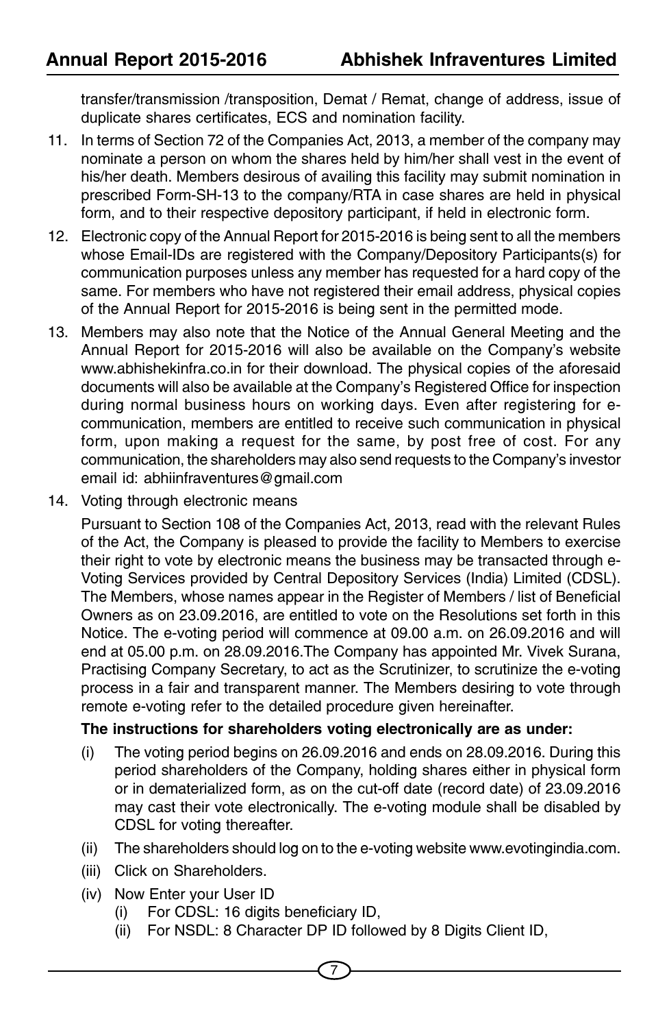transfer/transmission /transposition, Demat / Remat, change of address, issue of duplicate shares certificates, ECS and nomination facility.

11. In terms of Section 72 of the Companies Act, 2013, a member of the company may nominate a person on whom the shares held by him/her shall vest in the event of his/her death. Members desirous of availing this facility may submit nomination in prescribed Form-SH-13 to the company/RTA in case shares are held in physical form, and to their respective depository participant, if held in electronic form.

12. Electronic copy of the Annual Report for 2015-2016 is being sent to all the members whose Email-IDs are registered with the Company/Depository Participants(s) for communication purposes unless any member has requested for a hard copy of the same. For members who have not registered their email address, physical copies of the Annual Report for 2015-2016 is being sent in the permitted mode.

13. Members may also note that the Notice of the Annual General Meeting and the Annual Report for 2015-2016 will also be available on the Company's website www.abhishekinfra.co.in for their download. The physical copies of the aforesaid documents will also be available at the Company's Registered Office for inspection during normal business hours on working days. Even after registering for e-communication, members are entitled to receive such communication in physical form, upon making a request for the same, by post free of cost. For any communication, the shareholders may also send requests to the Company's investor email id: abhiinfraventures@gmail.com

14. Voting through electronic means

    Pursuant to Section 108 of the Companies Act, 2013, read with the relevant Rules of the Act, the Company is pleased to provide the facility to Members to exercise their right to vote by electronic means the business may be transacted through e-Voting Services provided by Central Depository Services (India) Limited (CDSL). The Members, whose names appear in the Register of Members / list of Beneficial Owners as on 23.09.2016, are entitled to vote on the Resolutions set forth in this Notice. The e-voting period will commence at 09.00 a.m. on 26.09.2016 and will end at 05.00 p.m. on 28.09.2016.The Company has appointed Mr. Vivek Surana, Practising Company Secretary, to act as the Scrutinizer, to scrutinize the e-voting process in a fair and transparent manner. The Members desiring to vote through remote e-voting refer to the detailed procedure given hereinafter.

    **The instructions for shareholders voting electronically are as under:**

    (i) The voting period begins on 26.09.2016 and ends on 28.09.2016. During this period shareholders of the Company, holding shares either in physical form or in dematerialized form, as on the cut-off date (record date) of 23.09.2016 may cast their vote electronically. The e-voting module shall be disabled by CDSL for voting thereafter.

    (ii) The shareholders should log on to the e-voting website www.evotingindia.com.

    (iii) Click on Shareholders.

    (iv) Now Enter your User ID
        (i) For CDSL: 16 digits beneficiary ID,
        (ii) For NSDL: 8 Character DP ID followed by 8 Digits Client ID,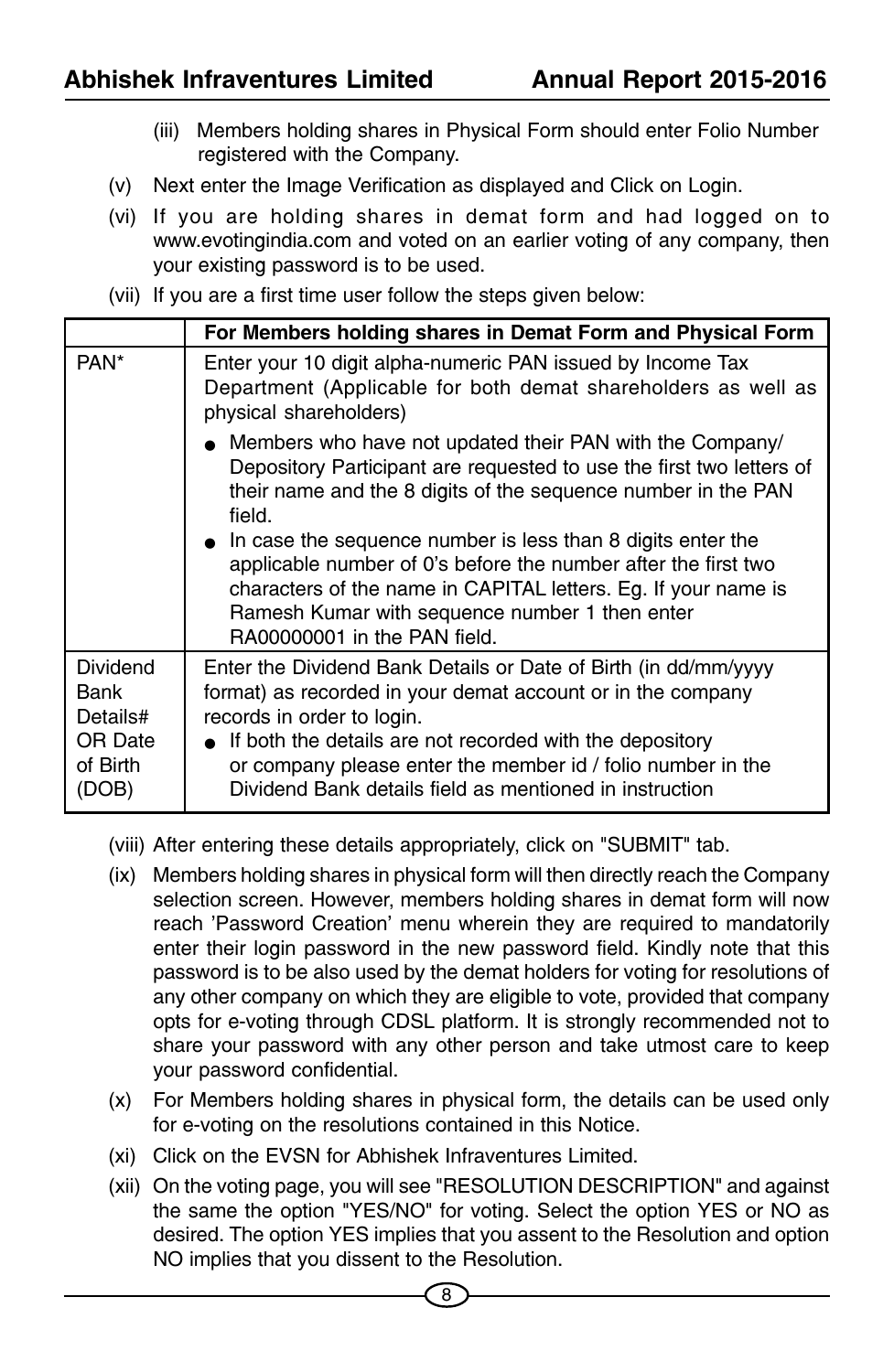(iii) Members holding shares in Physical Form should enter Folio Number registered with the Company.

(v) Next enter the Image Verification as displayed and Click on Login.

(vi) If you are holding shares in demat form and had logged on to www.evotingindia.com and voted on an earlier voting of any company, then your existing password is to be used.

(vii) If you are a first time user follow the steps given below:

| | For Members holding shares in Demat Form and Physical Form |
|---|---|
| PAN* | Enter your 10 digit alpha-numeric PAN issued by Income Tax Department (Applicable for both demat shareholders as well as physical shareholders)<br>● Members who have not updated their PAN with the Company/ Depository Participant are requested to use the first two letters of their name and the 8 digits of the sequence number in the PAN field.<br>● In case the sequence number is less than 8 digits enter the applicable number of 0's before the number after the first two characters of the name in CAPITAL letters. Eg. If your name is Ramesh Kumar with sequence number 1 then enter RA00000001 in the PAN field. |
| Dividend Bank Details# OR Date of Birth (DOB) | Enter the Dividend Bank Details or Date of Birth (in dd/mm/yyyy format) as recorded in your demat account or in the company records in order to login.<br>● If both the details are not recorded with the depository or company please enter the member id / folio number in the Dividend Bank details field as mentioned in instruction |

(viii) After entering these details appropriately, click on "SUBMIT" tab.

(ix) Members holding shares in physical form will then directly reach the Company selection screen. However, members holding shares in demat form will now reach 'Password Creation' menu wherein they are required to mandatorily enter their login password in the new password field. Kindly note that this password is to be also used by the demat holders for voting for resolutions of any other company on which they are eligible to vote, provided that company opts for e-voting through CDSL platform. It is strongly recommended not to share your password with any other person and take utmost care to keep your password confidential.

(x) For Members holding shares in physical form, the details can be used only for e-voting on the resolutions contained in this Notice.

(xi) Click on the EVSN for Abhishek Infraventures Limited.

(xii) On the voting page, you will see "RESOLUTION DESCRIPTION" and against the same the option "YES/NO" for voting. Select the option YES or NO as desired. The option YES implies that you assent to the Resolution and option NO implies that you dissent to the Resolution.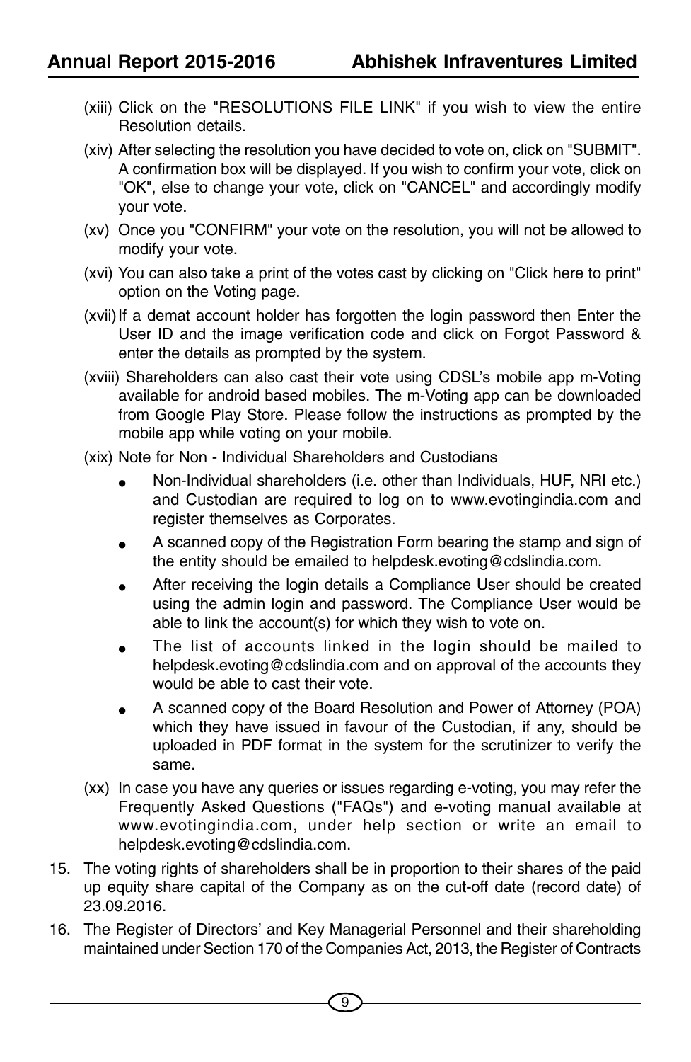(xiii) Click on the "RESOLUTIONS FILE LINK" if you wish to view the entire Resolution details.

(xiv) After selecting the resolution you have decided to vote on, click on "SUBMIT". A confirmation box will be displayed. If you wish to confirm your vote, click on "OK", else to change your vote, click on "CANCEL" and accordingly modify your vote.

(xv) Once you "CONFIRM" your vote on the resolution, you will not be allowed to modify your vote.

(xvi) You can also take a print of the votes cast by clicking on "Click here to print" option on the Voting page.

(xvii) If a demat account holder has forgotten the login password then Enter the User ID and the image verification code and click on Forgot Password & enter the details as prompted by the system.

(xviii) Shareholders can also cast their vote using CDSL's mobile app m-Voting available for android based mobiles. The m-Voting app can be downloaded from Google Play Store. Please follow the instructions as prompted by the mobile app while voting on your mobile.

(xix) Note for Non - Individual Shareholders and Custodians

- Non-Individual shareholders (i.e. other than Individuals, HUF, NRI etc.) and Custodian are required to log on to www.evotingindia.com and register themselves as Corporates.
- A scanned copy of the Registration Form bearing the stamp and sign of the entity should be emailed to helpdesk.evoting@cdslindia.com.
- After receiving the login details a Compliance User should be created using the admin login and password. The Compliance User would be able to link the account(s) for which they wish to vote on.
- The list of accounts linked in the login should be mailed to helpdesk.evoting@cdslindia.com and on approval of the accounts they would be able to cast their vote.
- A scanned copy of the Board Resolution and Power of Attorney (POA) which they have issued in favour of the Custodian, if any, should be uploaded in PDF format in the system for the scrutinizer to verify the same.

(xx) In case you have any queries or issues regarding e-voting, you may refer the Frequently Asked Questions ("FAQs") and e-voting manual available at www.evotingindia.com, under help section or write an email to helpdesk.evoting@cdslindia.com.

15. The voting rights of shareholders shall be in proportion to their shares of the paid up equity share capital of the Company as on the cut-off date (record date) of 23.09.2016.

16. The Register of Directors' and Key Managerial Personnel and their shareholding maintained under Section 170 of the Companies Act, 2013, the Register of Contracts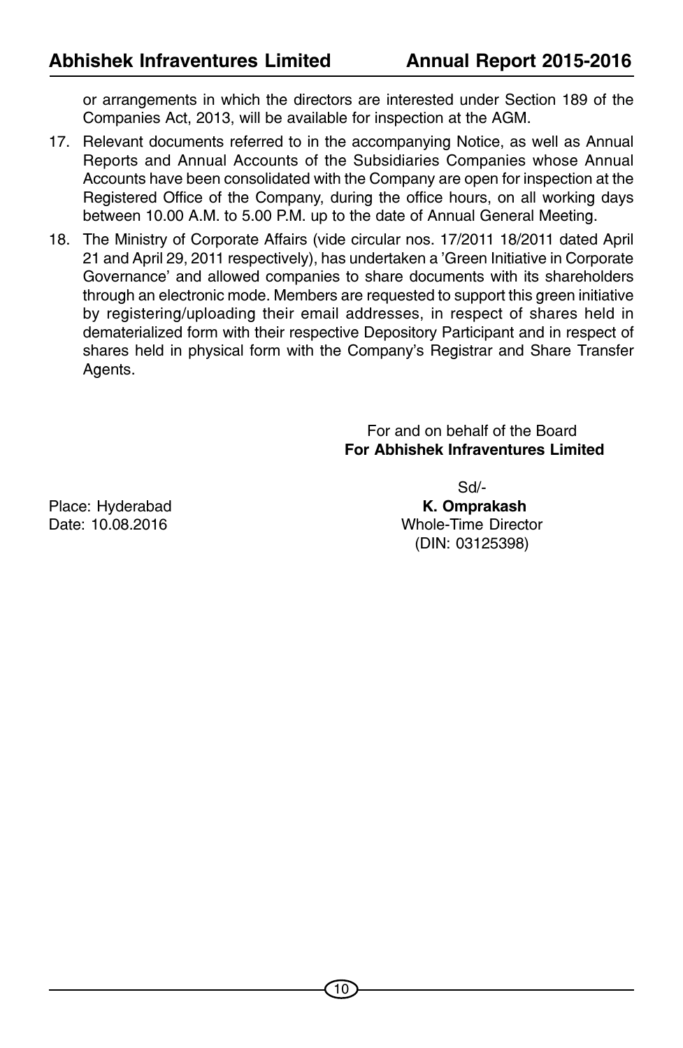or arrangements in which the directors are interested under Section 189 of the Companies Act, 2013, will be available for inspection at the AGM.

17. Relevant documents referred to in the accompanying Notice, as well as Annual Reports and Annual Accounts of the Subsidiaries Companies whose Annual Accounts have been consolidated with the Company are open for inspection at the Registered Office of the Company, during the office hours, on all working days between 10.00 A.M. to 5.00 P.M. up to the date of Annual General Meeting.

18. The Ministry of Corporate Affairs (vide circular nos. 17/2011 18/2011 dated April 21 and April 29, 2011 respectively), has undertaken a 'Green Initiative in Corporate Governance' and allowed companies to share documents with its shareholders through an electronic mode. Members are requested to support this green initiative by registering/uploading their email addresses, in respect of shares held in dematerialized form with their respective Depository Participant and in respect of shares held in physical form with the Company's Registrar and Share Transfer Agents.

For and on behalf of the Board
**For Abhishek Infraventures Limited**

Sd/-
**K. Omprakash**
Whole-Time Director
(DIN: 03125398)

Place: Hyderabad
Date: 10.08.2016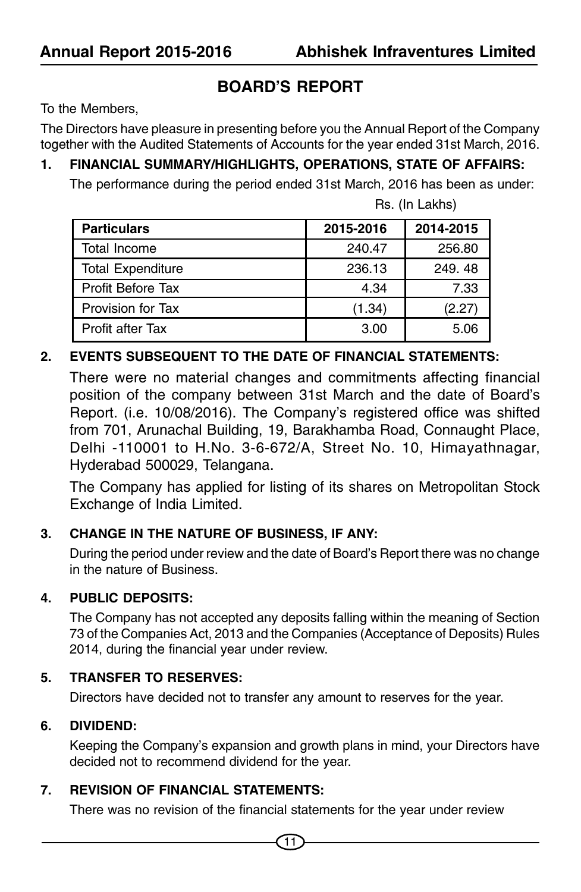# BOARD'S REPORT

To the Members,

The Directors have pleasure in presenting before you the Annual Report of the Company together with the Audited Statements of Accounts for the year ended 31st March, 2016.

## 1. FINANCIAL SUMMARY/HIGHLIGHTS, OPERATIONS, STATE OF AFFAIRS:

The performance during the period ended 31st March, 2016 has been as under:

Rs. (In Lakhs)

| Particulars | 2015-2016 | 2014-2015 |
|---|---|---|
| Total Income | 240.47 | 256.80 |
| Total Expenditure | 236.13 | 249. 48 |
| Profit Before Tax | 4.34 | 7.33 |
| Provision for Tax | (1.34) | (2.27) |
| Profit after Tax | 3.00 | 5.06 |

## 2. EVENTS SUBSEQUENT TO THE DATE OF FINANCIAL STATEMENTS:

There were no material changes and commitments affecting financial position of the company between 31st March and the date of Board's Report. (i.e. 10/08/2016). The Company's registered office was shifted from 701, Arunachal Building, 19, Barakhamba Road, Connaught Place, Delhi -110001 to H.No. 3-6-672/A, Street No. 10, Himayathnagar, Hyderabad 500029, Telangana.

The Company has applied for listing of its shares on Metropolitan Stock Exchange of India Limited.

## 3. CHANGE IN THE NATURE OF BUSINESS, IF ANY:

During the period under review and the date of Board's Report there was no change in the nature of Business.

## 4. PUBLIC DEPOSITS:

The Company has not accepted any deposits falling within the meaning of Section 73 of the Companies Act, 2013 and the Companies (Acceptance of Deposits) Rules 2014, during the financial year under review.

## 5. TRANSFER TO RESERVES:

Directors have decided not to transfer any amount to reserves for the year.

## 6. DIVIDEND:

Keeping the Company's expansion and growth plans in mind, your Directors have decided not to recommend dividend for the year.

## 7. REVISION OF FINANCIAL STATEMENTS:

There was no revision of the financial statements for the year under review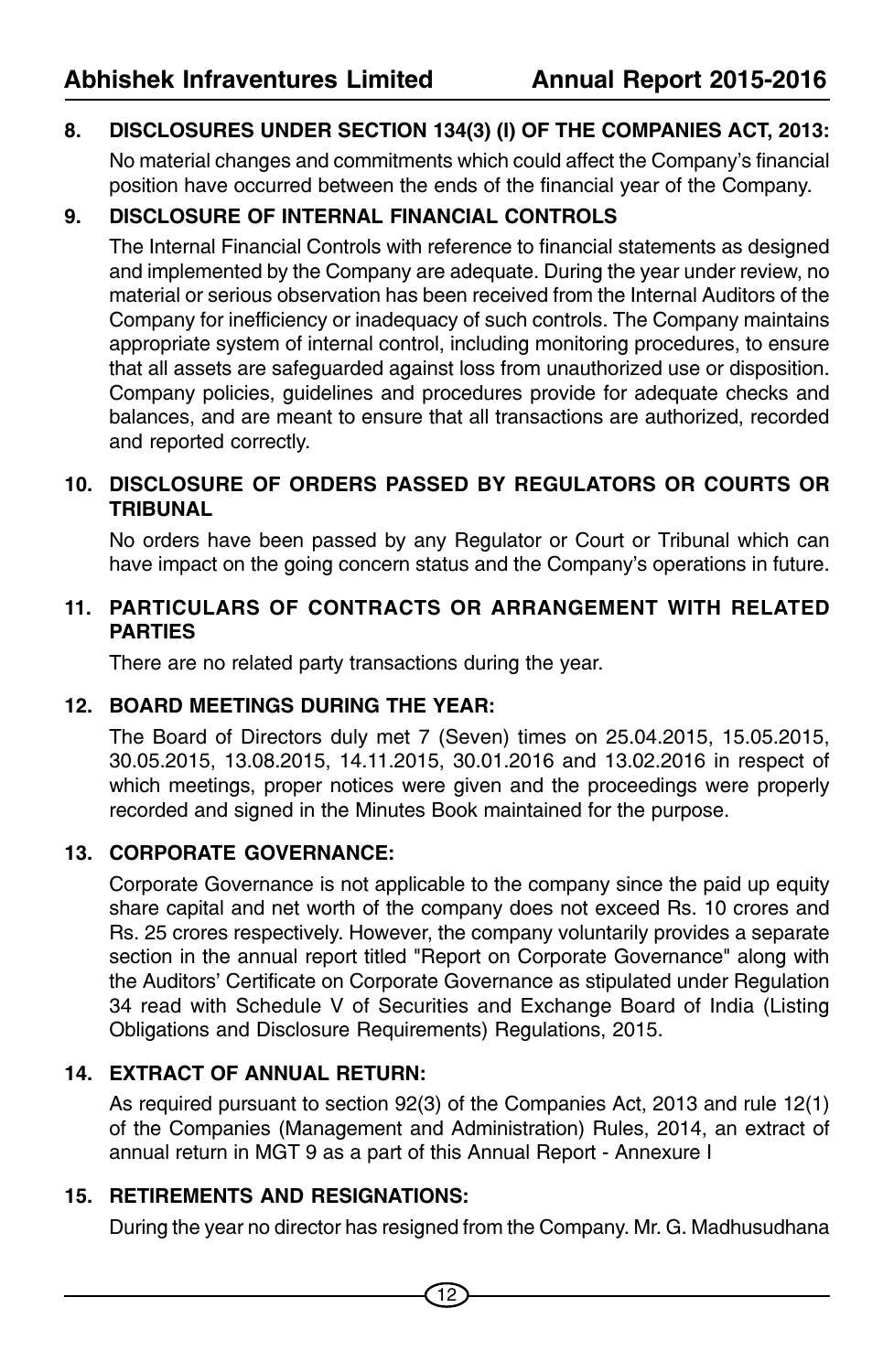## 8. DISCLOSURES UNDER SECTION 134(3) (l) OF THE COMPANIES ACT, 2013:

No material changes and commitments which could affect the Company's financial position have occurred between the ends of the financial year of the Company.

## 9. DISCLOSURE OF INTERNAL FINANCIAL CONTROLS

The Internal Financial Controls with reference to financial statements as designed and implemented by the Company are adequate. During the year under review, no material or serious observation has been received from the Internal Auditors of the Company for inefficiency or inadequacy of such controls. The Company maintains appropriate system of internal control, including monitoring procedures, to ensure that all assets are safeguarded against loss from unauthorized use or disposition. Company policies, guidelines and procedures provide for adequate checks and balances, and are meant to ensure that all transactions are authorized, recorded and reported correctly.

## 10. DISCLOSURE OF ORDERS PASSED BY REGULATORS OR COURTS OR TRIBUNAL

No orders have been passed by any Regulator or Court or Tribunal which can have impact on the going concern status and the Company's operations in future.

## 11. PARTICULARS OF CONTRACTS OR ARRANGEMENT WITH RELATED PARTIES

There are no related party transactions during the year.

## 12. BOARD MEETINGS DURING THE YEAR:

The Board of Directors duly met 7 (Seven) times on 25.04.2015, 15.05.2015, 30.05.2015, 13.08.2015, 14.11.2015, 30.01.2016 and 13.02.2016 in respect of which meetings, proper notices were given and the proceedings were properly recorded and signed in the Minutes Book maintained for the purpose.

## 13. CORPORATE GOVERNANCE:

Corporate Governance is not applicable to the company since the paid up equity share capital and net worth of the company does not exceed Rs. 10 crores and Rs. 25 crores respectively. However, the company voluntarily provides a separate section in the annual report titled "Report on Corporate Governance" along with the Auditors' Certificate on Corporate Governance as stipulated under Regulation 34 read with Schedule V of Securities and Exchange Board of India (Listing Obligations and Disclosure Requirements) Regulations, 2015.

## 14. EXTRACT OF ANNUAL RETURN:

As required pursuant to section 92(3) of the Companies Act, 2013 and rule 12(1) of the Companies (Management and Administration) Rules, 2014, an extract of annual return in MGT 9 as a part of this Annual Report - Annexure I

## 15. RETIREMENTS AND RESIGNATIONS:

During the year no director has resigned from the Company. Mr. G. Madhusudhana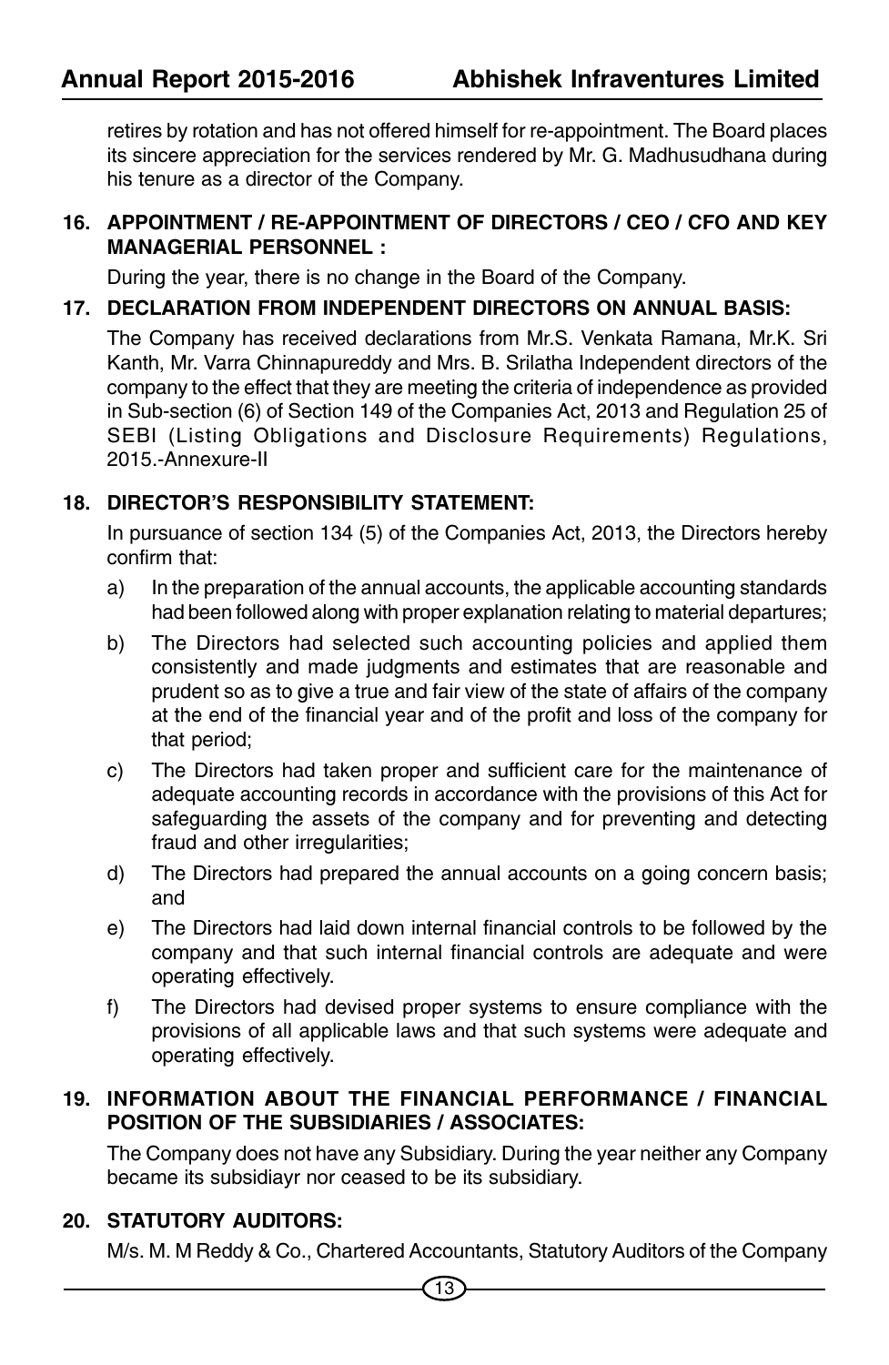retires by rotation and has not offered himself for re-appointment. The Board places its sincere appreciation for the services rendered by Mr. G. Madhusudhana during his tenure as a director of the Company.

### 16. APPOINTMENT / RE-APPOINTMENT OF DIRECTORS / CEO / CFO AND KEY MANAGERIAL PERSONNEL :

During the year, there is no change in the Board of the Company.

### 17. DECLARATION FROM INDEPENDENT DIRECTORS ON ANNUAL BASIS:

The Company has received declarations from Mr.S. Venkata Ramana, Mr.K. Sri Kanth, Mr. Varra Chinnapureddy and Mrs. B. Srilatha Independent directors of the company to the effect that they are meeting the criteria of independence as provided in Sub-section (6) of Section 149 of the Companies Act, 2013 and Regulation 25 of SEBI (Listing Obligations and Disclosure Requirements) Regulations, 2015.-Annexure-II

### 18. DIRECTOR'S RESPONSIBILITY STATEMENT:

In pursuance of section 134 (5) of the Companies Act, 2013, the Directors hereby confirm that:

a) In the preparation of the annual accounts, the applicable accounting standards had been followed along with proper explanation relating to material departures;

b) The Directors had selected such accounting policies and applied them consistently and made judgments and estimates that are reasonable and prudent so as to give a true and fair view of the state of affairs of the company at the end of the financial year and of the profit and loss of the company for that period;

c) The Directors had taken proper and sufficient care for the maintenance of adequate accounting records in accordance with the provisions of this Act for safeguarding the assets of the company and for preventing and detecting fraud and other irregularities;

d) The Directors had prepared the annual accounts on a going concern basis; and

e) The Directors had laid down internal financial controls to be followed by the company and that such internal financial controls are adequate and were operating effectively.

f) The Directors had devised proper systems to ensure compliance with the provisions of all applicable laws and that such systems were adequate and operating effectively.

### 19. INFORMATION ABOUT THE FINANCIAL PERFORMANCE / FINANCIAL POSITION OF THE SUBSIDIARIES / ASSOCIATES:

The Company does not have any Subsidiary. During the year neither any Company became its subsidiayr nor ceased to be its subsidiary.

### 20. STATUTORY AUDITORS:

M/s. M. M Reddy & Co., Chartered Accountants, Statutory Auditors of the Company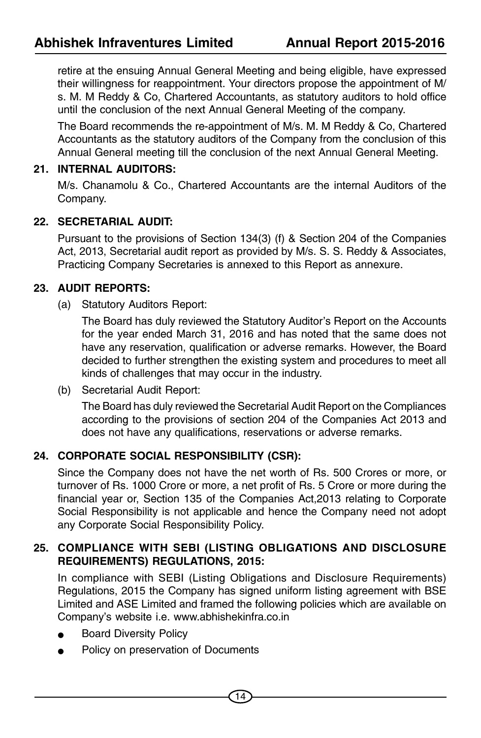retire at the ensuing Annual General Meeting and being eligible, have expressed their willingness for reappointment. Your directors propose the appointment of M/s. M. M Reddy & Co, Chartered Accountants, as statutory auditors to hold office until the conclusion of the next Annual General Meeting of the company.

The Board recommends the re-appointment of M/s. M. M Reddy & Co, Chartered Accountants as the statutory auditors of the Company from the conclusion of this Annual General meeting till the conclusion of the next Annual General Meeting.

## 21. INTERNAL AUDITORS:

M/s. Chanamolu & Co., Chartered Accountants are the internal Auditors of the Company.

## 22. SECRETARIAL AUDIT:

Pursuant to the provisions of Section 134(3) (f) & Section 204 of the Companies Act, 2013, Secretarial audit report as provided by M/s. S. S. Reddy & Associates, Practicing Company Secretaries is annexed to this Report as annexure.

## 23. AUDIT REPORTS:

(a) Statutory Auditors Report:

The Board has duly reviewed the Statutory Auditor's Report on the Accounts for the year ended March 31, 2016 and has noted that the same does not have any reservation, qualification or adverse remarks. However, the Board decided to further strengthen the existing system and procedures to meet all kinds of challenges that may occur in the industry.

(b) Secretarial Audit Report:

The Board has duly reviewed the Secretarial Audit Report on the Compliances according to the provisions of section 204 of the Companies Act 2013 and does not have any qualifications, reservations or adverse remarks.

## 24. CORPORATE SOCIAL RESPONSIBILITY (CSR):

Since the Company does not have the net worth of Rs. 500 Crores or more, or turnover of Rs. 1000 Crore or more, a net profit of Rs. 5 Crore or more during the financial year or, Section 135 of the Companies Act,2013 relating to Corporate Social Responsibility is not applicable and hence the Company need not adopt any Corporate Social Responsibility Policy.

## 25. COMPLIANCE WITH SEBI (LISTING OBLIGATIONS AND DISCLOSURE REQUIREMENTS) REGULATIONS, 2015:

In compliance with SEBI (Listing Obligations and Disclosure Requirements) Regulations, 2015 the Company has signed uniform listing agreement with BSE Limited and ASE Limited and framed the following policies which are available on Company's website i.e. www.abhishekinfra.co.in

- Board Diversity Policy
- Policy on preservation of Documents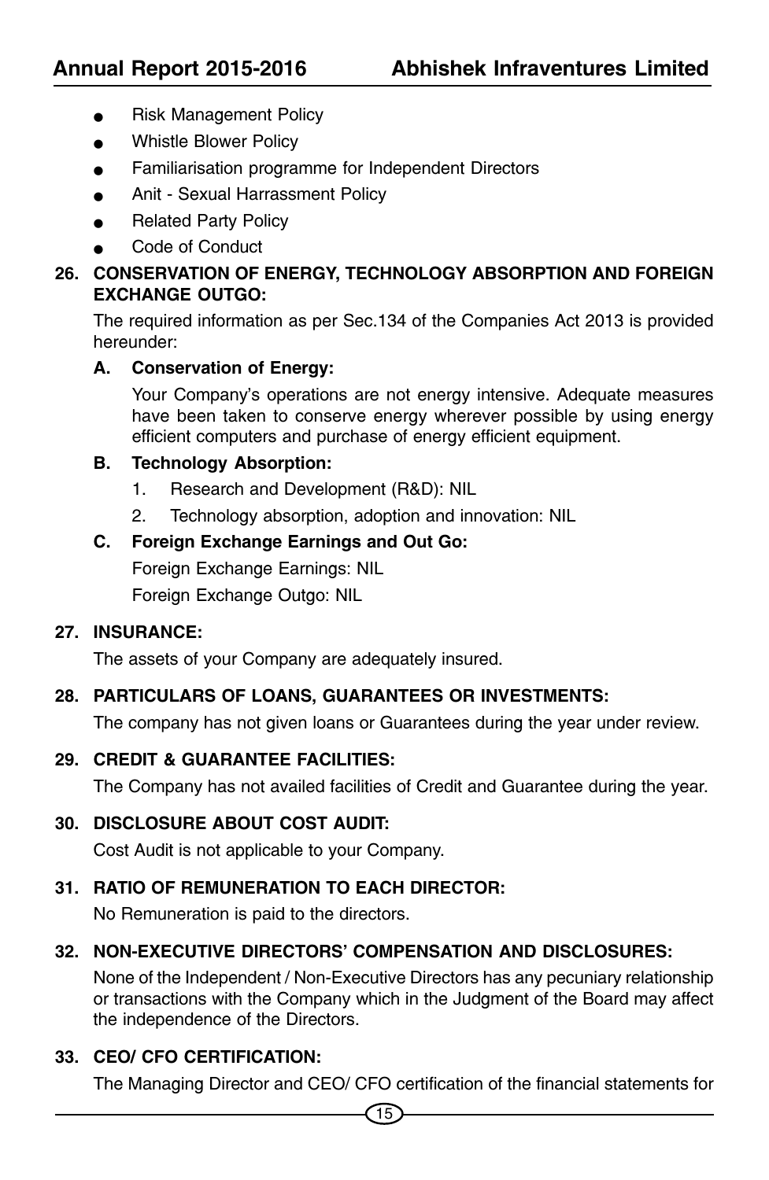- Risk Management Policy
- Whistle Blower Policy
- Familiarisation programme for Independent Directors
- Anit - Sexual Harrassment Policy
- Related Party Policy
- Code of Conduct

**26. CONSERVATION OF ENERGY, TECHNOLOGY ABSORPTION AND FOREIGN EXCHANGE OUTGO:**

The required information as per Sec.134 of the Companies Act 2013 is provided hereunder:

**A. Conservation of Energy:**

Your Company's operations are not energy intensive. Adequate measures have been taken to conserve energy wherever possible by using energy efficient computers and purchase of energy efficient equipment.

**B. Technology Absorption:**

1. Research and Development (R&D): NIL
2. Technology absorption, adoption and innovation: NIL

**C. Foreign Exchange Earnings and Out Go:**

Foreign Exchange Earnings: NIL

Foreign Exchange Outgo: NIL

**27. INSURANCE:**

The assets of your Company are adequately insured.

**28. PARTICULARS OF LOANS, GUARANTEES OR INVESTMENTS:**

The company has not given loans or Guarantees during the year under review.

**29. CREDIT & GUARANTEE FACILITIES:**

The Company has not availed facilities of Credit and Guarantee during the year.

**30. DISCLOSURE ABOUT COST AUDIT:**

Cost Audit is not applicable to your Company.

**31. RATIO OF REMUNERATION TO EACH DIRECTOR:**

No Remuneration is paid to the directors.

**32. NON-EXECUTIVE DIRECTORS' COMPENSATION AND DISCLOSURES:**

None of the Independent / Non-Executive Directors has any pecuniary relationship or transactions with the Company which in the Judgment of the Board may affect the independence of the Directors.

**33. CEO/ CFO CERTIFICATION:**

The Managing Director and CEO/ CFO certification of the financial statements for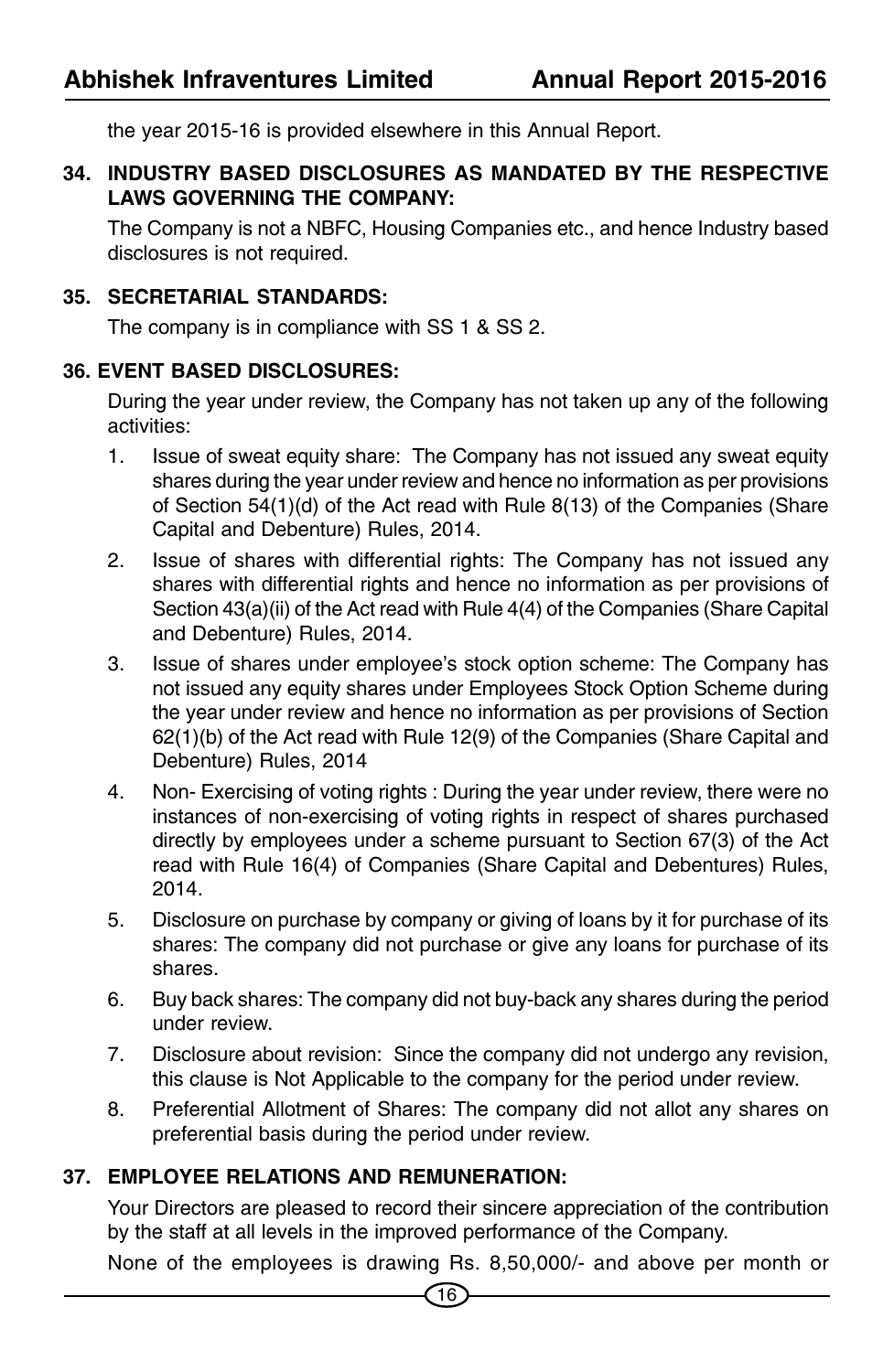the year 2015-16 is provided elsewhere in this Annual Report.

**34. INDUSTRY BASED DISCLOSURES AS MANDATED BY THE RESPECTIVE LAWS GOVERNING THE COMPANY:**

The Company is not a NBFC, Housing Companies etc., and hence Industry based disclosures is not required.

**35. SECRETARIAL STANDARDS:**

The company is in compliance with SS 1 & SS 2.

**36. EVENT BASED DISCLOSURES:**

During the year under review, the Company has not taken up any of the following activities:

1. Issue of sweat equity share: The Company has not issued any sweat equity shares during the year under review and hence no information as per provisions of Section 54(1)(d) of the Act read with Rule 8(13) of the Companies (Share Capital and Debenture) Rules, 2014.
2. Issue of shares with differential rights: The Company has not issued any shares with differential rights and hence no information as per provisions of Section 43(a)(ii) of the Act read with Rule 4(4) of the Companies (Share Capital and Debenture) Rules, 2014.
3. Issue of shares under employee's stock option scheme: The Company has not issued any equity shares under Employees Stock Option Scheme during the year under review and hence no information as per provisions of Section 62(1)(b) of the Act read with Rule 12(9) of the Companies (Share Capital and Debenture) Rules, 2014
4. Non- Exercising of voting rights : During the year under review, there were no instances of non-exercising of voting rights in respect of shares purchased directly by employees under a scheme pursuant to Section 67(3) of the Act read with Rule 16(4) of Companies (Share Capital and Debentures) Rules, 2014.
5. Disclosure on purchase by company or giving of loans by it for purchase of its shares: The company did not purchase or give any loans for purchase of its shares.
6. Buy back shares: The company did not buy-back any shares during the period under review.
7. Disclosure about revision: Since the company did not undergo any revision, this clause is Not Applicable to the company for the period under review.
8. Preferential Allotment of Shares: The company did not allot any shares on preferential basis during the period under review.

**37. EMPLOYEE RELATIONS AND REMUNERATION:**

Your Directors are pleased to record their sincere appreciation of the contribution by the staff at all levels in the improved performance of the Company.

None of the employees is drawing Rs. 8,50,000/- and above per month or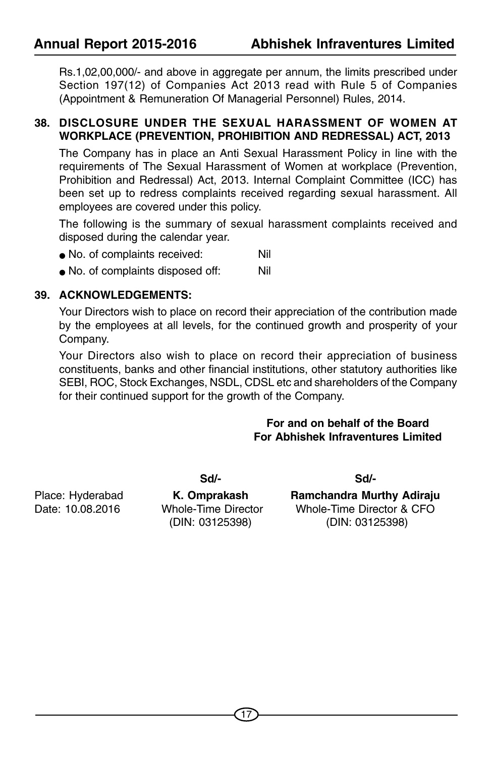Rs.1,02,00,000/- and above in aggregate per annum, the limits prescribed under Section 197(12) of Companies Act 2013 read with Rule 5 of Companies (Appointment & Remuneration Of Managerial Personnel) Rules, 2014.

**38. DISCLOSURE UNDER THE SEXUAL HARASSMENT OF WOMEN AT WORKPLACE (PREVENTION, PROHIBITION AND REDRESSAL) ACT, 2013**

The Company has in place an Anti Sexual Harassment Policy in line with the requirements of The Sexual Harassment of Women at workplace (Prevention, Prohibition and Redressal) Act, 2013. Internal Complaint Committee (ICC) has been set up to redress complaints received regarding sexual harassment. All employees are covered under this policy.

The following is the summary of sexual harassment complaints received and disposed during the calendar year.

- No. of complaints received: Nil
- No. of complaints disposed off: Nil

**39. ACKNOWLEDGEMENTS:**

Your Directors wish to place on record their appreciation of the contribution made by the employees at all levels, for the continued growth and prosperity of your Company.

Your Directors also wish to place on record their appreciation of business constituents, banks and other financial institutions, other statutory authorities like SEBI, ROC, Stock Exchanges, NSDL, CDSL etc and shareholders of the Company for their continued support for the growth of the Company.

**For and on behalf of the Board**
**For Abhishek Infraventures Limited**

| | Sd/- | Sd/- |
|---|---|---|
| Place: Hyderabad | **K. Omprakash** | **Ramchandra Murthy Adiraju** |
| Date: 10.08.2016 | Whole-Time Director | Whole-Time Director & CFO |
| | (DIN: 03125398) | (DIN: 03125398) |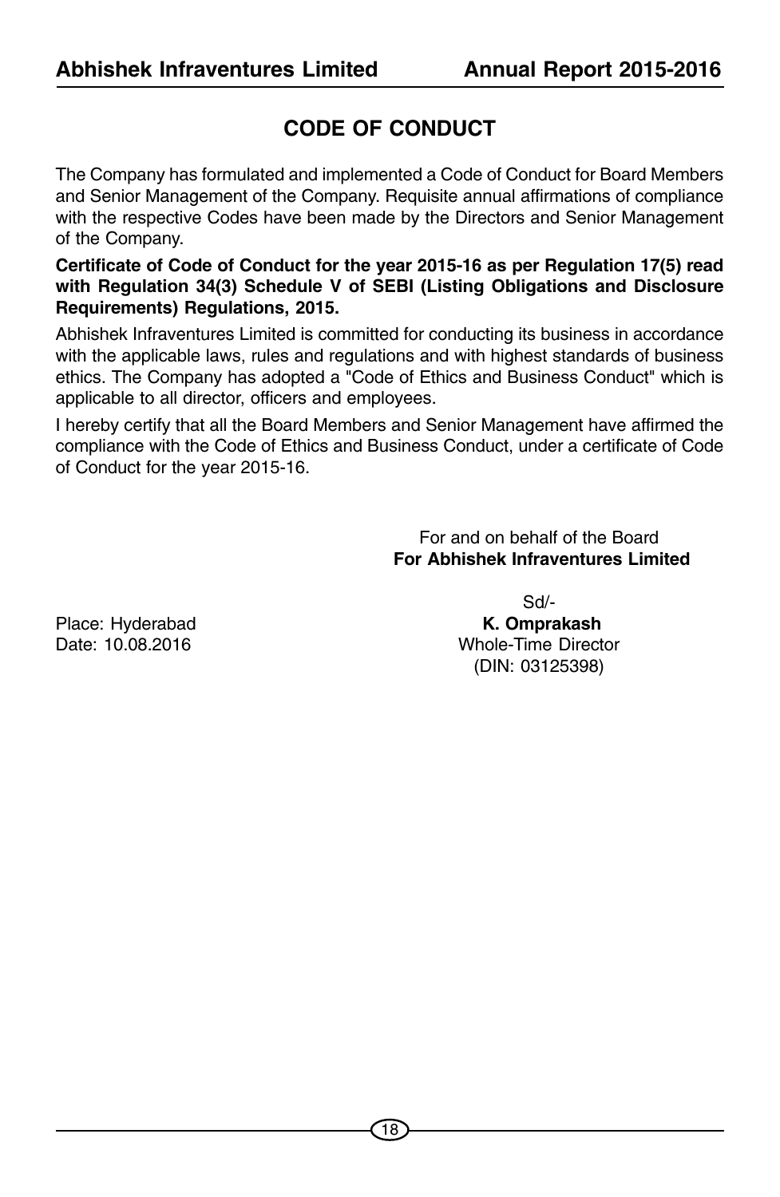# CODE OF CONDUCT

The Company has formulated and implemented a Code of Conduct for Board Members and Senior Management of the Company. Requisite annual affirmations of compliance with the respective Codes have been made by the Directors and Senior Management of the Company.

**Certificate of Code of Conduct for the year 2015-16 as per Regulation 17(5) read with Regulation 34(3) Schedule V of SEBI (Listing Obligations and Disclosure Requirements) Regulations, 2015.**

Abhishek Infraventures Limited is committed for conducting its business in accordance with the applicable laws, rules and regulations and with highest standards of business ethics. The Company has adopted a "Code of Ethics and Business Conduct" which is applicable to all director, officers and employees.

I hereby certify that all the Board Members and Senior Management have affirmed the compliance with the Code of Ethics and Business Conduct, under a certificate of Code of Conduct for the year 2015-16.

For and on behalf of the Board
**For Abhishek Infraventures Limited**

Sd/-
**K. Omprakash**
Whole-Time Director
(DIN: 03125398)

Place: Hyderabad
Date: 10.08.2016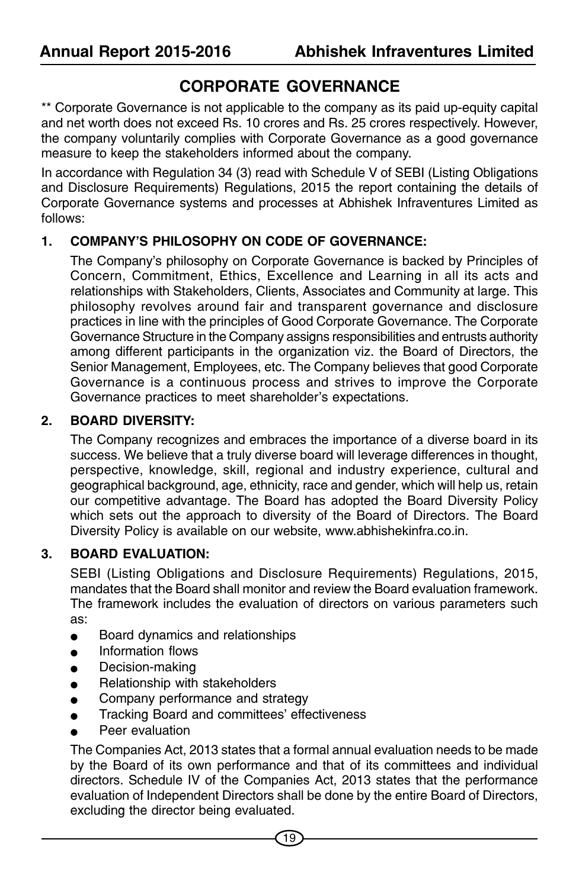# CORPORATE GOVERNANCE

** Corporate Governance is not applicable to the company as its paid up-equity capital and net worth does not exceed Rs. 10 crores and Rs. 25 crores respectively. However, the company voluntarily complies with Corporate Governance as a good governance measure to keep the stakeholders informed about the company.

In accordance with Regulation 34 (3) read with Schedule V of SEBI (Listing Obligations and Disclosure Requirements) Regulations, 2015 the report containing the details of Corporate Governance systems and processes at Abhishek Infraventures Limited as follows:

## 1. COMPANY'S PHILOSOPHY ON CODE OF GOVERNANCE:

The Company's philosophy on Corporate Governance is backed by Principles of Concern, Commitment, Ethics, Excellence and Learning in all its acts and relationships with Stakeholders, Clients, Associates and Community at large. This philosophy revolves around fair and transparent governance and disclosure practices in line with the principles of Good Corporate Governance. The Corporate Governance Structure in the Company assigns responsibilities and entrusts authority among different participants in the organization viz. the Board of Directors, the Senior Management, Employees, etc. The Company believes that good Corporate Governance is a continuous process and strives to improve the Corporate Governance practices to meet shareholder's expectations.

## 2. BOARD DIVERSITY:

The Company recognizes and embraces the importance of a diverse board in its success. We believe that a truly diverse board will leverage differences in thought, perspective, knowledge, skill, regional and industry experience, cultural and geographical background, age, ethnicity, race and gender, which will help us, retain our competitive advantage. The Board has adopted the Board Diversity Policy which sets out the approach to diversity of the Board of Directors. The Board Diversity Policy is available on our website, www.abhishekinfra.co.in.

## 3. BOARD EVALUATION:

SEBI (Listing Obligations and Disclosure Requirements) Regulations, 2015, mandates that the Board shall monitor and review the Board evaluation framework. The framework includes the evaluation of directors on various parameters such as:

- Board dynamics and relationships
- Information flows
- Decision-making
- Relationship with stakeholders
- Company performance and strategy
- Tracking Board and committees' effectiveness
- Peer evaluation

The Companies Act, 2013 states that a formal annual evaluation needs to be made by the Board of its own performance and that of its committees and individual directors. Schedule IV of the Companies Act, 2013 states that the performance evaluation of Independent Directors shall be done by the entire Board of Directors, excluding the director being evaluated.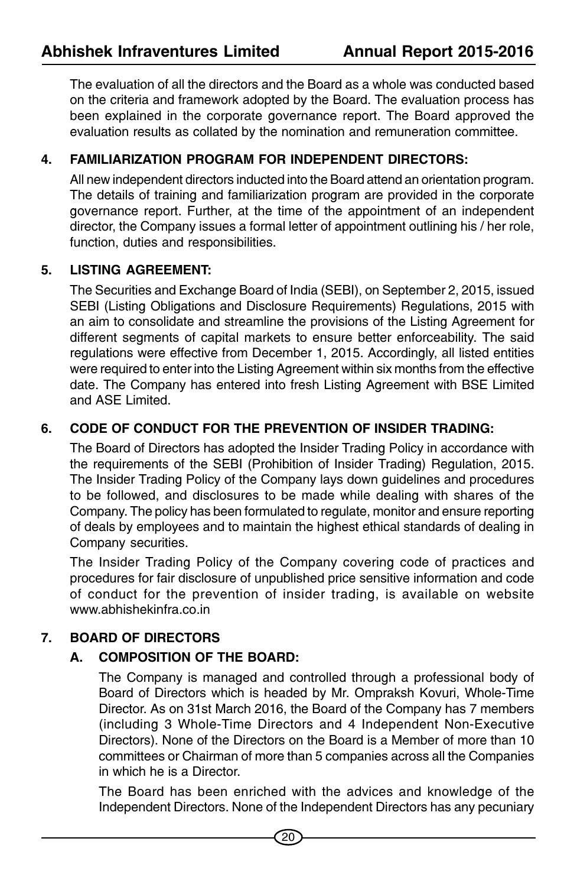The evaluation of all the directors and the Board as a whole was conducted based on the criteria and framework adopted by the Board. The evaluation process has been explained in the corporate governance report. The Board approved the evaluation results as collated by the nomination and remuneration committee.

## 4. FAMILIARIZATION PROGRAM FOR INDEPENDENT DIRECTORS:

All new independent directors inducted into the Board attend an orientation program. The details of training and familiarization program are provided in the corporate governance report. Further, at the time of the appointment of an independent director, the Company issues a formal letter of appointment outlining his / her role, function, duties and responsibilities.

## 5. LISTING AGREEMENT:

The Securities and Exchange Board of India (SEBI), on September 2, 2015, issued SEBI (Listing Obligations and Disclosure Requirements) Regulations, 2015 with an aim to consolidate and streamline the provisions of the Listing Agreement for different segments of capital markets to ensure better enforceability. The said regulations were effective from December 1, 2015. Accordingly, all listed entities were required to enter into the Listing Agreement within six months from the effective date. The Company has entered into fresh Listing Agreement with BSE Limited and ASE Limited.

## 6. CODE OF CONDUCT FOR THE PREVENTION OF INSIDER TRADING:

The Board of Directors has adopted the Insider Trading Policy in accordance with the requirements of the SEBI (Prohibition of Insider Trading) Regulation, 2015. The Insider Trading Policy of the Company lays down guidelines and procedures to be followed, and disclosures to be made while dealing with shares of the Company. The policy has been formulated to regulate, monitor and ensure reporting of deals by employees and to maintain the highest ethical standards of dealing in Company securities.

The Insider Trading Policy of the Company covering code of practices and procedures for fair disclosure of unpublished price sensitive information and code of conduct for the prevention of insider trading, is available on website www.abhishekinfra.co.in

## 7. BOARD OF DIRECTORS

### A. COMPOSITION OF THE BOARD:

The Company is managed and controlled through a professional body of Board of Directors which is headed by Mr. Ompraksh Kovuri, Whole-Time Director. As on 31st March 2016, the Board of the Company has 7 members (including 3 Whole-Time Directors and 4 Independent Non-Executive Directors). None of the Directors on the Board is a Member of more than 10 committees or Chairman of more than 5 companies across all the Companies in which he is a Director.

The Board has been enriched with the advices and knowledge of the Independent Directors. None of the Independent Directors has any pecuniary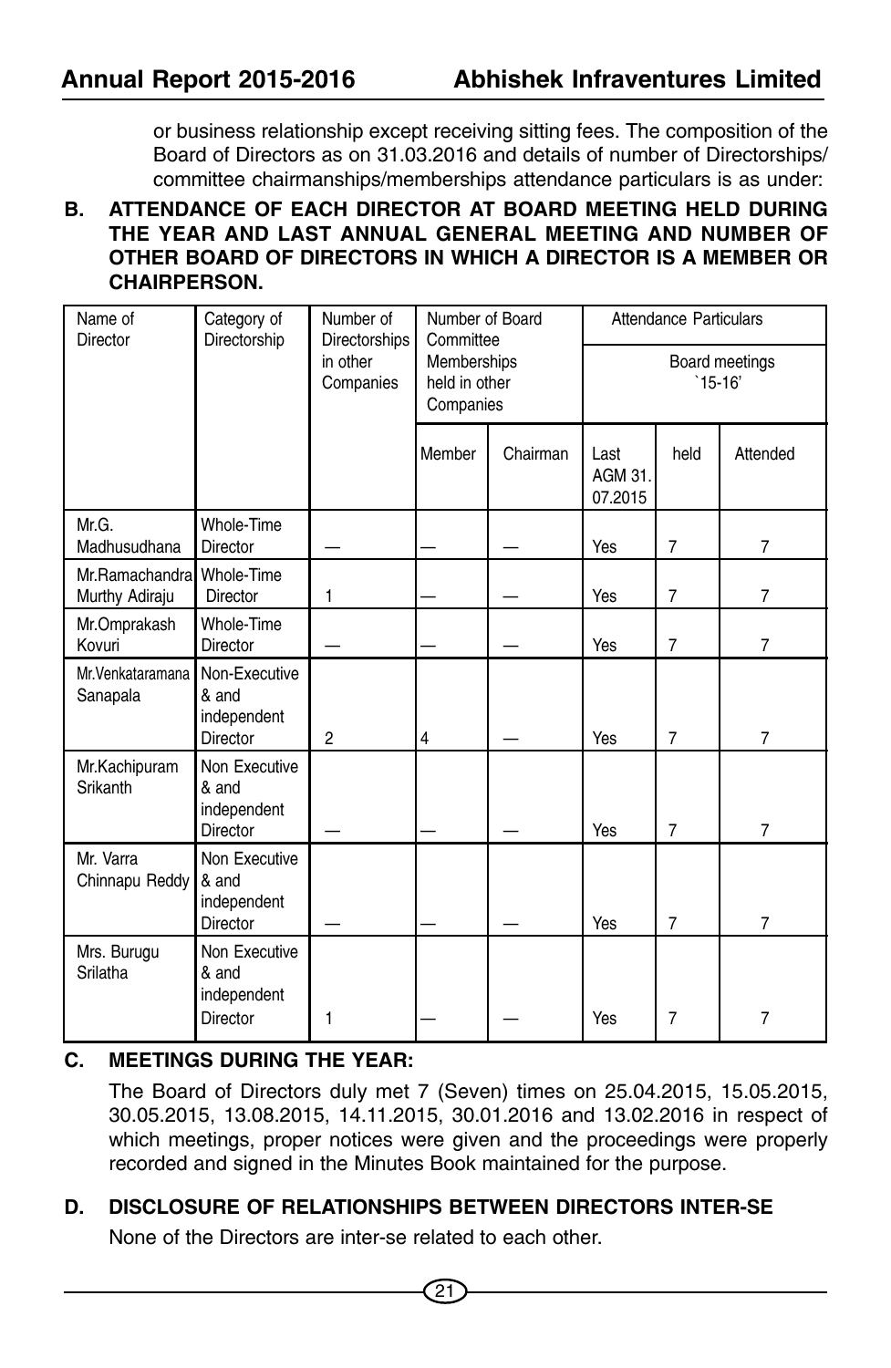or business relationship except receiving sitting fees. The composition of the Board of Directors as on 31.03.2016 and details of number of Directorships/ committee chairmanships/memberships attendance particulars is as under:

**B. ATTENDANCE OF EACH DIRECTOR AT BOARD MEETING HELD DURING THE YEAR AND LAST ANNUAL GENERAL MEETING AND NUMBER OF OTHER BOARD OF DIRECTORS IN WHICH A DIRECTOR IS A MEMBER OR CHAIRPERSON.**

| Name of Director | Category of Directorship | Number of Directorships in other Companies | Number of Board Committee Memberships held in other Companies | | Attendance Particulars | | |
|---|---|---|---|---|---|---|---|
| | | | | | Board meetings `15-16' | | |
| | | | Member | Chairman | Last AGM 31.07.2015 | held | Attended |
| Mr.G. Madhusudhana | Whole-Time Director | — | — | — | Yes | 7 | 7 |
| Mr.Ramachandra Murthy Adiraju | Whole-Time Director | 1 | — | — | Yes | 7 | 7 |
| Mr.Omprakash Kovuri | Whole-Time Director | — | — | — | Yes | 7 | 7 |
| Mr.Venkataramana Sanapala | Non-Executive & and independent Director | 2 | 4 | — | Yes | 7 | 7 |
| Mr.Kachipuram Srikanth | Non Executive & and independent Director | — | — | — | Yes | 7 | 7 |
| Mr. Varra Chinnapu Reddy | Non Executive & and independent Director | — | — | — | Yes | 7 | 7 |
| Mrs. Burugu Srilatha | Non Executive & and independent Director | 1 | — | — | Yes | 7 | 7 |

**C. MEETINGS DURING THE YEAR:**

The Board of Directors duly met 7 (Seven) times on 25.04.2015, 15.05.2015, 30.05.2015, 13.08.2015, 14.11.2015, 30.01.2016 and 13.02.2016 in respect of which meetings, proper notices were given and the proceedings were properly recorded and signed in the Minutes Book maintained for the purpose.

**D. DISCLOSURE OF RELATIONSHIPS BETWEEN DIRECTORS INTER-SE**

None of the Directors are inter-se related to each other.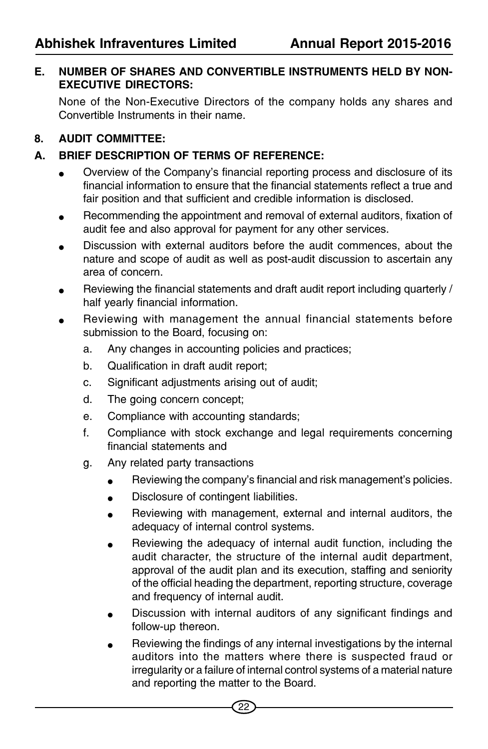### E. NUMBER OF SHARES AND CONVERTIBLE INSTRUMENTS HELD BY NON-EXECUTIVE DIRECTORS:

None of the Non-Executive Directors of the company holds any shares and Convertible Instruments in their name.

## 8. AUDIT COMMITTEE:

### A. BRIEF DESCRIPTION OF TERMS OF REFERENCE:

- Overview of the Company's financial reporting process and disclosure of its financial information to ensure that the financial statements reflect a true and fair position and that sufficient and credible information is disclosed.
- Recommending the appointment and removal of external auditors, fixation of audit fee and also approval for payment for any other services.
- Discussion with external auditors before the audit commences, about the nature and scope of audit as well as post-audit discussion to ascertain any area of concern.
- Reviewing the financial statements and draft audit report including quarterly / half yearly financial information.
- Reviewing with management the annual financial statements before submission to the Board, focusing on:
  a. Any changes in accounting policies and practices;
  b. Qualification in draft audit report;
  c. Significant adjustments arising out of audit;
  d. The going concern concept;
  e. Compliance with accounting standards;
  f. Compliance with stock exchange and legal requirements concerning financial statements and
  g. Any related party transactions
     - Reviewing the company's financial and risk management's policies.
     - Disclosure of contingent liabilities.
     - Reviewing with management, external and internal auditors, the adequacy of internal control systems.
     - Reviewing the adequacy of internal audit function, including the audit character, the structure of the internal audit department, approval of the audit plan and its execution, staffing and seniority of the official heading the department, reporting structure, coverage and frequency of internal audit.
     - Discussion with internal auditors of any significant findings and follow-up thereon.
     - Reviewing the findings of any internal investigations by the internal auditors into the matters where there is suspected fraud or irregularity or a failure of internal control systems of a material nature and reporting the matter to the Board.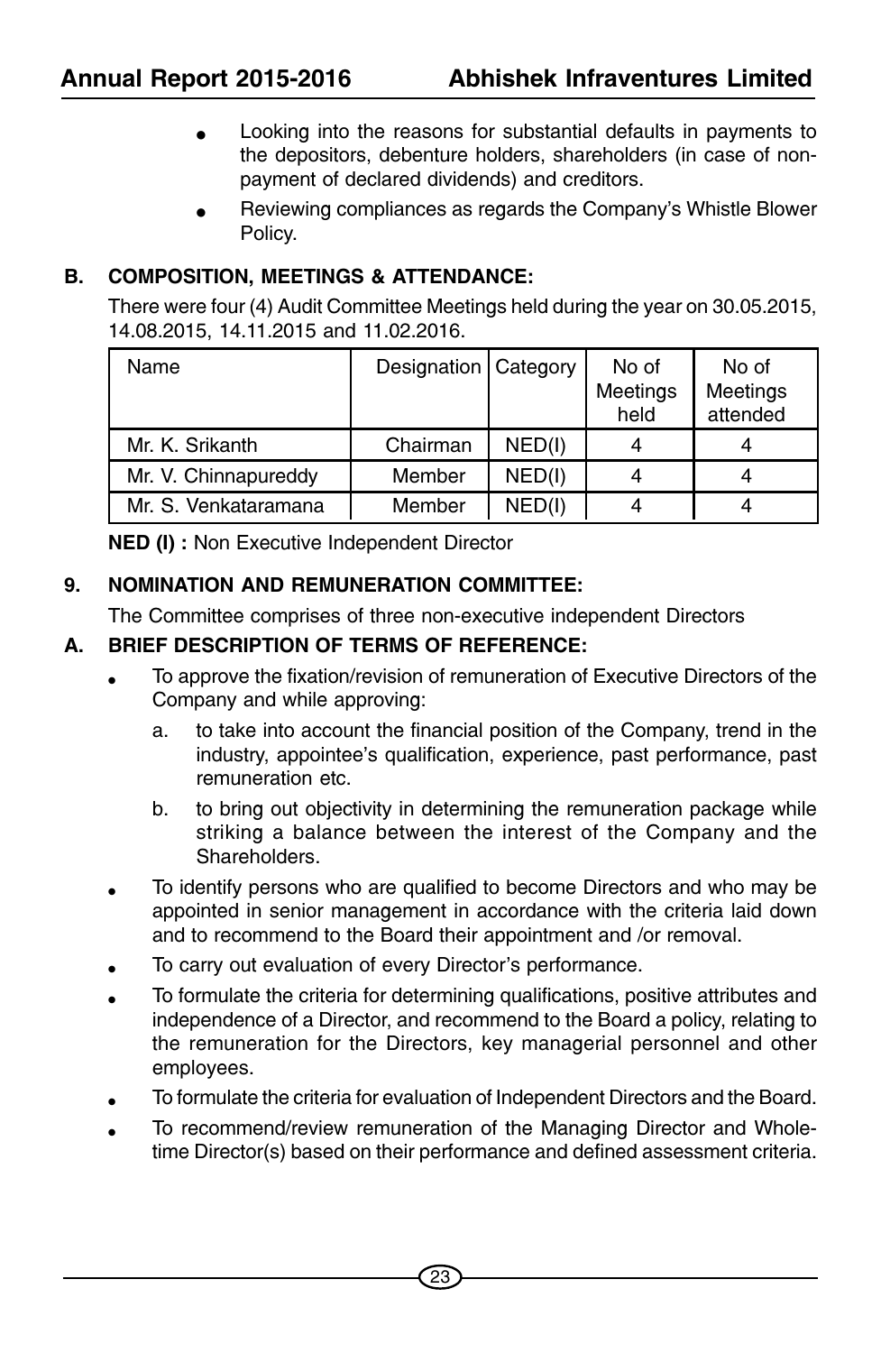- Looking into the reasons for substantial defaults in payments to the depositors, debenture holders, shareholders (in case of non-payment of declared dividends) and creditors.
- Reviewing compliances as regards the Company's Whistle Blower Policy.

### B. COMPOSITION, MEETINGS & ATTENDANCE:

There were four (4) Audit Committee Meetings held during the year on 30.05.2015, 14.08.2015, 14.11.2015 and 11.02.2016.

| Name | Designation | Category | No of Meetings held | No of Meetings attended |
|---|---|---|---|---|
| Mr. K. Srikanth | Chairman | NED(I) | 4 | 4 |
| Mr. V. Chinnapureddy | Member | NED(I) | 4 | 4 |
| Mr. S. Venkataramana | Member | NED(I) | 4 | 4 |

**NED (I) :** Non Executive Independent Director

## 9. NOMINATION AND REMUNERATION COMMITTEE:

The Committee comprises of three non-executive independent Directors

### A. BRIEF DESCRIPTION OF TERMS OF REFERENCE:

- To approve the fixation/revision of remuneration of Executive Directors of the Company and while approving:
  a. to take into account the financial position of the Company, trend in the industry, appointee's qualification, experience, past performance, past remuneration etc.
  b. to bring out objectivity in determining the remuneration package while striking a balance between the interest of the Company and the Shareholders.
- To identify persons who are qualified to become Directors and who may be appointed in senior management in accordance with the criteria laid down and to recommend to the Board their appointment and /or removal.
- To carry out evaluation of every Director's performance.
- To formulate the criteria for determining qualifications, positive attributes and independence of a Director, and recommend to the Board a policy, relating to the remuneration for the Directors, key managerial personnel and other employees.
- To formulate the criteria for evaluation of Independent Directors and the Board.
- To recommend/review remuneration of the Managing Director and Whole-time Director(s) based on their performance and defined assessment criteria.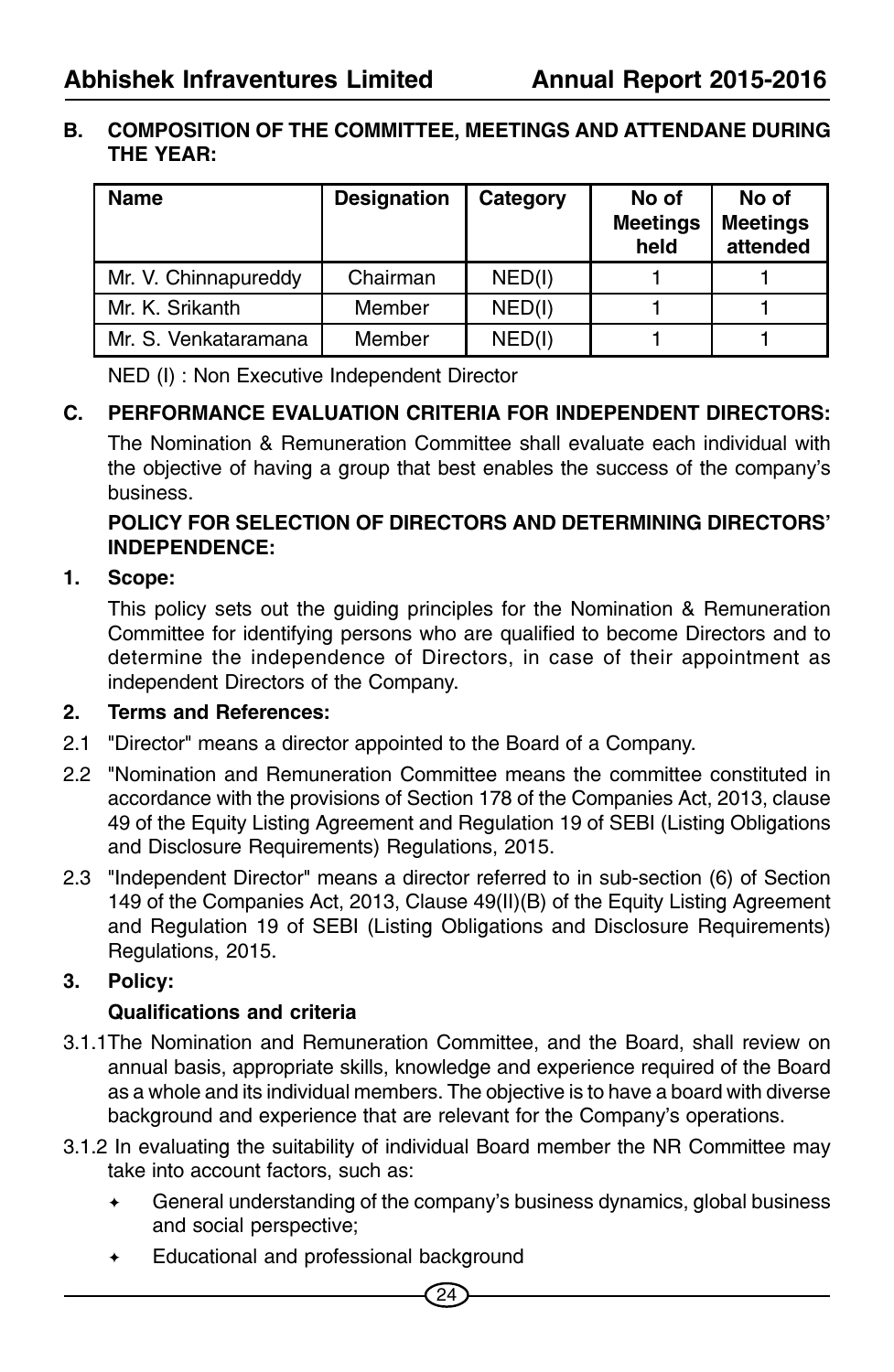## B. COMPOSITION OF THE COMMITTEE, MEETINGS AND ATTENDANE DURING THE YEAR:

| Name | Designation | Category | No of Meetings held | No of Meetings attended |
|---|---|---|---|---|
| Mr. V. Chinnapureddy | Chairman | NED(I) | 1 | 1 |
| Mr. K. Srikanth | Member | NED(I) | 1 | 1 |
| Mr. S. Venkataramana | Member | NED(I) | 1 | 1 |

NED (I) : Non Executive Independent Director

## C. PERFORMANCE EVALUATION CRITERIA FOR INDEPENDENT DIRECTORS:

The Nomination & Remuneration Committee shall evaluate each individual with the objective of having a group that best enables the success of the company's business.

**POLICY FOR SELECTION OF DIRECTORS AND DETERMINING DIRECTORS' INDEPENDENCE:**

**1. Scope:**

This policy sets out the guiding principles for the Nomination & Remuneration Committee for identifying persons who are qualified to become Directors and to determine the independence of Directors, in case of their appointment as independent Directors of the Company.

**2. Terms and References:**

2.1 "Director" means a director appointed to the Board of a Company.

2.2 "Nomination and Remuneration Committee means the committee constituted in accordance with the provisions of Section 178 of the Companies Act, 2013, clause 49 of the Equity Listing Agreement and Regulation 19 of SEBI (Listing Obligations and Disclosure Requirements) Regulations, 2015.

2.3 "Independent Director" means a director referred to in sub-section (6) of Section 149 of the Companies Act, 2013, Clause 49(II)(B) of the Equity Listing Agreement and Regulation 19 of SEBI (Listing Obligations and Disclosure Requirements) Regulations, 2015.

**3. Policy:**

**Qualifications and criteria**

3.1.1 The Nomination and Remuneration Committee, and the Board, shall review on annual basis, appropriate skills, knowledge and experience required of the Board as a whole and its individual members. The objective is to have a board with diverse background and experience that are relevant for the Company's operations.

3.1.2 In evaluating the suitability of individual Board member the NR Committee may take into account factors, such as:

- General understanding of the company's business dynamics, global business and social perspective;
- Educational and professional background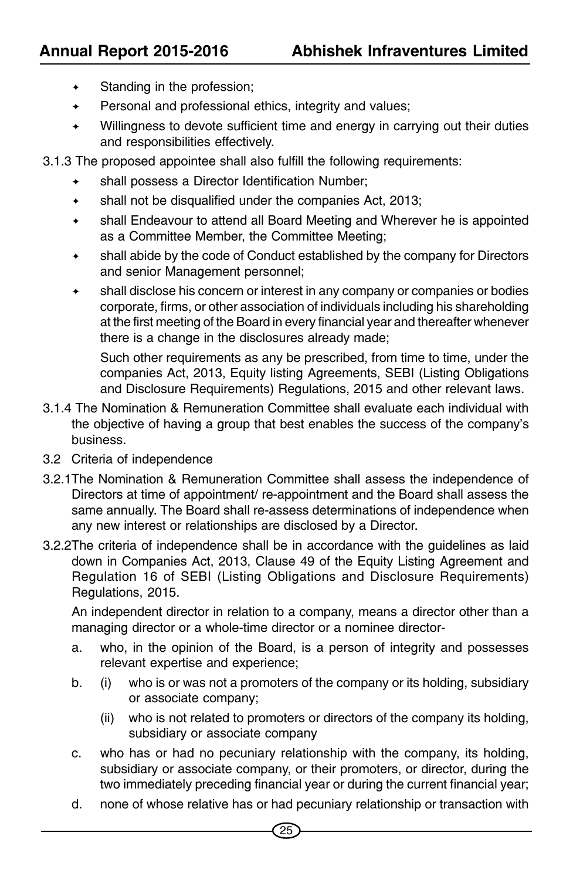- Standing in the profession;
- Personal and professional ethics, integrity and values;
- Willingness to devote sufficient time and energy in carrying out their duties and responsibilities effectively.

3.1.3 The proposed appointee shall also fulfill the following requirements:

- shall possess a Director Identification Number;
- shall not be disqualified under the companies Act, 2013;
- shall Endeavour to attend all Board Meeting and Wherever he is appointed as a Committee Member, the Committee Meeting;
- shall abide by the code of Conduct established by the company for Directors and senior Management personnel;
- shall disclose his concern or interest in any company or companies or bodies corporate, firms, or other association of individuals including his shareholding at the first meeting of the Board in every financial year and thereafter whenever there is a change in the disclosures already made;

  Such other requirements as any be prescribed, from time to time, under the companies Act, 2013, Equity listing Agreements, SEBI (Listing Obligations and Disclosure Requirements) Regulations, 2015 and other relevant laws.

3.1.4 The Nomination & Remuneration Committee shall evaluate each individual with the objective of having a group that best enables the success of the company's business.

3.2 Criteria of independence

3.2.1The Nomination & Remuneration Committee shall assess the independence of Directors at time of appointment/ re-appointment and the Board shall assess the same annually. The Board shall re-assess determinations of independence when any new interest or relationships are disclosed by a Director.

3.2.2The criteria of independence shall be in accordance with the guidelines as laid down in Companies Act, 2013, Clause 49 of the Equity Listing Agreement and Regulation 16 of SEBI (Listing Obligations and Disclosure Requirements) Regulations, 2015.

An independent director in relation to a company, means a director other than a managing director or a whole-time director or a nominee director-

a. who, in the opinion of the Board, is a person of integrity and possesses relevant expertise and experience;

b. (i) who is or was not a promoters of the company or its holding, subsidiary or associate company;

   (ii) who is not related to promoters or directors of the company its holding, subsidiary or associate company

c. who has or had no pecuniary relationship with the company, its holding, subsidiary or associate company, or their promoters, or director, during the two immediately preceding financial year or during the current financial year;

d. none of whose relative has or had pecuniary relationship or transaction with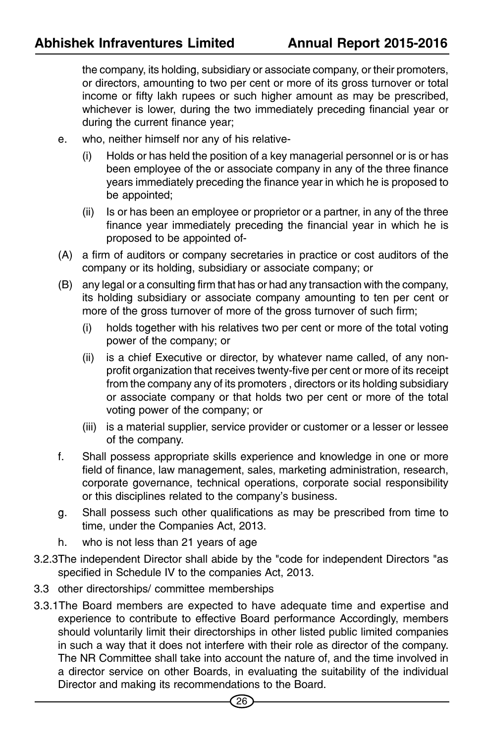the company, its holding, subsidiary or associate company, or their promoters, or directors, amounting to two per cent or more of its gross turnover or total income or fifty lakh rupees or such higher amount as may be prescribed, whichever is lower, during the two immediately preceding financial year or during the current finance year;

e. who, neither himself nor any of his relative-

   (i) Holds or has held the position of a key managerial personnel or is or has been employee of the or associate company in any of the three finance years immediately preceding the finance year in which he is proposed to be appointed;

   (ii) Is or has been an employee or proprietor or a partner, in any of the three finance year immediately preceding the financial year in which he is proposed to be appointed of-

(A) a firm of auditors or company secretaries in practice or cost auditors of the company or its holding, subsidiary or associate company; or

(B) any legal or a consulting firm that has or had any transaction with the company, its holding subsidiary or associate company amounting to ten per cent or more of the gross turnover of more of the gross turnover of such firm;

   (i) holds together with his relatives two per cent or more of the total voting power of the company; or

   (ii) is a chief Executive or director, by whatever name called, of any non-profit organization that receives twenty-five per cent or more of its receipt from the company any of its promoters , directors or its holding subsidiary or associate company or that holds two per cent or more of the total voting power of the company; or

   (iii) is a material supplier, service provider or customer or a lesser or lessee of the company.

f. Shall possess appropriate skills experience and knowledge in one or more field of finance, law management, sales, marketing administration, research, corporate governance, technical operations, corporate social responsibility or this disciplines related to the company's business.

g. Shall possess such other qualifications as may be prescribed from time to time, under the Companies Act, 2013.

h. who is not less than 21 years of age

3.2.3 The independent Director shall abide by the "code for independent Directors "as specified in Schedule IV to the companies Act, 2013.

3.3 other directorships/ committee memberships

3.3.1 The Board members are expected to have adequate time and expertise and experience to contribute to effective Board performance Accordingly, members should voluntarily limit their directorships in other listed public limited companies in such a way that it does not interfere with their role as director of the company. The NR Committee shall take into account the nature of, and the time involved in a director service on other Boards, in evaluating the suitability of the individual Director and making its recommendations to the Board.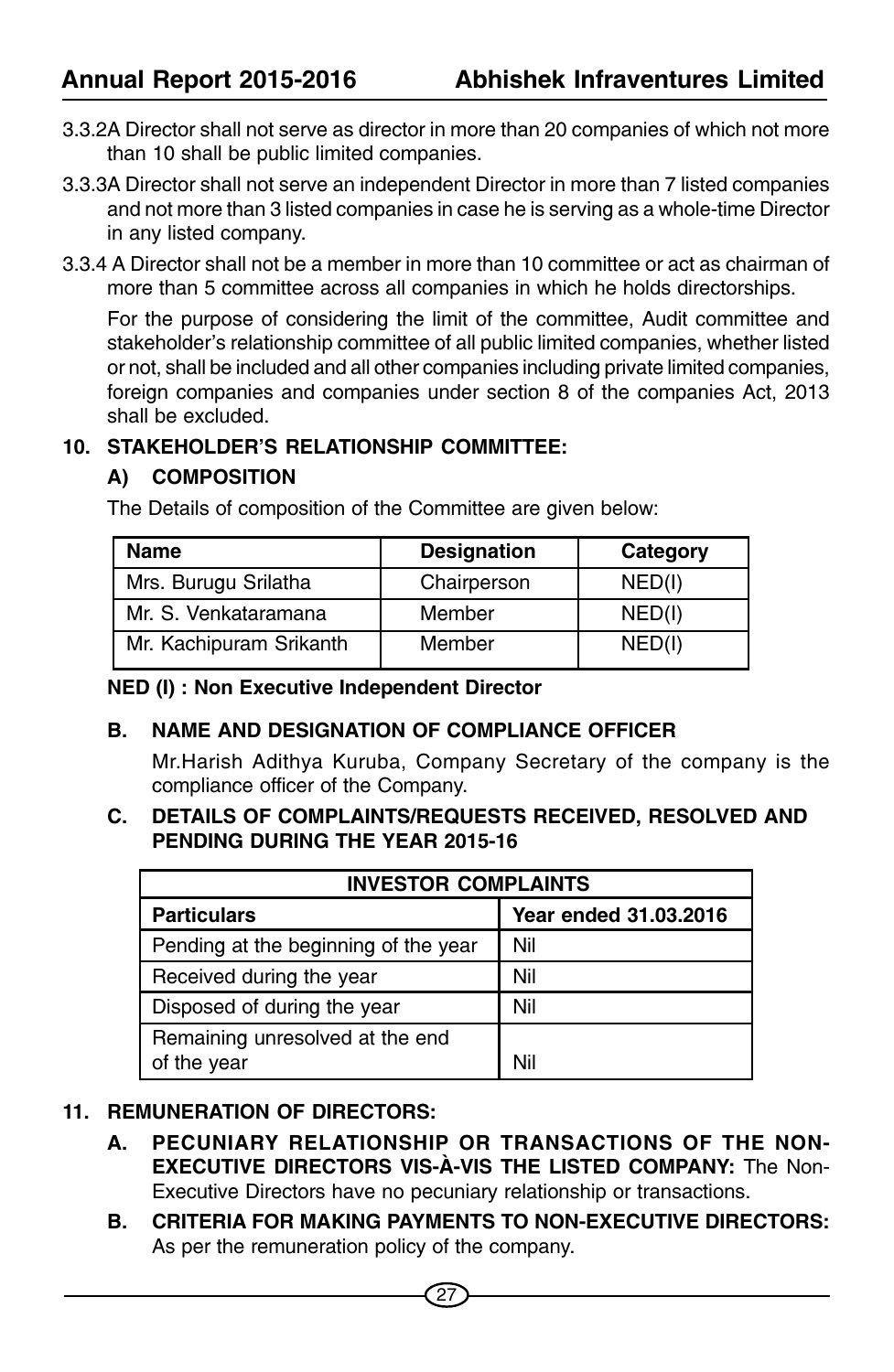3.3.2A Director shall not serve as director in more than 20 companies of which not more than 10 shall be public limited companies.

3.3.3A Director shall not serve an independent Director in more than 7 listed companies and not more than 3 listed companies in case he is serving as a whole-time Director in any listed company.

3.3.4 A Director shall not be a member in more than 10 committee or act as chairman of more than 5 committee across all companies in which he holds directorships.

For the purpose of considering the limit of the committee, Audit committee and stakeholder's relationship committee of all public limited companies, whether listed or not, shall be included and all other companies including private limited companies, foreign companies and companies under section 8 of the companies Act, 2013 shall be excluded.

## 10. STAKEHOLDER'S RELATIONSHIP COMMITTEE:

### A) COMPOSITION

The Details of composition of the Committee are given below:

| Name | Designation | Category |
|---|---|---|
| Mrs. Burugu Srilatha | Chairperson | NED(I) |
| Mr. S. Venkataramana | Member | NED(I) |
| Mr. Kachipuram Srikanth | Member | NED(I) |

**NED (I) : Non Executive Independent Director**

### B. NAME AND DESIGNATION OF COMPLIANCE OFFICER

Mr.Harish Adithya Kuruba, Company Secretary of the company is the compliance officer of the Company.

### C. DETAILS OF COMPLAINTS/REQUESTS RECEIVED, RESOLVED AND PENDING DURING THE YEAR 2015-16

| INVESTOR COMPLAINTS | |
|---|---|
| **Particulars** | **Year ended 31.03.2016** |
| Pending at the beginning of the year | Nil |
| Received during the year | Nil |
| Disposed of during the year | Nil |
| Remaining unresolved at the end of the year | Nil |

## 11. REMUNERATION OF DIRECTORS:

**A. PECUNIARY RELATIONSHIP OR TRANSACTIONS OF THE NON-EXECUTIVE DIRECTORS VIS-À-VIS THE LISTED COMPANY:** The Non-Executive Directors have no pecuniary relationship or transactions.

**B. CRITERIA FOR MAKING PAYMENTS TO NON-EXECUTIVE DIRECTORS:** As per the remuneration policy of the company.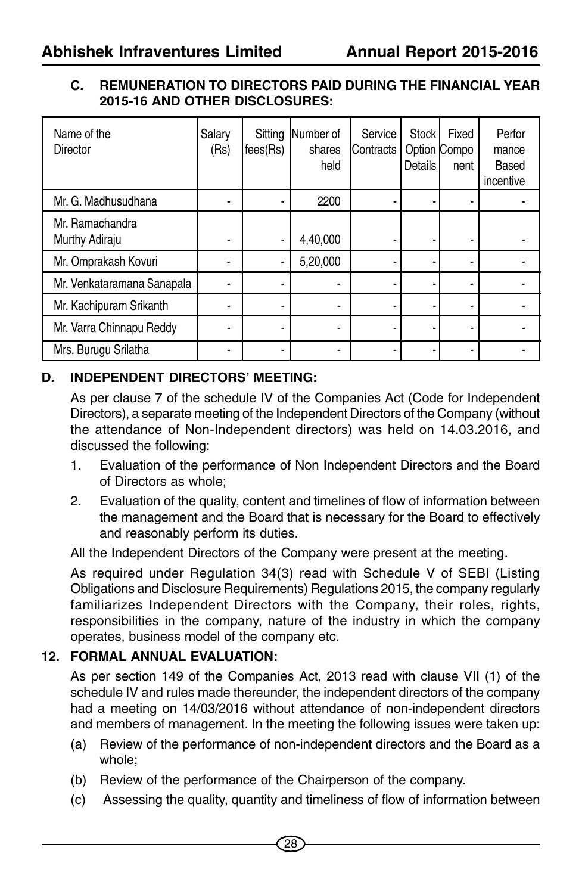### C. REMUNERATION TO DIRECTORS PAID DURING THE FINANCIAL YEAR 2015-16 AND OTHER DISCLOSURES:

| Name of the Director | Salary (Rs) | Sitting fees(Rs) | Number of shares held | Service Contracts | Stock Option Details | Fixed Component | Performance Based incentive |
|---|---|---|---|---|---|---|---|
| Mr. G. Madhusudhana | - | - | 2200 | - | - | - | - |
| Mr. Ramachandra Murthy Adiraju | - | - | 4,40,000 | - | - | - | - |
| Mr. Omprakash Kovuri | - | - | 5,20,000 | - | - | - | - |
| Mr. Venkataramana Sanapala | - | - | - | - | - | - | - |
| Mr. Kachipuram Srikanth | - | - | - | - | - | - | - |
| Mr. Varra Chinnapu Reddy | - | - | - | - | - | - | - |
| Mrs. Burugu Srilatha | - | - | - | - | - | - | - |

### D. INDEPENDENT DIRECTORS' MEETING:

As per clause 7 of the schedule IV of the Companies Act (Code for Independent Directors), a separate meeting of the Independent Directors of the Company (without the attendance of Non-Independent directors) was held on 14.03.2016, and discussed the following:

1. Evaluation of the performance of Non Independent Directors and the Board of Directors as whole;
2. Evaluation of the quality, content and timelines of flow of information between the management and the Board that is necessary for the Board to effectively and reasonably perform its duties.

All the Independent Directors of the Company were present at the meeting.

As required under Regulation 34(3) read with Schedule V of SEBI (Listing Obligations and Disclosure Requirements) Regulations 2015, the company regularly familiarizes Independent Directors with the Company, their roles, rights, responsibilities in the company, nature of the industry in which the company operates, business model of the company etc.

### 12. FORMAL ANNUAL EVALUATION:

As per section 149 of the Companies Act, 2013 read with clause VII (1) of the schedule IV and rules made thereunder, the independent directors of the company had a meeting on 14/03/2016 without attendance of non-independent directors and members of management. In the meeting the following issues were taken up:

(a) Review of the performance of non-independent directors and the Board as a whole;

(b) Review of the performance of the Chairperson of the company.

(c) Assessing the quality, quantity and timeliness of flow of information between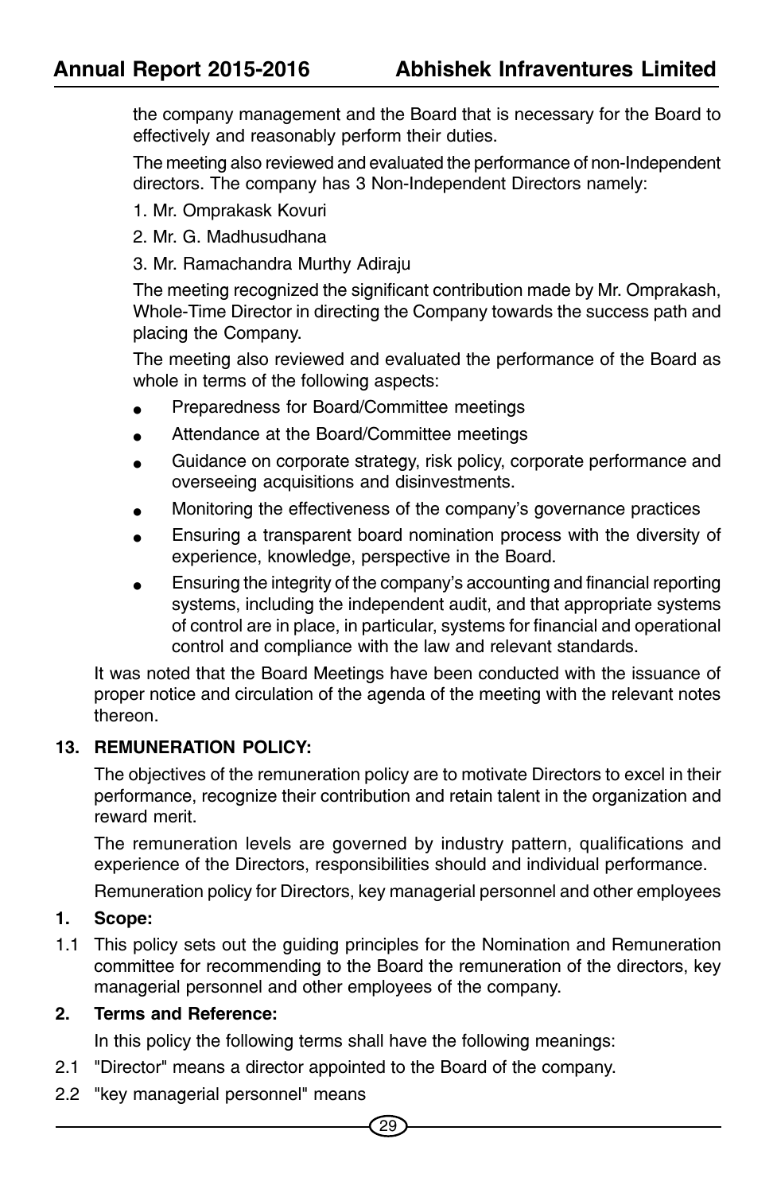the company management and the Board that is necessary for the Board to effectively and reasonably perform their duties.

The meeting also reviewed and evaluated the performance of non-Independent directors. The company has 3 Non-Independent Directors namely:

1. Mr. Omprakask Kovuri
2. Mr. G. Madhusudhana
3. Mr. Ramachandra Murthy Adiraju

The meeting recognized the significant contribution made by Mr. Omprakash, Whole-Time Director in directing the Company towards the success path and placing the Company.

The meeting also reviewed and evaluated the performance of the Board as whole in terms of the following aspects:

- Preparedness for Board/Committee meetings
- Attendance at the Board/Committee meetings
- Guidance on corporate strategy, risk policy, corporate performance and overseeing acquisitions and disinvestments.
- Monitoring the effectiveness of the company's governance practices
- Ensuring a transparent board nomination process with the diversity of experience, knowledge, perspective in the Board.
- Ensuring the integrity of the company's accounting and financial reporting systems, including the independent audit, and that appropriate systems of control are in place, in particular, systems for financial and operational control and compliance with the law and relevant standards.

It was noted that the Board Meetings have been conducted with the issuance of proper notice and circulation of the agenda of the meeting with the relevant notes thereon.

**13. REMUNERATION POLICY:**

The objectives of the remuneration policy are to motivate Directors to excel in their performance, recognize their contribution and retain talent in the organization and reward merit.

The remuneration levels are governed by industry pattern, qualifications and experience of the Directors, responsibilities should and individual performance.

Remuneration policy for Directors, key managerial personnel and other employees

**1. Scope:**

1.1 This policy sets out the guiding principles for the Nomination and Remuneration committee for recommending to the Board the remuneration of the directors, key managerial personnel and other employees of the company.

**2. Terms and Reference:**

In this policy the following terms shall have the following meanings:

2.1 "Director" means a director appointed to the Board of the company.

2.2 "key managerial personnel" means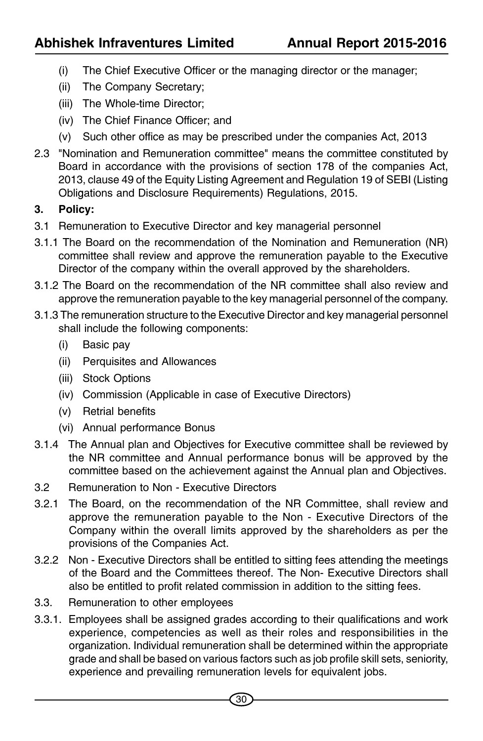(i) The Chief Executive Officer or the managing director or the manager;

(ii) The Company Secretary;

(iii) The Whole-time Director;

(iv) The Chief Finance Officer; and

(v) Such other office as may be prescribed under the companies Act, 2013

2.3 "Nomination and Remuneration committee" means the committee constituted by Board in accordance with the provisions of section 178 of the companies Act, 2013, clause 49 of the Equity Listing Agreement and Regulation 19 of SEBI (Listing Obligations and Disclosure Requirements) Regulations, 2015.

**3. Policy:**

3.1 Remuneration to Executive Director and key managerial personnel

3.1.1 The Board on the recommendation of the Nomination and Remuneration (NR) committee shall review and approve the remuneration payable to the Executive Director of the company within the overall approved by the shareholders.

3.1.2 The Board on the recommendation of the NR committee shall also review and approve the remuneration payable to the key managerial personnel of the company.

3.1.3 The remuneration structure to the Executive Director and key managerial personnel shall include the following components:

(i) Basic pay

(ii) Perquisites and Allowances

(iii) Stock Options

(iv) Commission (Applicable in case of Executive Directors)

(v) Retrial benefits

(vi) Annual performance Bonus

3.1.4 The Annual plan and Objectives for Executive committee shall be reviewed by the NR committee and Annual performance bonus will be approved by the committee based on the achievement against the Annual plan and Objectives.

3.2 Remuneration to Non - Executive Directors

3.2.1 The Board, on the recommendation of the NR Committee, shall review and approve the remuneration payable to the Non - Executive Directors of the Company within the overall limits approved by the shareholders as per the provisions of the Companies Act.

3.2.2 Non - Executive Directors shall be entitled to sitting fees attending the meetings of the Board and the Committees thereof. The Non- Executive Directors shall also be entitled to profit related commission in addition to the sitting fees.

3.3. Remuneration to other employees

3.3.1. Employees shall be assigned grades according to their qualifications and work experience, competencies as well as their roles and responsibilities in the organization. Individual remuneration shall be determined within the appropriate grade and shall be based on various factors such as job profile skill sets, seniority, experience and prevailing remuneration levels for equivalent jobs.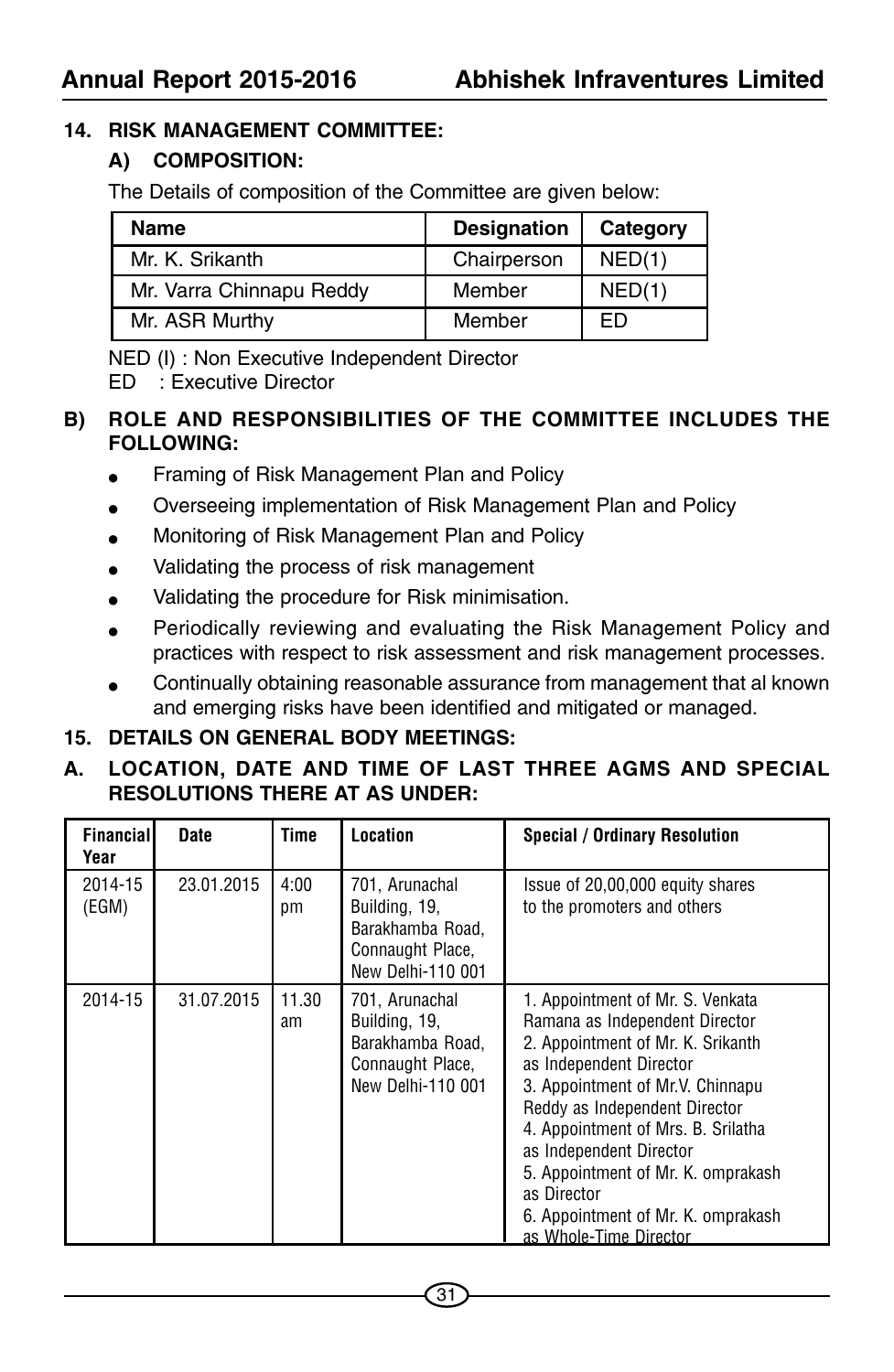## 14. RISK MANAGEMENT COMMITTEE:

### A) COMPOSITION:

The Details of composition of the Committee are given below:

| Name | Designation | Category |
|---|---|---|
| Mr. K. Srikanth | Chairperson | NED(1) |
| Mr. Varra Chinnapu Reddy | Member | NED(1) |
| Mr. ASR Murthy | Member | ED |

NED (I) : Non Executive Independent Director
ED : Executive Director

### B) ROLE AND RESPONSIBILITIES OF THE COMMITTEE INCLUDES THE FOLLOWING:

- Framing of Risk Management Plan and Policy
- Overseeing implementation of Risk Management Plan and Policy
- Monitoring of Risk Management Plan and Policy
- Validating the process of risk management
- Validating the procedure for Risk minimisation.
- Periodically reviewing and evaluating the Risk Management Policy and practices with respect to risk assessment and risk management processes.
- Continually obtaining reasonable assurance from management that al known and emerging risks have been identified and mitigated or managed.

## 15. DETAILS ON GENERAL BODY MEETINGS:

### A. LOCATION, DATE AND TIME OF LAST THREE AGMS AND SPECIAL RESOLUTIONS THERE AT AS UNDER:

| Financial Year | Date | Time | Location | Special / Ordinary Resolution |
|---|---|---|---|---|
| 2014-15 (EGM) | 23.01.2015 | 4:00 pm | 701, Arunachal Building, 19, Barakhamba Road, Connaught Place, New Delhi-110 001 | Issue of 20,00,000 equity shares to the promoters and others |
| 2014-15 | 31.07.2015 | 11.30 am | 701, Arunachal Building, 19, Barakhamba Road, Connaught Place, New Delhi-110 001 | 1. Appointment of Mr. S. Venkata Ramana as Independent Director<br>2. Appointment of Mr. K. Srikanth as Independent Director<br>3. Appointment of Mr.V. Chinnapu Reddy as Independent Director<br>4. Appointment of Mrs. B. Srilatha as Independent Director<br>5. Appointment of Mr. K. omprakash as Director<br>6. Appointment of Mr. K. omprakash as Whole-Time Director |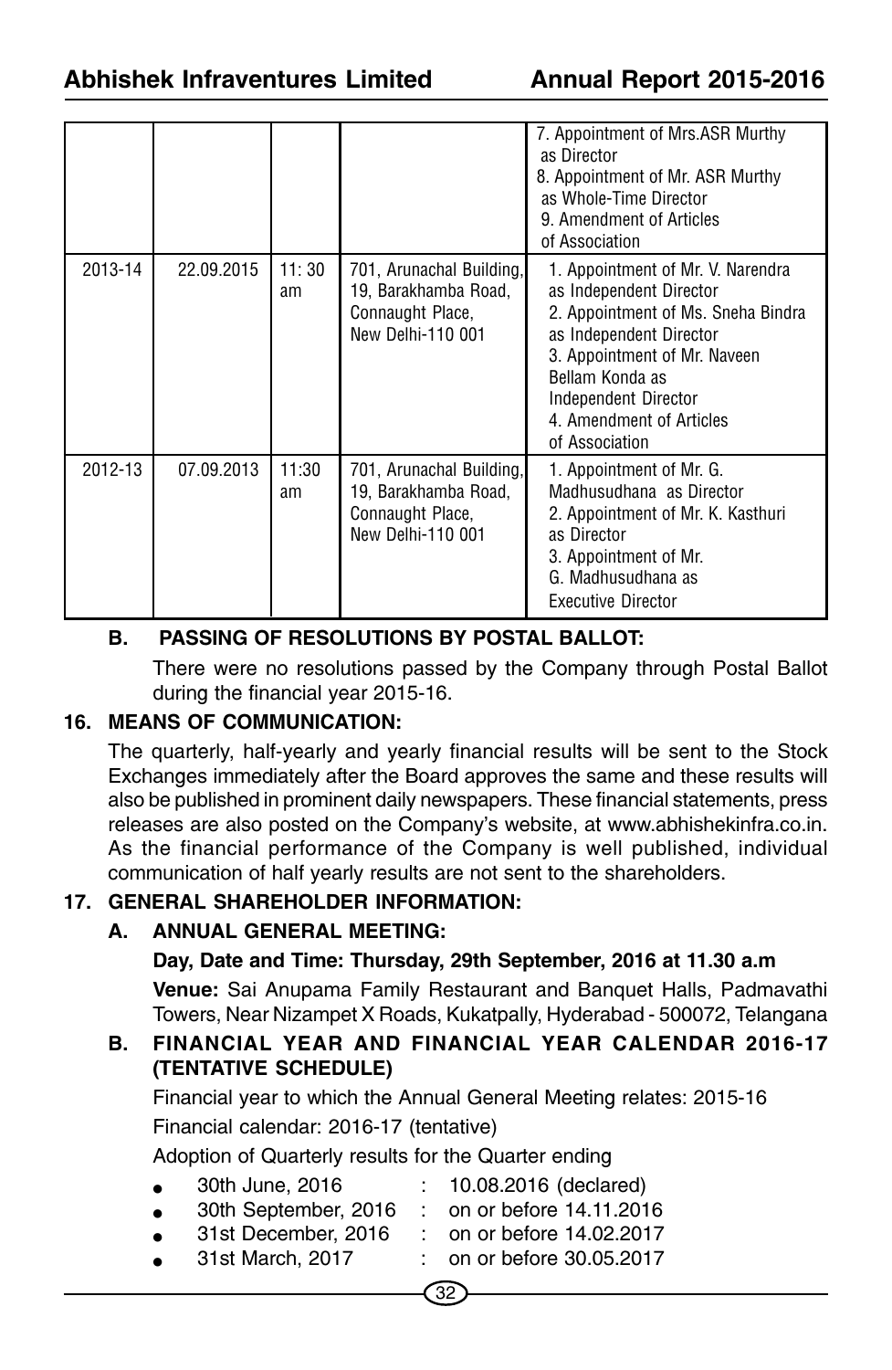| | | | | 7. Appointment of Mrs.ASR Murthy as Director<br>8. Appointment of Mr. ASR Murthy as Whole-Time Director<br>9. Amendment of Articles of Association |
|---|---|---|---|---|
| 2013-14 | 22.09.2015 | 11: 30 am | 701, Arunachal Building, 19, Barakhamba Road, Connaught Place, New Delhi-110 001 | 1. Appointment of Mr. V. Narendra as Independent Director<br>2. Appointment of Ms. Sneha Bindra as Independent Director<br>3. Appointment of Mr. Naveen Bellam Konda as Independent Director<br>4. Amendment of Articles of Association |
| 2012-13 | 07.09.2013 | 11:30 am | 701, Arunachal Building, 19, Barakhamba Road, Connaught Place, New Delhi-110 001 | 1. Appointment of Mr. G. Madhusudhana as Director<br>2. Appointment of Mr. K. Kasthuri as Director<br>3. Appointment of Mr. G. Madhusudhana as Executive Director |

**B. PASSING OF RESOLUTIONS BY POSTAL BALLOT:**

There were no resolutions passed by the Company through Postal Ballot during the financial year 2015-16.

## 16. MEANS OF COMMUNICATION:

The quarterly, half-yearly and yearly financial results will be sent to the Stock Exchanges immediately after the Board approves the same and these results will also be published in prominent daily newspapers. These financial statements, press releases are also posted on the Company's website, at www.abhishekinfra.co.in. As the financial performance of the Company is well published, individual communication of half yearly results are not sent to the shareholders.

## 17. GENERAL SHAREHOLDER INFORMATION:

### A. ANNUAL GENERAL MEETING:

**Day, Date and Time: Thursday, 29th September, 2016 at 11.30 a.m**

**Venue:** Sai Anupama Family Restaurant and Banquet Halls, Padmavathi Towers, Near Nizampet X Roads, Kukatpally, Hyderabad - 500072, Telangana

### B. FINANCIAL YEAR AND FINANCIAL YEAR CALENDAR 2016-17 (TENTATIVE SCHEDULE)

Financial year to which the Annual General Meeting relates: 2015-16

Financial calendar: 2016-17 (tentative)

Adoption of Quarterly results for the Quarter ending

- 30th June, 2016 : 10.08.2016 (declared)
- 30th September, 2016 : on or before 14.11.2016
- 31st December, 2016 : on or before 14.02.2017
- 31st March, 2017 : on or before 30.05.2017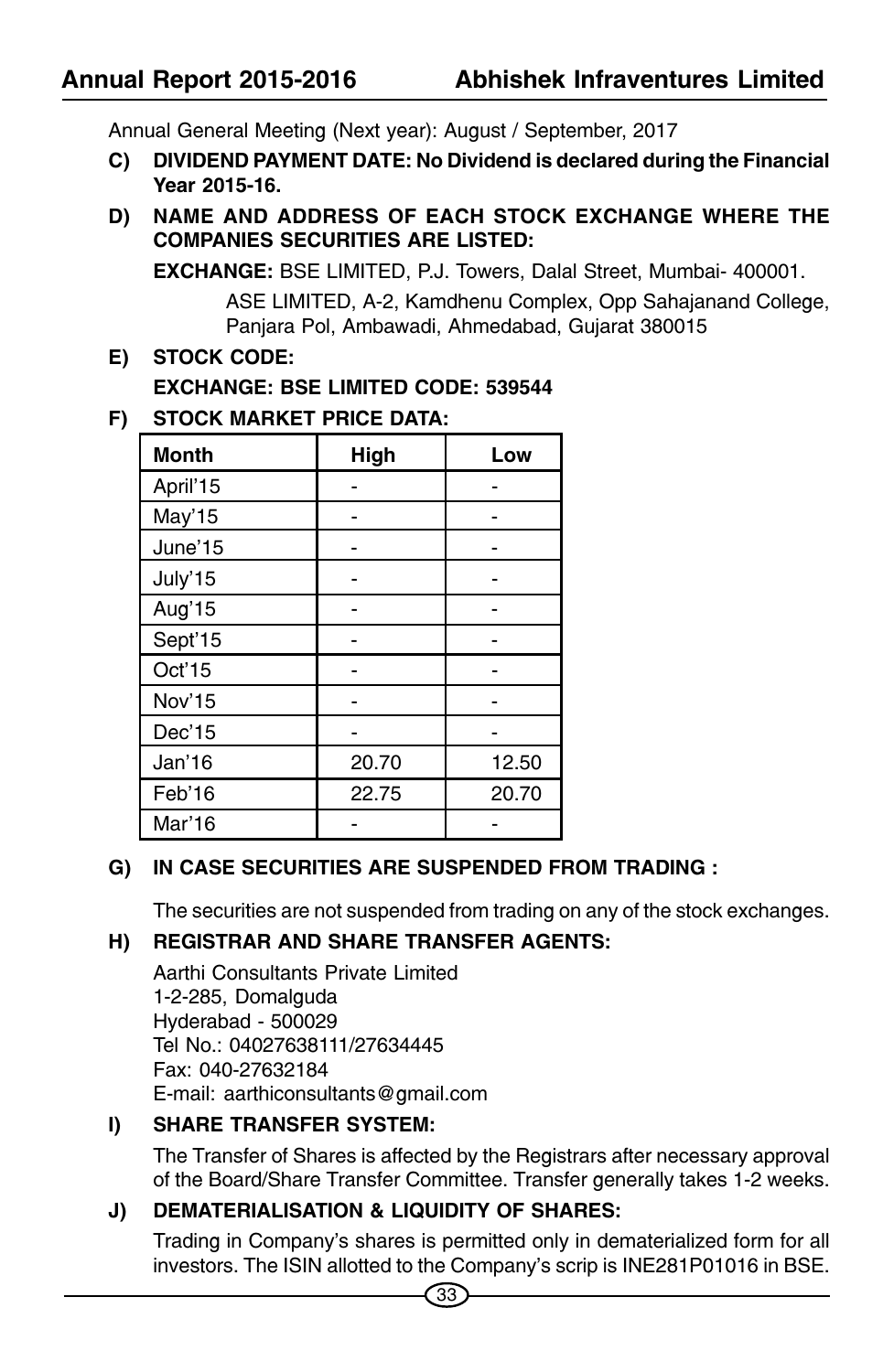Annual General Meeting (Next year): August / September, 2017

**C) DIVIDEND PAYMENT DATE: No Dividend is declared during the Financial Year 2015-16.**

**D) NAME AND ADDRESS OF EACH STOCK EXCHANGE WHERE THE COMPANIES SECURITIES ARE LISTED:**

**EXCHANGE:** BSE LIMITED, P.J. Towers, Dalal Street, Mumbai- 400001.

ASE LIMITED, A-2, Kamdhenu Complex, Opp Sahajanand College, Panjara Pol, Ambawadi, Ahmedabad, Gujarat 380015

**E) STOCK CODE:**

**EXCHANGE: BSE LIMITED CODE: 539544**

**F) STOCK MARKET PRICE DATA:**

| Month | High | Low |
|---|---|---|
| April'15 | - | - |
| May'15 | - | - |
| June'15 | - | - |
| July'15 | - | - |
| Aug'15 | - | - |
| Sept'15 | - | - |
| Oct'15 | - | - |
| Nov'15 | - | - |
| Dec'15 | - | - |
| Jan'16 | 20.70 | 12.50 |
| Feb'16 | 22.75 | 20.70 |
| Mar'16 | - | - |

**G) IN CASE SECURITIES ARE SUSPENDED FROM TRADING :**

The securities are not suspended from trading on any of the stock exchanges.

**H) REGISTRAR AND SHARE TRANSFER AGENTS:**

Aarthi Consultants Private Limited
1-2-285, Domalguda
Hyderabad - 500029
Tel No.: 04027638111/27634445
Fax: 040-27632184
E-mail: aarthiconsultants@gmail.com

**I) SHARE TRANSFER SYSTEM:**

The Transfer of Shares is affected by the Registrars after necessary approval of the Board/Share Transfer Committee. Transfer generally takes 1-2 weeks.

**J) DEMATERIALISATION & LIQUIDITY OF SHARES:**

Trading in Company's shares is permitted only in dematerialized form for all investors. The ISIN allotted to the Company's scrip is INE281P01016 in BSE.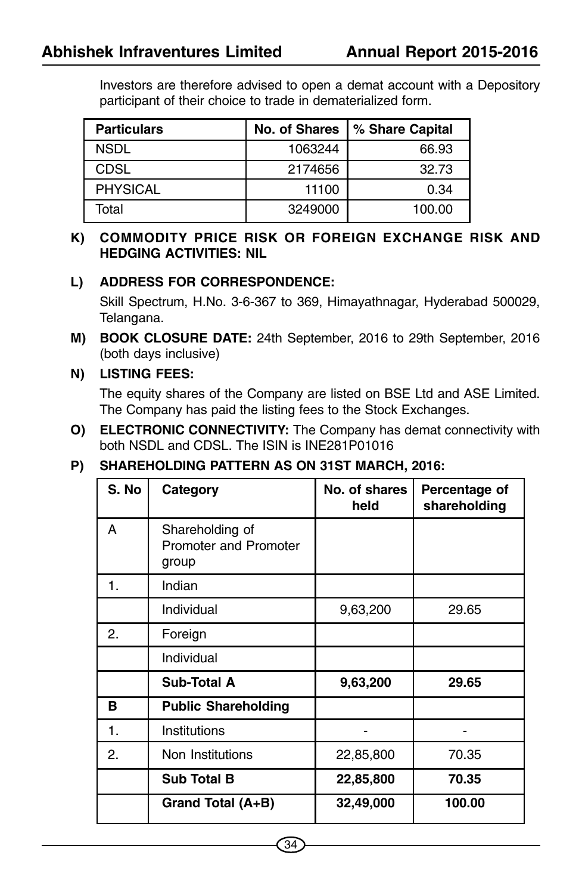Investors are therefore advised to open a demat account with a Depository participant of their choice to trade in dematerialized form.

| Particulars | No. of Shares | % Share Capital |
|---|---|---|
| NSDL | 1063244 | 66.93 |
| CDSL | 2174656 | 32.73 |
| PHYSICAL | 11100 | 0.34 |
| Total | 3249000 | 100.00 |

**K) COMMODITY PRICE RISK OR FOREIGN EXCHANGE RISK AND HEDGING ACTIVITIES: NIL**

**L) ADDRESS FOR CORRESPONDENCE:**

Skill Spectrum, H.No. 3-6-367 to 369, Himayathnagar, Hyderabad 500029, Telangana.

**M) BOOK CLOSURE DATE:** 24th September, 2016 to 29th September, 2016 (both days inclusive)

**N) LISTING FEES:**

The equity shares of the Company are listed on BSE Ltd and ASE Limited. The Company has paid the listing fees to the Stock Exchanges.

**O) ELECTRONIC CONNECTIVITY:** The Company has demat connectivity with both NSDL and CDSL. The ISIN is INE281P01016

**P) SHAREHOLDING PATTERN AS ON 31ST MARCH, 2016:**

| S. No | Category | No. of shares held | Percentage of shareholding |
|---|---|---|---|
| A | Shareholding of Promoter and Promoter group | | |
| 1. | Indian | | |
| | Individual | 9,63,200 | 29.65 |
| 2. | Foreign | | |
| | Individual | | |
| | **Sub-Total A** | **9,63,200** | **29.65** |
| **B** | **Public Shareholding** | | |
| 1. | Institutions | - | - |
| 2. | Non Institutions | 22,85,800 | 70.35 |
| | **Sub Total B** | **22,85,800** | **70.35** |
| | **Grand Total (A+B)** | **32,49,000** | **100.00** |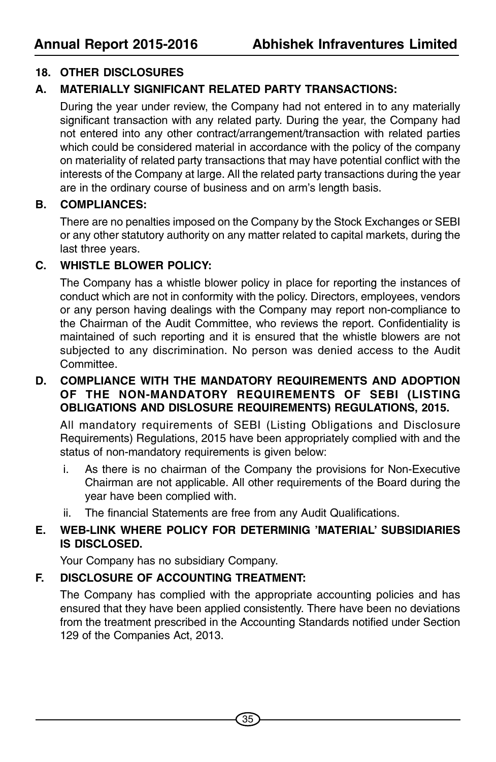## 18. OTHER DISCLOSURES

### A. MATERIALLY SIGNIFICANT RELATED PARTY TRANSACTIONS:

During the year under review, the Company had not entered in to any materially significant transaction with any related party. During the year, the Company had not entered into any other contract/arrangement/transaction with related parties which could be considered material in accordance with the policy of the company on materiality of related party transactions that may have potential conflict with the interests of the Company at large. All the related party transactions during the year are in the ordinary course of business and on arm's length basis.

### B. COMPLIANCES:

There are no penalties imposed on the Company by the Stock Exchanges or SEBI or any other statutory authority on any matter related to capital markets, during the last three years.

### C. WHISTLE BLOWER POLICY:

The Company has a whistle blower policy in place for reporting the instances of conduct which are not in conformity with the policy. Directors, employees, vendors or any person having dealings with the Company may report non-compliance to the Chairman of the Audit Committee, who reviews the report. Confidentiality is maintained of such reporting and it is ensured that the whistle blowers are not subjected to any discrimination. No person was denied access to the Audit Committee.

### D. COMPLIANCE WITH THE MANDATORY REQUIREMENTS AND ADOPTION OF THE NON-MANDATORY REQUIREMENTS OF SEBI (LISTING OBLIGATIONS AND DISLOSURE REQUIREMENTS) REGULATIONS, 2015.

All mandatory requirements of SEBI (Listing Obligations and Disclosure Requirements) Regulations, 2015 have been appropriately complied with and the status of non-mandatory requirements is given below:

i. As there is no chairman of the Company the provisions for Non-Executive Chairman are not applicable. All other requirements of the Board during the year have been complied with.

ii. The financial Statements are free from any Audit Qualifications.

### E. WEB-LINK WHERE POLICY FOR DETERMINIG 'MATERIAL' SUBSIDIARIES IS DISCLOSED.

Your Company has no subsidiary Company.

### F. DISCLOSURE OF ACCOUNTING TREATMENT:

The Company has complied with the appropriate accounting policies and has ensured that they have been applied consistently. There have been no deviations from the treatment prescribed in the Accounting Standards notified under Section 129 of the Companies Act, 2013.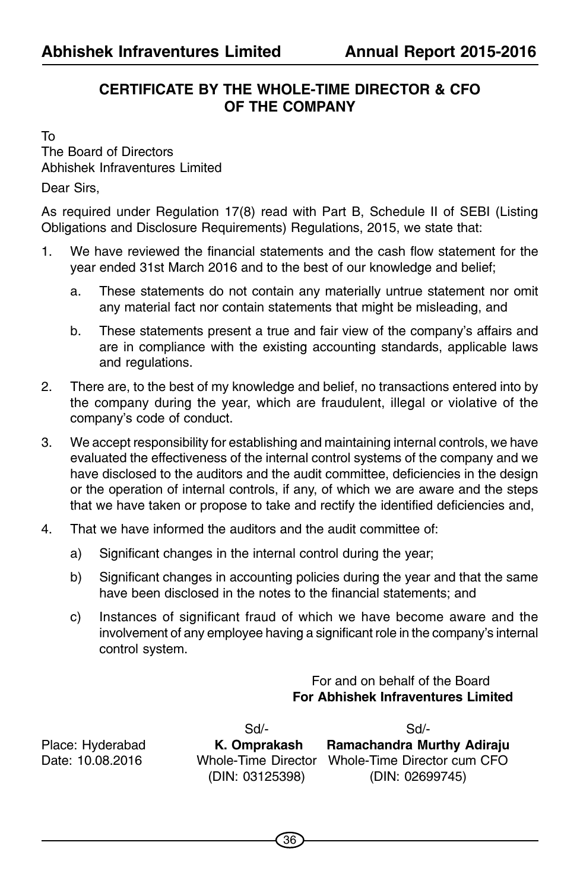## CERTIFICATE BY THE WHOLE-TIME DIRECTOR & CFO OF THE COMPANY

To
The Board of Directors
Abhishek Infraventures Limited

Dear Sirs,

As required under Regulation 17(8) read with Part B, Schedule II of SEBI (Listing Obligations and Disclosure Requirements) Regulations, 2015, we state that:

1. We have reviewed the financial statements and the cash flow statement for the year ended 31st March 2016 and to the best of our knowledge and belief;

   a. These statements do not contain any materially untrue statement nor omit any material fact nor contain statements that might be misleading, and

   b. These statements present a true and fair view of the company's affairs and are in compliance with the existing accounting standards, applicable laws and regulations.

2. There are, to the best of my knowledge and belief, no transactions entered into by the company during the year, which are fraudulent, illegal or violative of the company's code of conduct.

3. We accept responsibility for establishing and maintaining internal controls, we have evaluated the effectiveness of the internal control systems of the company and we have disclosed to the auditors and the audit committee, deficiencies in the design or the operation of internal controls, if any, of which we are aware and the steps that we have taken or propose to take and rectify the identified deficiencies and,

4. That we have informed the auditors and the audit committee of:

   a) Significant changes in the internal control during the year;

   b) Significant changes in accounting policies during the year and that the same have been disclosed in the notes to the financial statements; and

   c) Instances of significant fraud of which we have become aware and the involvement of any employee having a significant role in the company's internal control system.

For and on behalf of the Board
**For Abhishek Infraventures Limited**

| | | |
|---|---|---|
| | Sd/- | Sd/- |
| Place: Hyderabad | **K. Omprakash** | **Ramachandra Murthy Adiraju** |
| Date: 10.08.2016 | Whole-Time Director | Whole-Time Director cum CFO |
| | (DIN: 03125398) | (DIN: 02699745) |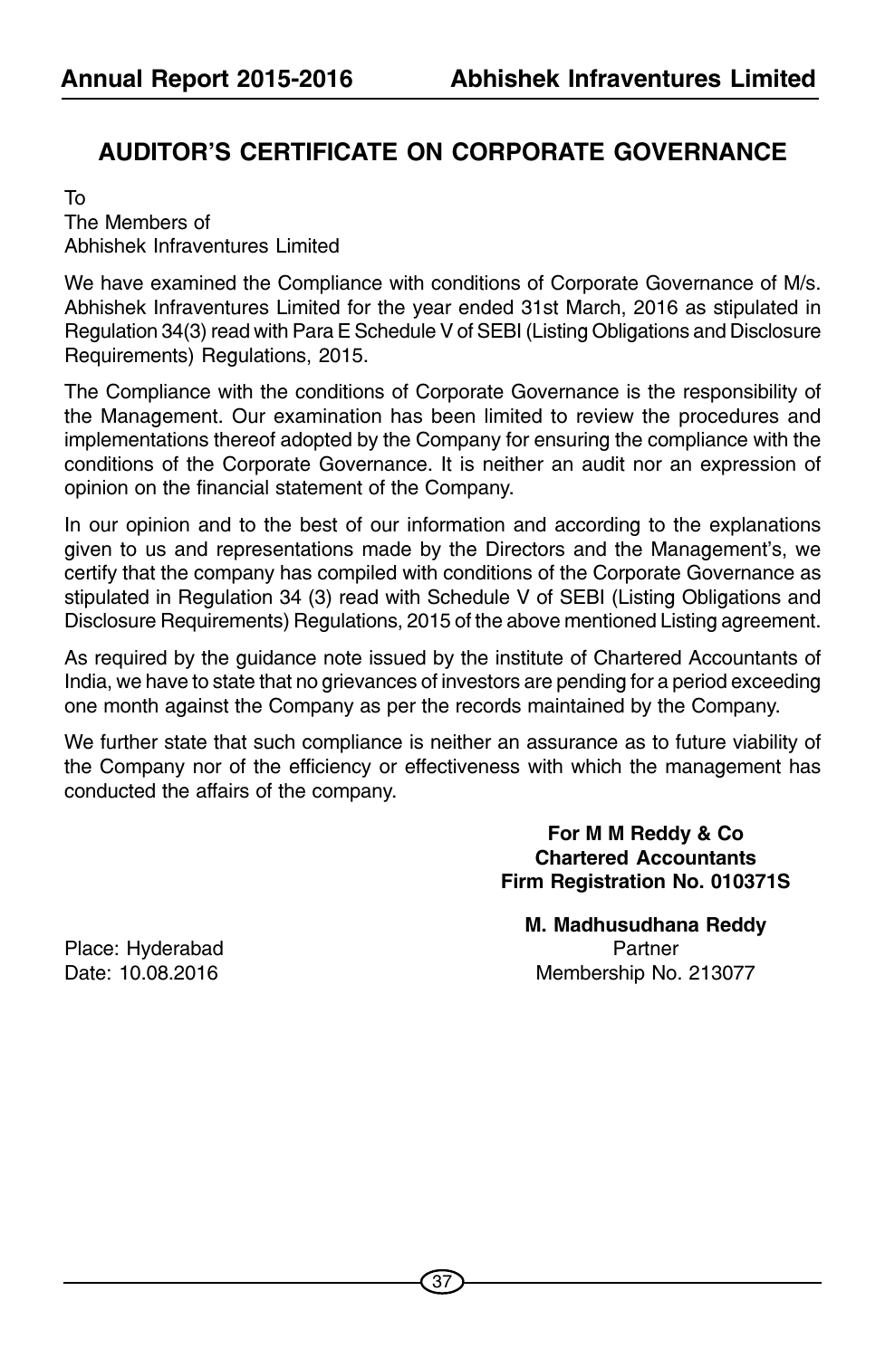# AUDITOR'S CERTIFICATE ON CORPORATE GOVERNANCE

To
The Members of
Abhishek Infraventures Limited

We have examined the Compliance with conditions of Corporate Governance of M/s. Abhishek Infraventures Limited for the year ended 31st March, 2016 as stipulated in Regulation 34(3) read with Para E Schedule V of SEBI (Listing Obligations and Disclosure Requirements) Regulations, 2015.

The Compliance with the conditions of Corporate Governance is the responsibility of the Management. Our examination has been limited to review the procedures and implementations thereof adopted by the Company for ensuring the compliance with the conditions of the Corporate Governance. It is neither an audit nor an expression of opinion on the financial statement of the Company.

In our opinion and to the best of our information and according to the explanations given to us and representations made by the Directors and the Management's, we certify that the company has compiled with conditions of the Corporate Governance as stipulated in Regulation 34 (3) read with Schedule V of SEBI (Listing Obligations and Disclosure Requirements) Regulations, 2015 of the above mentioned Listing agreement.

As required by the guidance note issued by the institute of Chartered Accountants of India, we have to state that no grievances of investors are pending for a period exceeding one month against the Company as per the records maintained by the Company.

We further state that such compliance is neither an assurance as to future viability of the Company nor of the efficiency or effectiveness with which the management has conducted the affairs of the company.

**For M M Reddy & Co**
**Chartered Accountants**
**Firm Registration No. 010371S**

**M. Madhusudhana Reddy**
Partner
Membership No. 213077

Place: Hyderabad
Date: 10.08.2016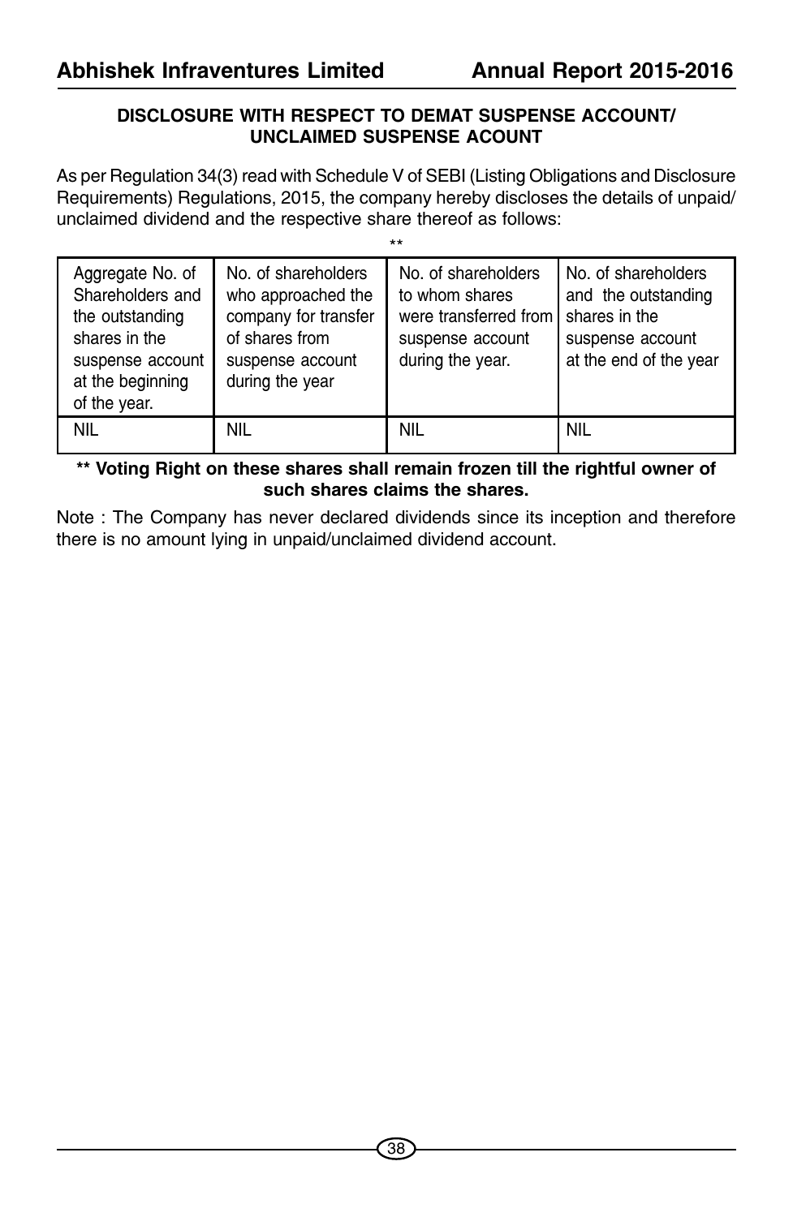## DISCLOSURE WITH RESPECT TO DEMAT SUSPENSE ACCOUNT/ UNCLAIMED SUSPENSE ACOUNT

As per Regulation 34(3) read with Schedule V of SEBI (Listing Obligations and Disclosure Requirements) Regulations, 2015, the company hereby discloses the details of unpaid/ unclaimed dividend and the respective share thereof as follows:

**

| Aggregate No. of Shareholders and the outstanding shares in the suspense account at the beginning of the year. | No. of shareholders who approached the company for transfer of shares from suspense account during the year | No. of shareholders to whom shares were transferred from suspense account during the year. | No. of shareholders and the outstanding shares in the suspense account at the end of the year |
|---|---|---|---|
| NIL | NIL | NIL | NIL |

**** Voting Right on these shares shall remain frozen till the rightful owner of such shares claims the shares.**

Note : The Company has never declared dividends since its inception and therefore there is no amount lying in unpaid/unclaimed dividend account.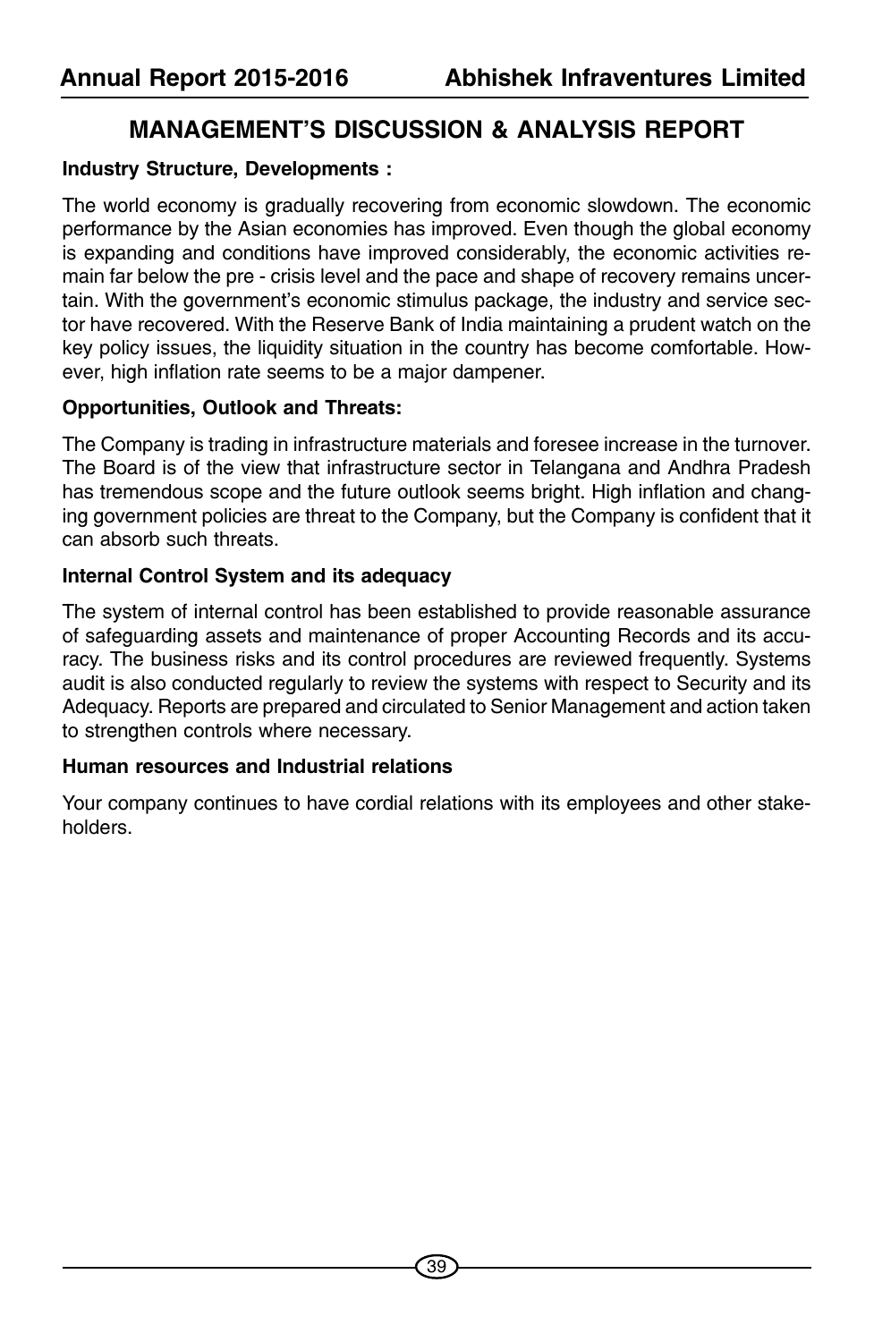# MANAGEMENT'S DISCUSSION & ANALYSIS REPORT

**Industry Structure, Developments :**

The world economy is gradually recovering from economic slowdown. The economic performance by the Asian economies has improved. Even though the global economy is expanding and conditions have improved considerably, the economic activities remain far below the pre - crisis level and the pace and shape of recovery remains uncertain. With the government's economic stimulus package, the industry and service sector have recovered. With the Reserve Bank of India maintaining a prudent watch on the key policy issues, the liquidity situation in the country has become comfortable. However, high inflation rate seems to be a major dampener.

**Opportunities, Outlook and Threats:**

The Company is trading in infrastructure materials and foresee increase in the turnover. The Board is of the view that infrastructure sector in Telangana and Andhra Pradesh has tremendous scope and the future outlook seems bright. High inflation and changing government policies are threat to the Company, but the Company is confident that it can absorb such threats.

**Internal Control System and its adequacy**

The system of internal control has been established to provide reasonable assurance of safeguarding assets and maintenance of proper Accounting Records and its accuracy. The business risks and its control procedures are reviewed frequently. Systems audit is also conducted regularly to review the systems with respect to Security and its Adequacy. Reports are prepared and circulated to Senior Management and action taken to strengthen controls where necessary.

**Human resources and Industrial relations**

Your company continues to have cordial relations with its employees and other stakeholders.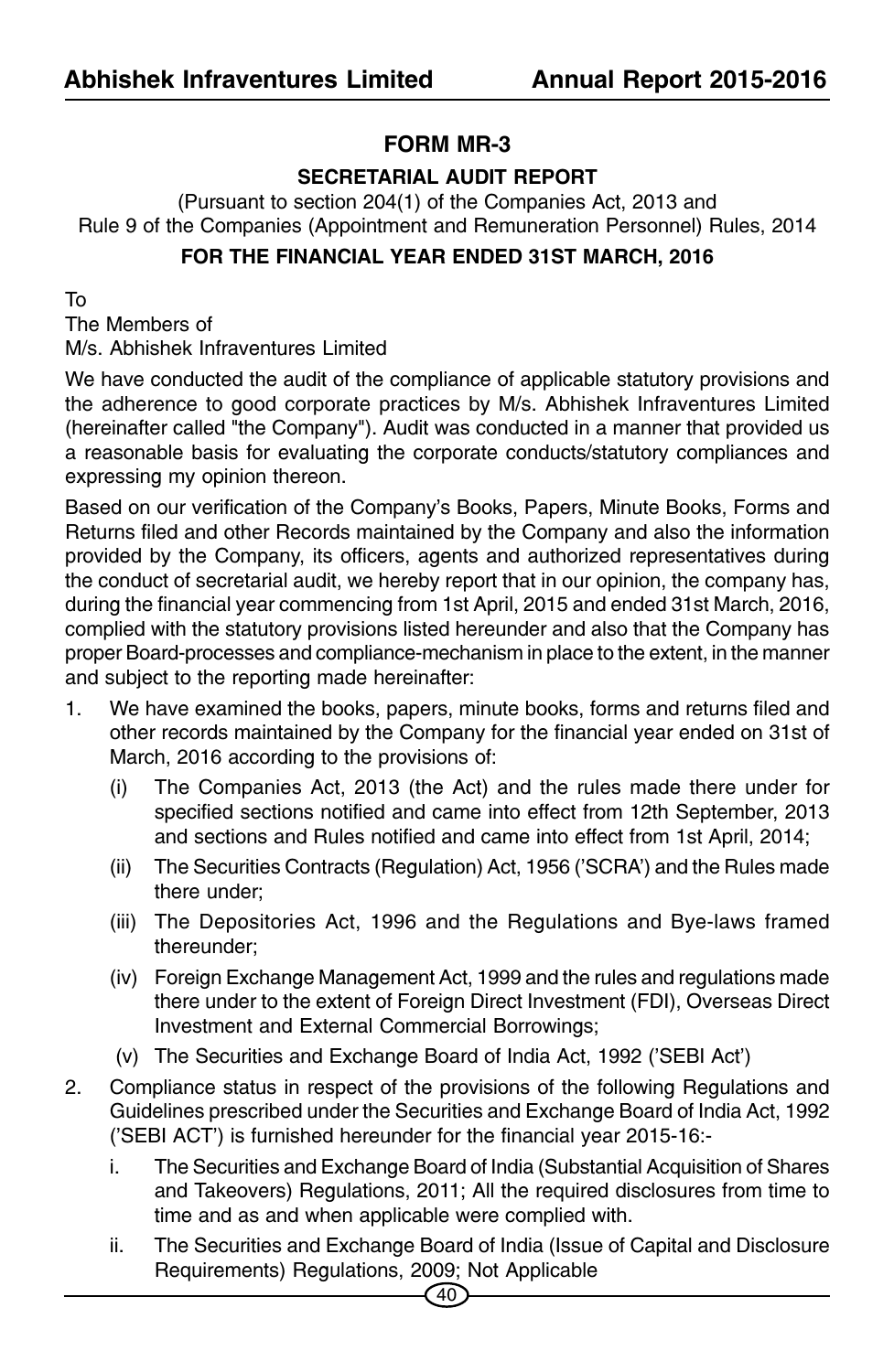# FORM MR-3

## SECRETARIAL AUDIT REPORT

(Pursuant to section 204(1) of the Companies Act, 2013 and Rule 9 of the Companies (Appointment and Remuneration Personnel) Rules, 2014

**FOR THE FINANCIAL YEAR ENDED 31ST MARCH, 2016**

To
The Members of
M/s. Abhishek Infraventures Limited

We have conducted the audit of the compliance of applicable statutory provisions and the adherence to good corporate practices by M/s. Abhishek Infraventures Limited (hereinafter called "the Company"). Audit was conducted in a manner that provided us a reasonable basis for evaluating the corporate conducts/statutory compliances and expressing my opinion thereon.

Based on our verification of the Company's Books, Papers, Minute Books, Forms and Returns filed and other Records maintained by the Company and also the information provided by the Company, its officers, agents and authorized representatives during the conduct of secretarial audit, we hereby report that in our opinion, the company has, during the financial year commencing from 1st April, 2015 and ended 31st March, 2016, complied with the statutory provisions listed hereunder and also that the Company has proper Board-processes and compliance-mechanism in place to the extent, in the manner and subject to the reporting made hereinafter:

1. We have examined the books, papers, minute books, forms and returns filed and other records maintained by the Company for the financial year ended on 31st of March, 2016 according to the provisions of:
   - (i) The Companies Act, 2013 (the Act) and the rules made there under for specified sections notified and came into effect from 12th September, 2013 and sections and Rules notified and came into effect from 1st April, 2014;
   - (ii) The Securities Contracts (Regulation) Act, 1956 ('SCRA') and the Rules made there under;
   - (iii) The Depositories Act, 1996 and the Regulations and Bye-laws framed thereunder;
   - (iv) Foreign Exchange Management Act, 1999 and the rules and regulations made there under to the extent of Foreign Direct Investment (FDI), Overseas Direct Investment and External Commercial Borrowings;
   - (v) The Securities and Exchange Board of India Act, 1992 ('SEBI Act')
2. Compliance status in respect of the provisions of the following Regulations and Guidelines prescribed under the Securities and Exchange Board of India Act, 1992 ('SEBI ACT') is furnished hereunder for the financial year 2015-16:-
   - i. The Securities and Exchange Board of India (Substantial Acquisition of Shares and Takeovers) Regulations, 2011; All the required disclosures from time to time and as and when applicable were complied with.
   - ii. The Securities and Exchange Board of India (Issue of Capital and Disclosure Requirements) Regulations, 2009; Not Applicable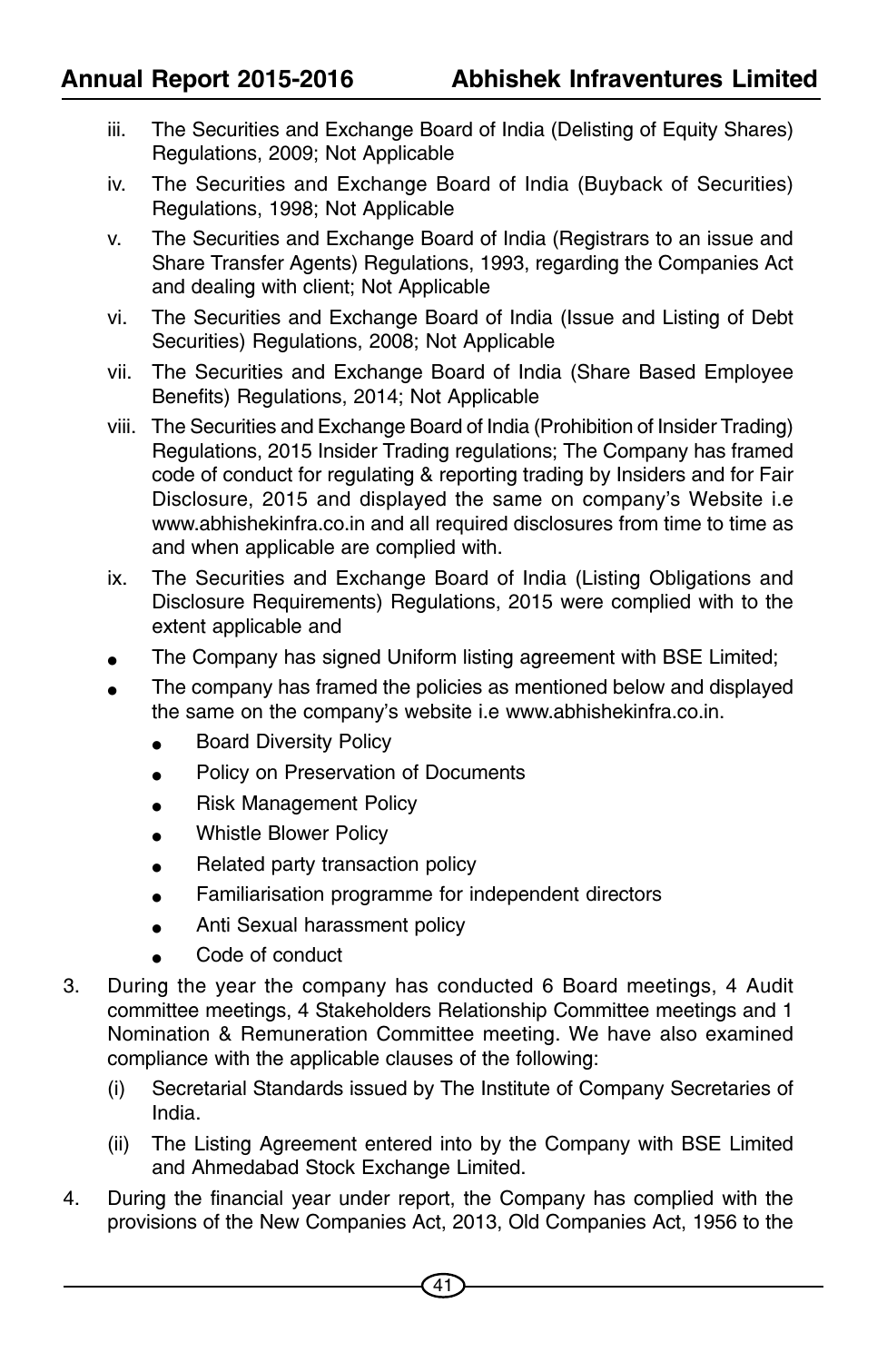iii. The Securities and Exchange Board of India (Delisting of Equity Shares) Regulations, 2009; Not Applicable

iv. The Securities and Exchange Board of India (Buyback of Securities) Regulations, 1998; Not Applicable

v. The Securities and Exchange Board of India (Registrars to an issue and Share Transfer Agents) Regulations, 1993, regarding the Companies Act and dealing with client; Not Applicable

vi. The Securities and Exchange Board of India (Issue and Listing of Debt Securities) Regulations, 2008; Not Applicable

vii. The Securities and Exchange Board of India (Share Based Employee Benefits) Regulations, 2014; Not Applicable

viii. The Securities and Exchange Board of India (Prohibition of Insider Trading) Regulations, 2015 Insider Trading regulations; The Company has framed code of conduct for regulating & reporting trading by Insiders and for Fair Disclosure, 2015 and displayed the same on company's Website i.e www.abhishekinfra.co.in and all required disclosures from time to time as and when applicable are complied with.

ix. The Securities and Exchange Board of India (Listing Obligations and Disclosure Requirements) Regulations, 2015 were complied with to the extent applicable and

- The Company has signed Uniform listing agreement with BSE Limited;
- The company has framed the policies as mentioned below and displayed the same on the company's website i.e www.abhishekinfra.co.in.
  - Board Diversity Policy
  - Policy on Preservation of Documents
  - Risk Management Policy
  - Whistle Blower Policy
  - Related party transaction policy
  - Familiarisation programme for independent directors
  - Anti Sexual harassment policy
  - Code of conduct

3. During the year the company has conducted 6 Board meetings, 4 Audit committee meetings, 4 Stakeholders Relationship Committee meetings and 1 Nomination & Remuneration Committee meeting. We have also examined compliance with the applicable clauses of the following:

   (i) Secretarial Standards issued by The Institute of Company Secretaries of India.

   (ii) The Listing Agreement entered into by the Company with BSE Limited and Ahmedabad Stock Exchange Limited.

4. During the financial year under report, the Company has complied with the provisions of the New Companies Act, 2013, Old Companies Act, 1956 to the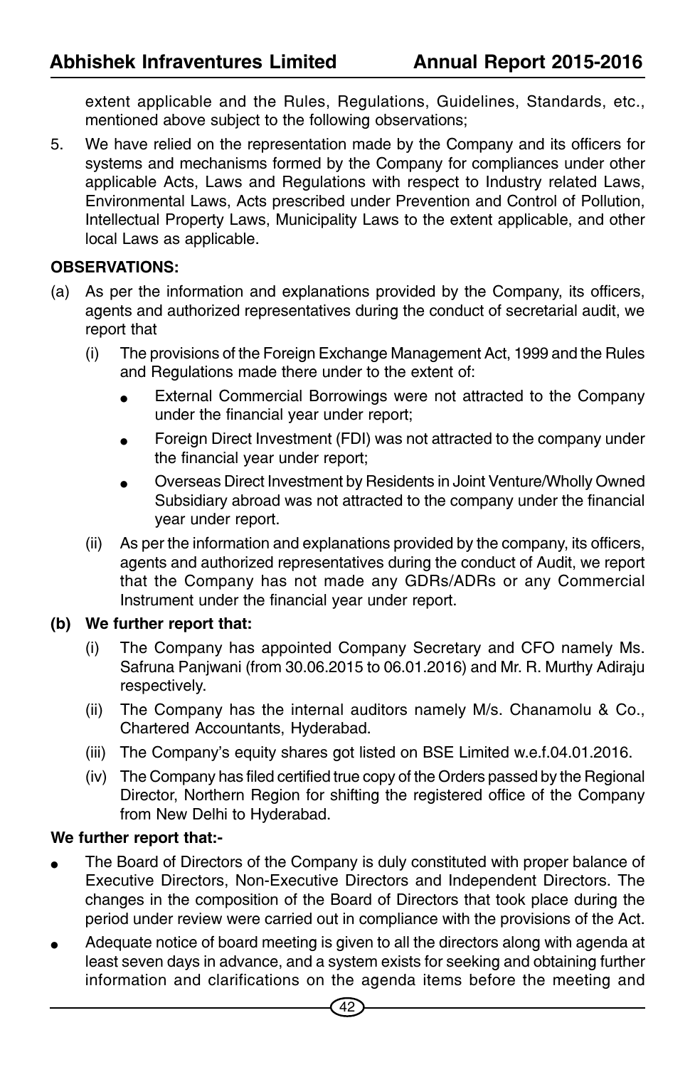extent applicable and the Rules, Regulations, Guidelines, Standards, etc., mentioned above subject to the following observations;

5. We have relied on the representation made by the Company and its officers for systems and mechanisms formed by the Company for compliances under other applicable Acts, Laws and Regulations with respect to Industry related Laws, Environmental Laws, Acts prescribed under Prevention and Control of Pollution, Intellectual Property Laws, Municipality Laws to the extent applicable, and other local Laws as applicable.

**OBSERVATIONS:**

(a) As per the information and explanations provided by the Company, its officers, agents and authorized representatives during the conduct of secretarial audit, we report that

   (i) The provisions of the Foreign Exchange Management Act, 1999 and the Rules and Regulations made there under to the extent of:

   - External Commercial Borrowings were not attracted to the Company under the financial year under report;
   - Foreign Direct Investment (FDI) was not attracted to the company under the financial year under report;
   - Overseas Direct Investment by Residents in Joint Venture/Wholly Owned Subsidiary abroad was not attracted to the company under the financial year under report.

   (ii) As per the information and explanations provided by the company, its officers, agents and authorized representatives during the conduct of Audit, we report that the Company has not made any GDRs/ADRs or any Commercial Instrument under the financial year under report.

**(b) We further report that:**

   (i) The Company has appointed Company Secretary and CFO namely Ms. Safruna Panjwani (from 30.06.2015 to 06.01.2016) and Mr. R. Murthy Adiraju respectively.

   (ii) The Company has the internal auditors namely M/s. Chanamolu & Co., Chartered Accountants, Hyderabad.

   (iii) The Company's equity shares got listed on BSE Limited w.e.f.04.01.2016.

   (iv) The Company has filed certified true copy of the Orders passed by the Regional Director, Northern Region for shifting the registered office of the Company from New Delhi to Hyderabad.

**We further report that:-**

- The Board of Directors of the Company is duly constituted with proper balance of Executive Directors, Non-Executive Directors and Independent Directors. The changes in the composition of the Board of Directors that took place during the period under review were carried out in compliance with the provisions of the Act.
- Adequate notice of board meeting is given to all the directors along with agenda at least seven days in advance, and a system exists for seeking and obtaining further information and clarifications on the agenda items before the meeting and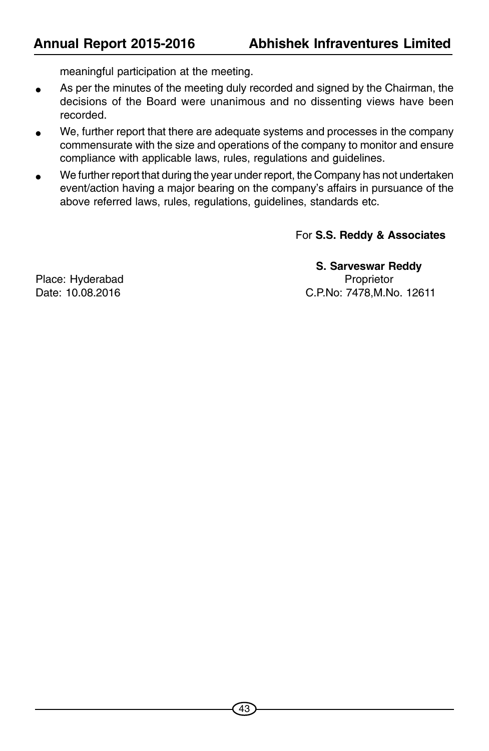meaningful participation at the meeting.

- As per the minutes of the meeting duly recorded and signed by the Chairman, the decisions of the Board were unanimous and no dissenting views have been recorded.
- We, further report that there are adequate systems and processes in the company commensurate with the size and operations of the company to monitor and ensure compliance with applicable laws, rules, regulations and guidelines.
- We further report that during the year under report, the Company has not undertaken event/action having a major bearing on the company's affairs in pursuance of the above referred laws, rules, regulations, guidelines, standards etc.

For **S.S. Reddy & Associates**

**S. Sarveswar Reddy**
Proprietor
C.P.No: 7478,M.No. 12611

Place: Hyderabad
Date: 10.08.2016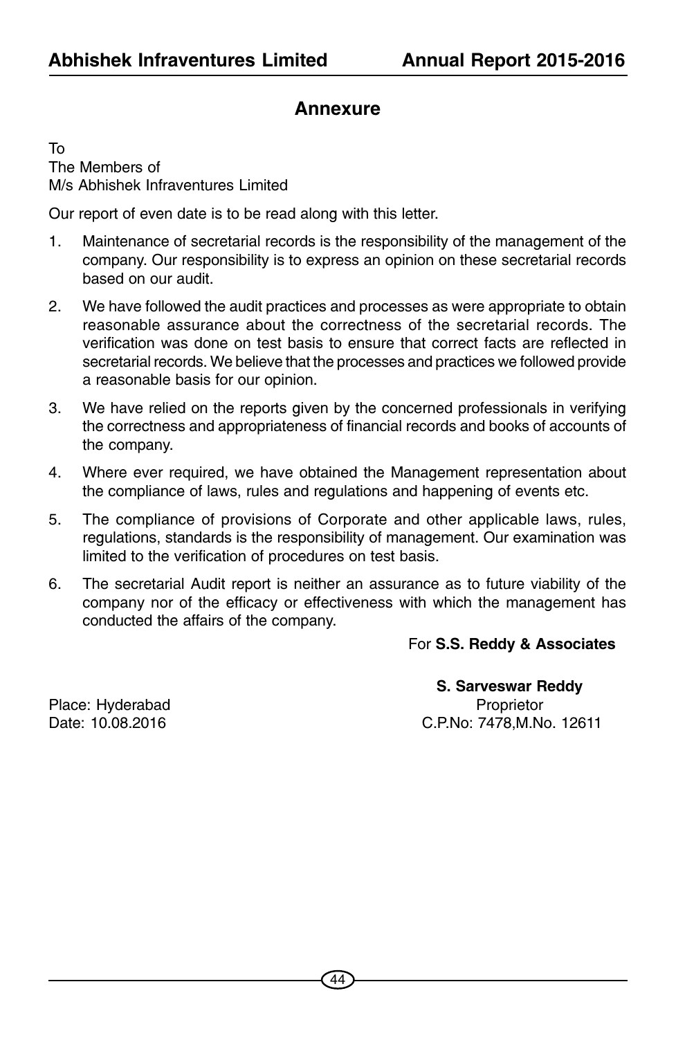## Annexure

To
The Members of
M/s Abhishek Infraventures Limited

Our report of even date is to be read along with this letter.

1. Maintenance of secretarial records is the responsibility of the management of the company. Our responsibility is to express an opinion on these secretarial records based on our audit.
2. We have followed the audit practices and processes as were appropriate to obtain reasonable assurance about the correctness of the secretarial records. The verification was done on test basis to ensure that correct facts are reflected in secretarial records. We believe that the processes and practices we followed provide a reasonable basis for our opinion.
3. We have relied on the reports given by the concerned professionals in verifying the correctness and appropriateness of financial records and books of accounts of the company.
4. Where ever required, we have obtained the Management representation about the compliance of laws, rules and regulations and happening of events etc.
5. The compliance of provisions of Corporate and other applicable laws, rules, regulations, standards is the responsibility of management. Our examination was limited to the verification of procedures on test basis.
6. The secretarial Audit report is neither an assurance as to future viability of the company nor of the efficacy or effectiveness with which the management has conducted the affairs of the company.

For **S.S. Reddy & Associates**

**S. Sarveswar Reddy**
Proprietor
C.P.No: 7478,M.No. 12611

Place: Hyderabad
Date: 10.08.2016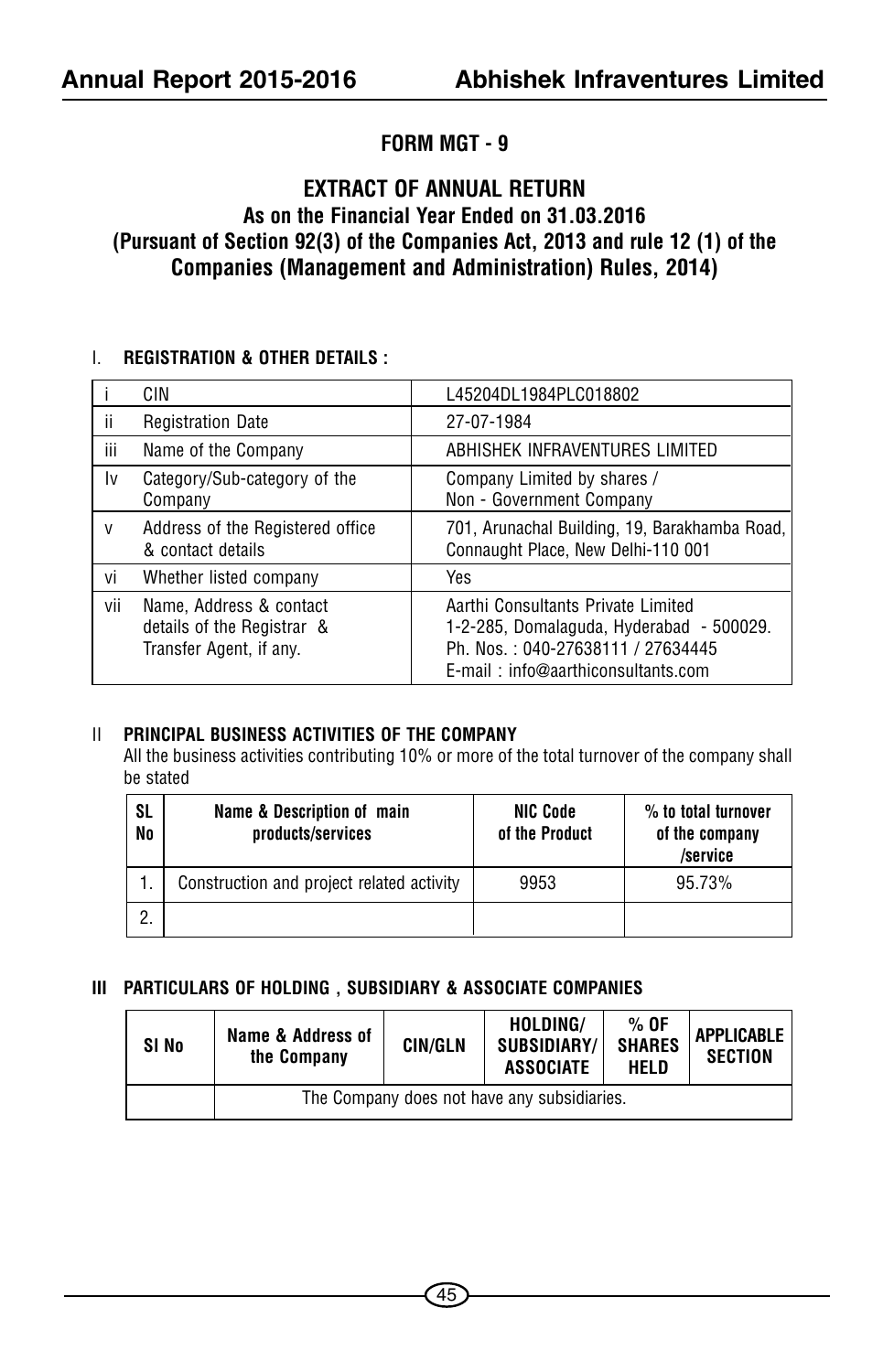# FORM MGT - 9

## EXTRACT OF ANNUAL RETURN

### As on the Financial Year Ended on 31.03.2016
### (Pursuant of Section 92(3) of the Companies Act, 2013 and rule 12 (1) of the Companies (Management and Administration) Rules, 2014)

I. **REGISTRATION & OTHER DETAILS :**

| | | |
|---|---|---|
| i | CIN | L45204DL1984PLC018802 |
| ii | Registration Date | 27-07-1984 |
| iii | Name of the Company | ABHISHEK INFRAVENTURES LIMITED |
| Iv | Category/Sub-category of the Company | Company Limited by shares / Non - Government Company |
| v | Address of the Registered office & contact details | 701, Arunachal Building, 19, Barakhamba Road, Connaught Place, New Delhi-110 001 |
| vi | Whether listed company | Yes |
| vii | Name, Address & contact details of the Registrar & Transfer Agent, if any. | Aarthi Consultants Private Limited 1-2-285, Domalaguda, Hyderabad - 500029. Ph. Nos. : 040-27638111 / 27634445 E-mail : info@aarthiconsultants.com |

II **PRINCIPAL BUSINESS ACTIVITIES OF THE COMPANY**

All the business activities contributing 10% or more of the total turnover of the company shall be stated

| SL No | Name & Description of main products/services | NIC Code of the Product | % to total turnover of the company /service |
|---|---|---|---|
| 1. | Construction and project related activity | 9953 | 95.73% |
| 2. | | | |

III **PARTICULARS OF HOLDING , SUBSIDIARY & ASSOCIATE COMPANIES**

| SI No | Name & Address of the Company | CIN/GLN | HOLDING/ SUBSIDIARY/ ASSOCIATE | % OF SHARES HELD | APPLICABLE SECTION |
|---|---|---|---|---|---|
| | The Company does not have any subsidiaries. | | | | |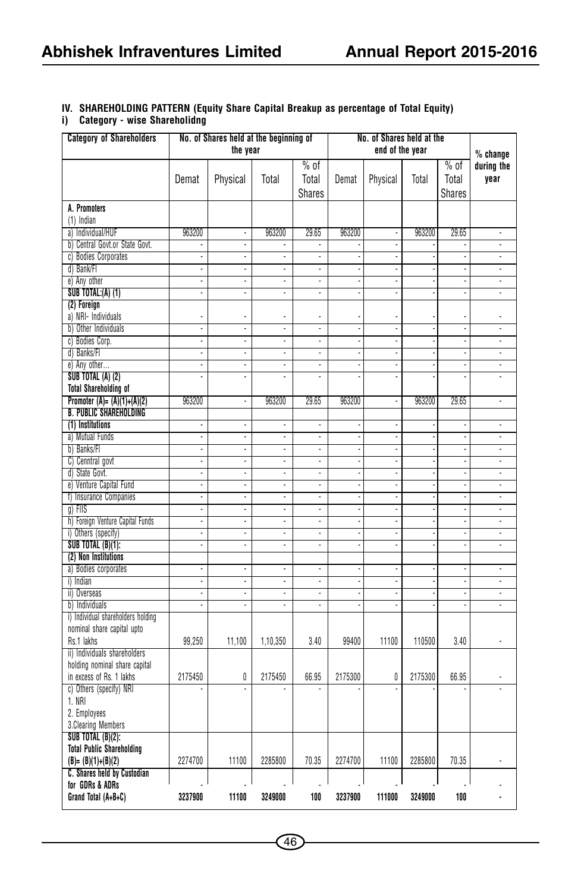## IV. SHAREHOLDING PATTERN (Equity Share Capital Breakup as percentage of Total Equity)

### i) Category - wise Shareholidng

| Category of Shareholders | No. of Shares held at the beginning of the year | | | | No. of Shares held at the end of the year | | | | % change during the year |
|---|---|---|---|---|---|---|---|---|---|
| | Demat | Physical | Total | % of Total Shares | Demat | Physical | Total | % of Total Shares | |
| **A. Promoters** (1) Indian | | | | | | | | | |
| a) Individual/HUF | 963200 | - | 963200 | 29.65 | 963200 | - | 963200 | 29.65 | - |
| b) Central Govt.or State Govt. | - | - | - | - | - | - | - | - | - |
| c) Bodies Corporates | - | - | - | - | - | - | - | - | - |
| d) Bank/FI | - | - | - | - | - | - | - | - | - |
| e) Any other | - | - | - | - | - | - | - | - | - |
| **SUB TOTAL:(A) (1)** | - | - | - | - | - | - | - | - | - |
| **(2) Foreign** | | | | | | | | | |
| a) NRI- Individuals | - | - | - | - | - | - | - | - | - |
| b) Other Individuals | - | - | - | - | - | - | - | - | - |
| c) Bodies Corp. | - | - | - | - | - | - | - | - | - |
| d) Banks/FI | - | - | - | - | - | - | - | - | - |
| e) Any other... | - | - | - | - | - | - | - | - | - |
| **SUB TOTAL (A) (2)** | - | - | - | - | - | - | - | - | - |
| **Total Shareholding of Promoter (A)= (A)(1)+(A)(2)** | 963200 | - | 963200 | 29.65 | 963200 | - | 963200 | 29.65 | - |
| **B. PUBLIC SHAREHOLDING** | | | | | | | | | |
| **(1) Institutions** | - | - | - | - | - | - | - | - | - |
| a) Mutual Funds | - | - | - | - | - | - | - | - | - |
| b) Banks/FI | - | - | - | - | - | - | - | - | - |
| C) Cenntral govt | - | - | - | - | - | - | - | - | - |
| d) State Govt. | - | - | - | - | - | - | - | - | - |
| e) Venture Capital Fund | - | - | - | - | - | - | - | - | - |
| f) Insurance Companies | - | - | - | - | - | - | - | - | - |
| g) FIIS | - | - | - | - | - | - | - | - | - |
| h) Foreign Venture Capital Funds | - | - | - | - | - | - | - | - | - |
| i) Others (specify) | - | - | - | - | - | - | - | - | - |
| **SUB TOTAL (B)(1):** | - | - | - | - | - | - | - | - | - |
| **(2) Non Institutions** | | | | | | | | | |
| a) Bodies corporates | - | - | - | - | - | - | - | - | - |
| i) Indian | - | - | - | - | - | - | - | - | - |
| ii) Overseas | - | - | - | - | - | - | - | - | - |
| b) Individuals | - | - | - | - | - | - | - | - | - |
| i) Individual shareholders holding nominal share capital upto Rs.1 lakhs | 99,250 | 11,100 | 1,10,350 | 3.40 | 99400 | 11100 | 110500 | 3.40 | - |
| ii) Individuals shareholders holding nominal share capital in excess of Rs. 1 lakhs | 2175450 | 0 | 2175450 | 66.95 | 2175300 | 0 | 2175300 | 66.95 | - |
| c) Others (specify) NRI 1. NRI 2. Employees 3.Clearing Members | - | - | - | - | - | - | - | - | - |
| **SUB TOTAL (B)(2):** | | | | | | | | | |
| **Total Public Shareholding (B)= (B)(1)+(B)(2)** | 2274700 | 11100 | 2285800 | 70.35 | 2274700 | 11100 | 2285800 | 70.35 | - |
| **C. Shares held by Custodian for GDRs & ADRs** | - | - | - | - | - | - | - | - | - |
| **Grand Total (A+B+C)** | **3237900** | **11100** | **3249000** | **100** | **3237900** | **111000** | **3249000** | **100** | **-** |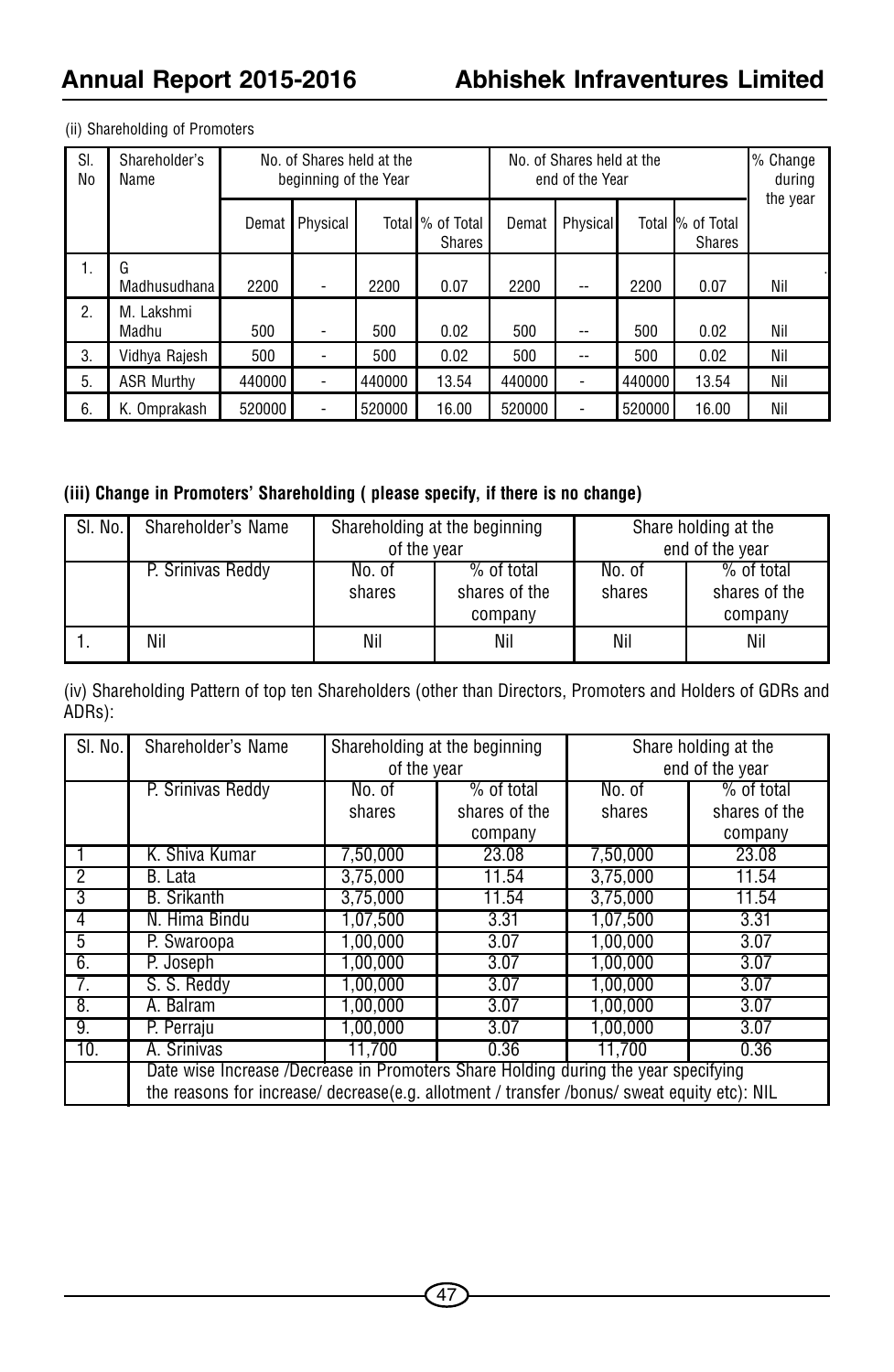(ii) Shareholding of Promoters

| Sl. No | Shareholder's Name | No. of Shares held at the beginning of the Year | | | | No. of Shares held at the end of the Year | | | | % Change during the year |
|---|---|---|---|---|---|---|---|---|---|---|
| | | Demat | Physical | Total | % of Total Shares | Demat | Physical | Total | % of Total Shares | |
| 1. | G Madhusudhana | 2200 | - | 2200 | 0.07 | 2200 | -- | 2200 | 0.07 | Nil |
| 2. | M. Lakshmi Madhu | 500 | - | 500 | 0.02 | 500 | -- | 500 | 0.02 | Nil |
| 3. | Vidhya Rajesh | 500 | - | 500 | 0.02 | 500 | -- | 500 | 0.02 | Nil |
| 5. | ASR Murthy | 440000 | - | 440000 | 13.54 | 440000 | - | 440000 | 13.54 | Nil |
| 6. | K. Omprakash | 520000 | - | 520000 | 16.00 | 520000 | - | 520000 | 16.00 | Nil |

**(iii) Change in Promoters' Shareholding ( please specify, if there is no change)**

| Sl. No. | Shareholder's Name | Shareholding at the beginning of the year | | Share holding at the end of the year | |
|---|---|---|---|---|---|
| | P. Srinivas Reddy | No. of shares | % of total shares of the company | No. of shares | % of total shares of the company |
| 1. | Nil | Nil | Nil | Nil | Nil |

(iv) Shareholding Pattern of top ten Shareholders (other than Directors, Promoters and Holders of GDRs and ADRs):

| Sl. No. | Shareholder's Name | Shareholding at the beginning of the year | | Share holding at the end of the year | |
|---|---|---|---|---|---|
| | P. Srinivas Reddy | No. of shares | % of total shares of the company | No. of shares | % of total shares of the company |
| 1 | K. Shiva Kumar | 7,50,000 | 23.08 | 7,50,000 | 23.08 |
| 2 | B. Lata | 3,75,000 | 11.54 | 3,75,000 | 11.54 |
| 3 | B. Srikanth | 3,75,000 | 11.54 | 3,75,000 | 11.54 |
| 4 | N. Hima Bindu | 1,07,500 | 3.31 | 1,07,500 | 3.31 |
| 5 | P. Swaroopa | 1,00,000 | 3.07 | 1,00,000 | 3.07 |
| 6. | P. Joseph | 1,00,000 | 3.07 | 1,00,000 | 3.07 |
| 7. | S. S. Reddy | 1,00,000 | 3.07 | 1,00,000 | 3.07 |
| 8. | A. Balram | 1,00,000 | 3.07 | 1,00,000 | 3.07 |
| 9. | P. Perraju | 1,00,000 | 3.07 | 1,00,000 | 3.07 |
| 10. | A. Srinivas | 11,700 | 0.36 | 11,700 | 0.36 |
| | Date wise Increase /Decrease in Promoters Share Holding during the year specifying the reasons for increase/ decrease(e.g. allotment / transfer /bonus/ sweat equity etc): NIL | | | | |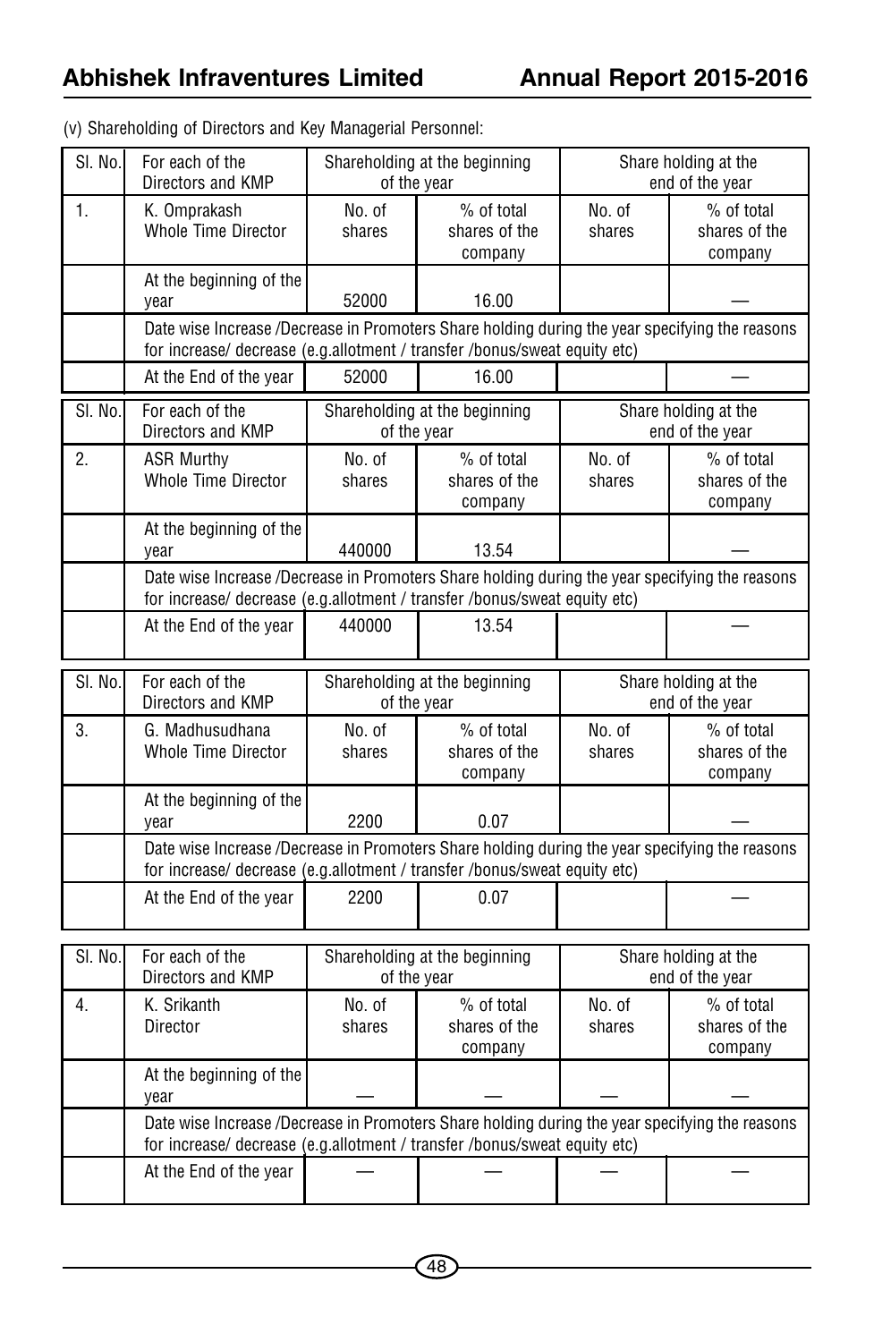(v) Shareholding of Directors and Key Managerial Personnel:

| Sl. No. | For each of the Directors and KMP | Shareholding at the beginning of the year | | Share holding at the end of the year | |
|---|---|---|---|---|---|
| 1. | K. Omprakash Whole Time Director | No. of shares | % of total shares of the company | No. of shares | % of total shares of the company |
| | At the beginning of the year | 52000 | 16.00 | | — |
| | Date wise Increase /Decrease in Promoters Share holding during the year specifying the reasons for increase/ decrease (e.g.allotment / transfer /bonus/sweat equity etc) | | | | |
| | At the End of the year | 52000 | 16.00 | | — |

| Sl. No. | For each of the Directors and KMP | Shareholding at the beginning of the year | | Share holding at the end of the year | |
|---|---|---|---|---|---|
| 2. | ASR Murthy Whole Time Director | No. of shares | % of total shares of the company | No. of shares | % of total shares of the company |
| | At the beginning of the year | 440000 | 13.54 | | — |
| | Date wise Increase /Decrease in Promoters Share holding during the year specifying the reasons for increase/ decrease (e.g.allotment / transfer /bonus/sweat equity etc) | | | | |
| | At the End of the year | 440000 | 13.54 | | — |

| Sl. No. | For each of the Directors and KMP | Shareholding at the beginning of the year | | Share holding at the end of the year | |
|---|---|---|---|---|---|
| 3. | G. Madhusudhana Whole Time Director | No. of shares | % of total shares of the company | No. of shares | % of total shares of the company |
| | At the beginning of the year | 2200 | 0.07 | | — |
| | Date wise Increase /Decrease in Promoters Share holding during the year specifying the reasons for increase/ decrease (e.g.allotment / transfer /bonus/sweat equity etc) | | | | |
| | At the End of the year | 2200 | 0.07 | | — |

| Sl. No. | For each of the Directors and KMP | Shareholding at the beginning of the year | | Share holding at the end of the year | |
|---|---|---|---|---|---|
| 4. | K. Srikanth Director | No. of shares | % of total shares of the company | No. of shares | % of total shares of the company |
| | At the beginning of the year | — | — | — | — |
| | Date wise Increase /Decrease in Promoters Share holding during the year specifying the reasons for increase/ decrease (e.g.allotment / transfer /bonus/sweat equity etc) | | | | |
| | At the End of the year | — | — | — | — |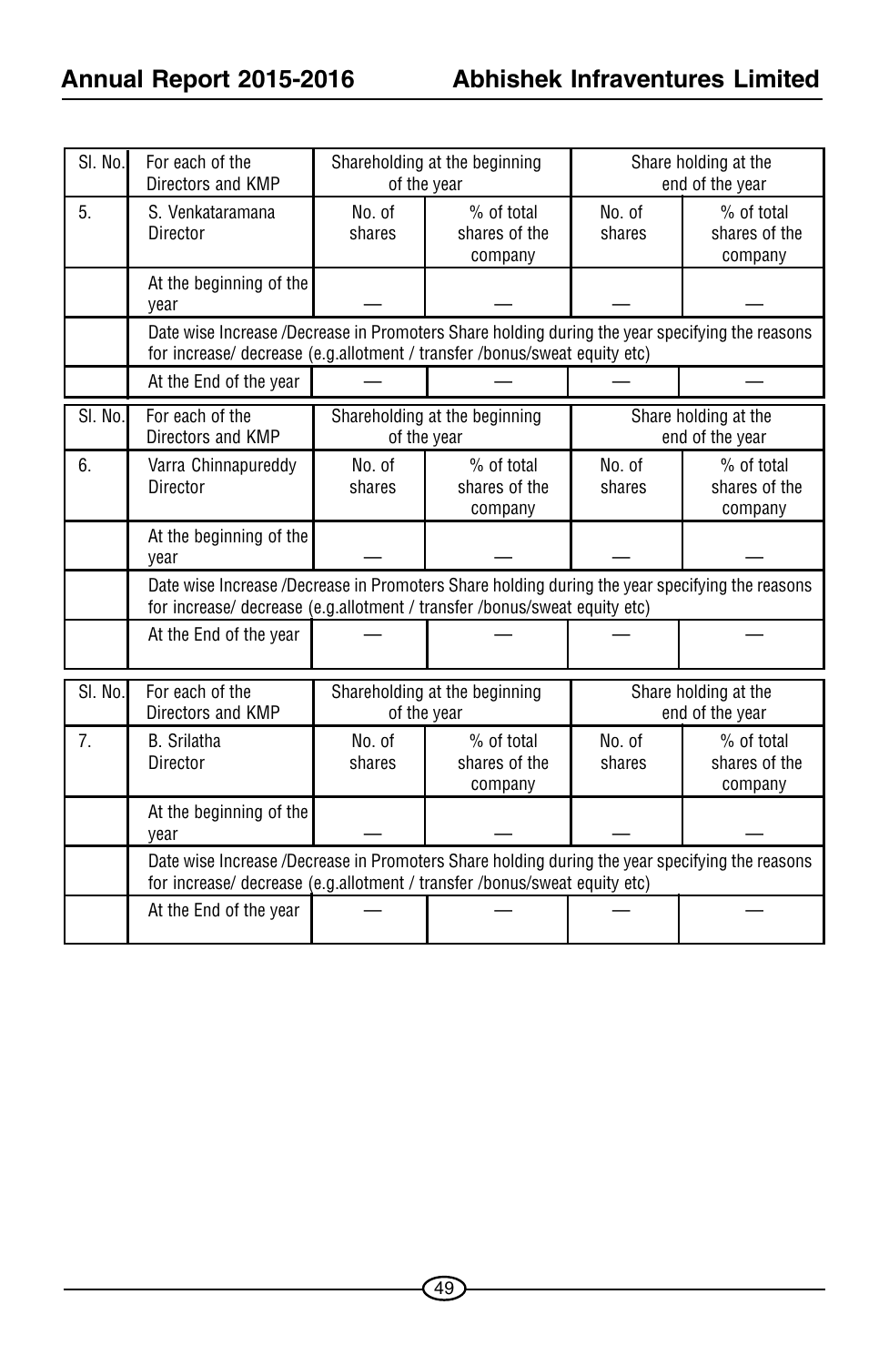| Sl. No. | For each of the Directors and KMP | Shareholding at the beginning of the year | | Share holding at the end of the year | |
|---|---|---|---|---|---|
| 5. | S. Venkataramana Director | No. of shares | % of total shares of the company | No. of shares | % of total shares of the company |
| | At the beginning of the year | — | — | — | — |
| | Date wise Increase /Decrease in Promoters Share holding during the year specifying the reasons for increase/ decrease (e.g.allotment / transfer /bonus/sweat equity etc) | | | | |
| | At the End of the year | — | — | — | — |

| Sl. No. | For each of the Directors and KMP | Shareholding at the beginning of the year | | Share holding at the end of the year | |
|---|---|---|---|---|---|
| 6. | Varra Chinnapureddy Director | No. of shares | % of total shares of the company | No. of shares | % of total shares of the company |
| | At the beginning of the year | — | — | — | — |
| | Date wise Increase /Decrease in Promoters Share holding during the year specifying the reasons for increase/ decrease (e.g.allotment / transfer /bonus/sweat equity etc) | | | | |
| | At the End of the year | — | — | — | — |

| Sl. No. | For each of the Directors and KMP | Shareholding at the beginning of the year | | Share holding at the end of the year | |
|---|---|---|---|---|---|
| 7. | B. Srilatha Director | No. of shares | % of total shares of the company | No. of shares | % of total shares of the company |
| | At the beginning of the year | — | — | — | — |
| | Date wise Increase /Decrease in Promoters Share holding during the year specifying the reasons for increase/ decrease (e.g.allotment / transfer /bonus/sweat equity etc) | | | | |
| | At the End of the year | — | — | — | — |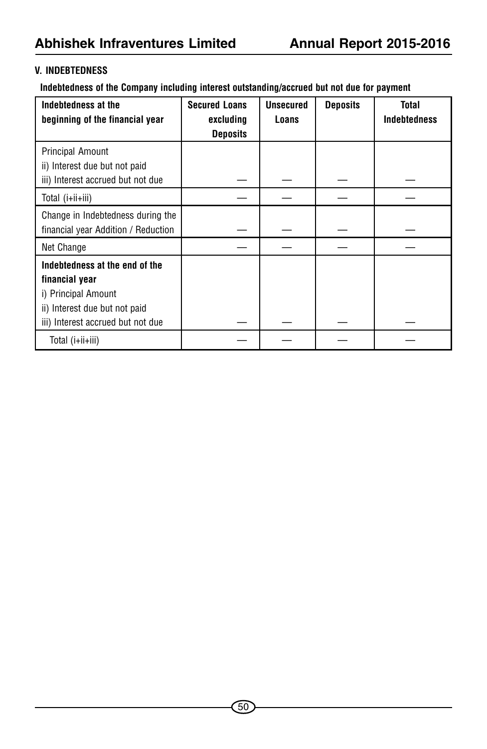**V. INDEBTEDNESS**

**Indebtedness of the Company including interest outstanding/accrued but not due for payment**

| **Indebtedness at the beginning of the financial year** | **Secured Loans excluding Deposits** | **Unsecured Loans** | **Deposits** | **Total Indebtedness** |
|---|---|---|---|---|
| Principal Amount<br>ii) Interest due but not paid<br>iii) Interest accrued but not due | — | — | — | — |
| Total (i+ii+iii) | — | — | — | — |
| Change in Indebtedness during the financial year Addition / Reduction | — | — | — | — |
| Net Change | — | — | — | — |
| **Indebtedness at the end of the financial year**<br>i) Principal Amount<br>ii) Interest due but not paid<br>iii) Interest accrued but not due | — | — | — | — |
| Total (i+ii+iii) | — | — | — | — |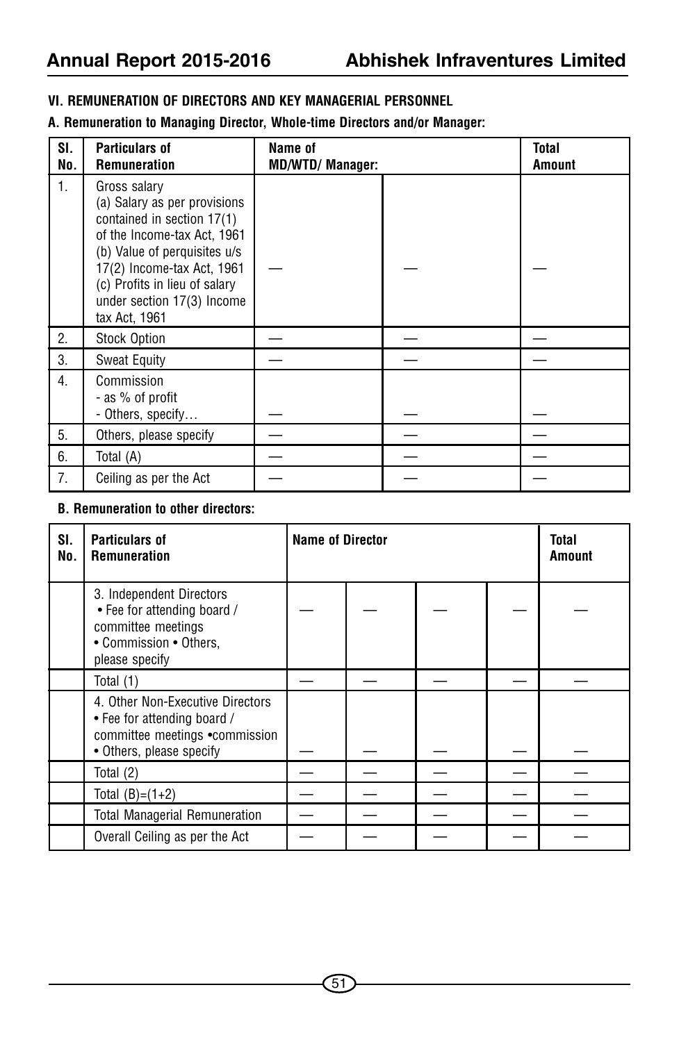## VI. REMUNERATION OF DIRECTORS AND KEY MANAGERIAL PERSONNEL

### A. Remuneration to Managing Director, Whole-time Directors and/or Manager:

| Sl. No. | Particulars of Remuneration | Name of MD/WTD/ Manager: | | Total Amount |
|---|---|---|---|---|
| 1. | Gross salary<br>(a) Salary as per provisions contained in section 17(1) of the Income-tax Act, 1961<br>(b) Value of perquisites u/s 17(2) Income-tax Act, 1961<br>(c) Profits in lieu of salary under section 17(3) Income tax Act, 1961 | — | — | — |
| 2. | Stock Option | — | — | — |
| 3. | Sweat Equity | — | — | — |
| 4. | Commission<br>- as % of profit<br>- Others, specify… | — | — | — |
| 5. | Others, please specify | — | — | — |
| 6. | Total (A) | — | — | — |
| 7. | Ceiling as per the Act | — | — | — |

### B. Remuneration to other directors:

| Sl. No. | Particulars of Remuneration | Name of Director | | | | Total Amount |
|---|---|---|---|---|---|---|
| | 3. Independent Directors<br>• Fee for attending board / committee meetings<br>• Commission • Others, please specify | — | — | — | — | — |
| | Total (1) | — | — | — | — | — |
| | 4. Other Non-Executive Directors<br>• Fee for attending board / committee meetings •commission<br>• Others, please specify | — | — | — | — | — |
| | Total (2) | — | — | — | — | — |
| | Total (B)=(1+2) | — | — | — | — | — |
| | Total Managerial Remuneration | — | — | — | — | — |
| | Overall Ceiling as per the Act | — | — | — | — | — |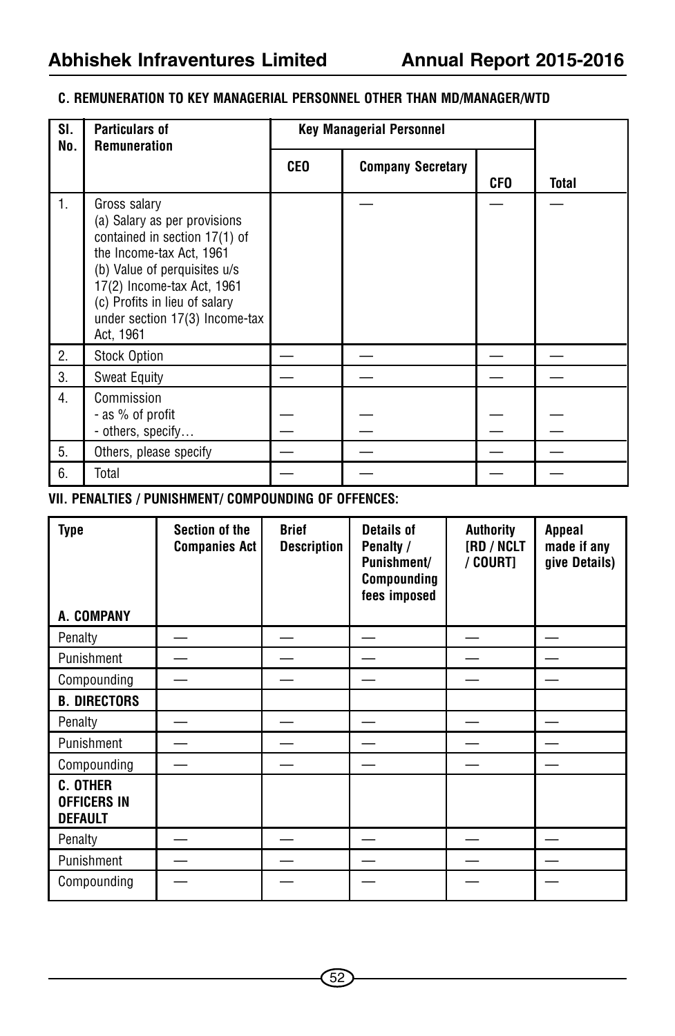### C. REMUNERATION TO KEY MANAGERIAL PERSONNEL OTHER THAN MD/MANAGER/WTD

| Sl. No. | Particulars of Remuneration | Key Managerial Personnel | | | |
|---|---|---|---|---|---|
| | | CEO | Company Secretary | CFO | Total |
| 1. | Gross salary<br>(a) Salary as per provisions contained in section 17(1) of the Income-tax Act, 1961<br>(b) Value of perquisites u/s 17(2) Income-tax Act, 1961<br>(c) Profits in lieu of salary under section 17(3) Income-tax Act, 1961 | | — | — | — |
| 2. | Stock Option | — | — | — | — |
| 3. | Sweat Equity | — | — | — | — |
| 4. | Commission<br>- as % of profit<br>- others, specify… | —<br>— | —<br>— | —<br>— | —<br>— |
| 5. | Others, please specify | — | — | — | — |
| 6. | Total | — | — | — | — |

### VII. PENALTIES / PUNISHMENT/ COMPOUNDING OF OFFENCES:

| Type | Section of the Companies Act | Brief Description | Details of Penalty / Punishment/ Compounding fees imposed | Authority [RD / NCLT / COURT] | Appeal made if any give Details) |
|---|---|---|---|---|---|
| **A. COMPANY** | | | | | |
| Penalty | — | — | — | — | — |
| Punishment | — | — | — | — | — |
| Compounding | — | — | — | — | — |
| **B. DIRECTORS** | | | | | |
| Penalty | — | — | — | — | — |
| Punishment | — | — | — | — | — |
| Compounding | — | — | — | — | — |
| **C. OTHER OFFICERS IN DEFAULT** | | | | | |
| Penalty | — | — | — | — | — |
| Punishment | — | — | — | — | — |
| Compounding | — | — | — | — | — |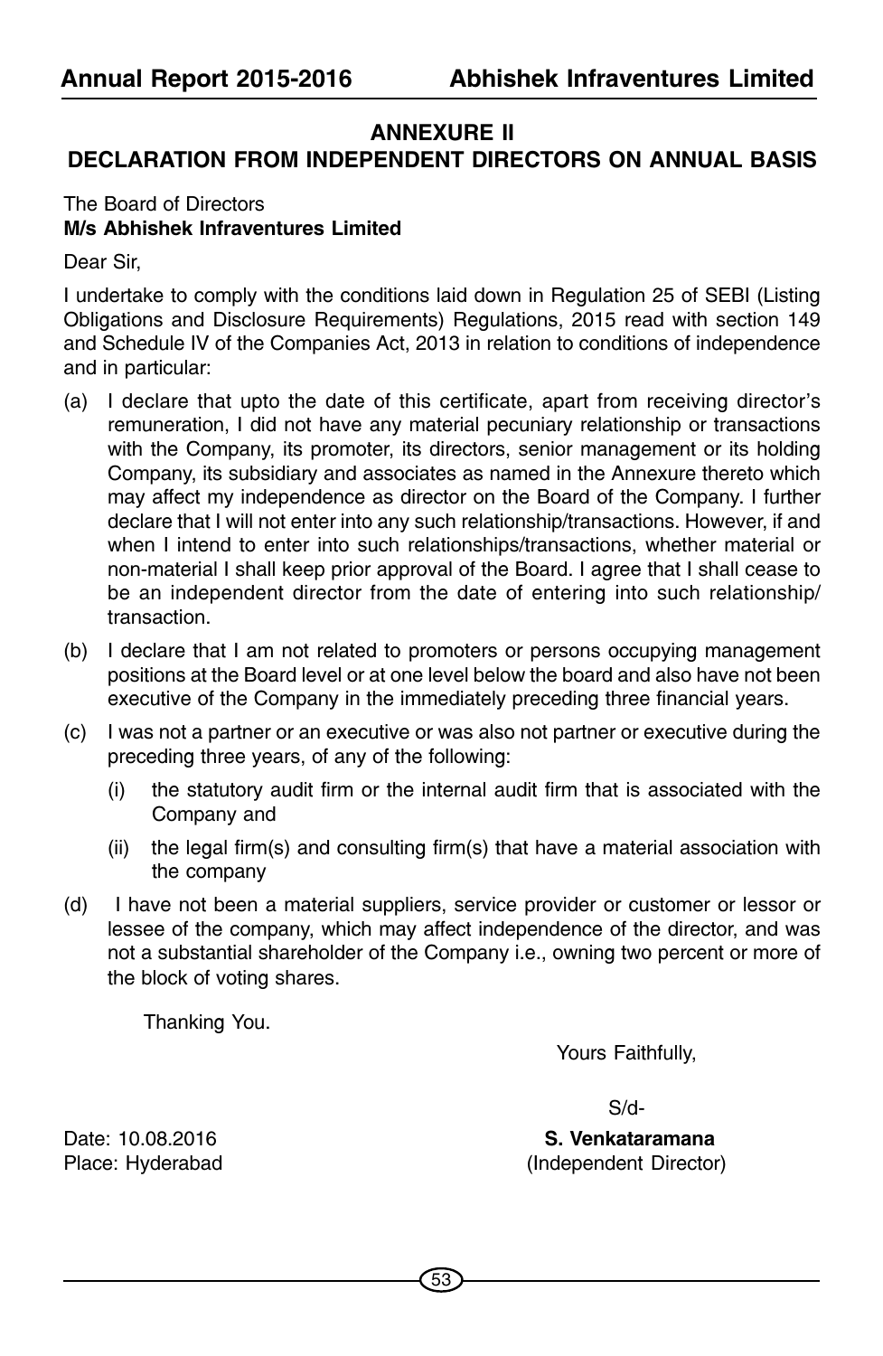## ANNEXURE II

## DECLARATION FROM INDEPENDENT DIRECTORS ON ANNUAL BASIS

The Board of Directors
**M/s Abhishek Infraventures Limited**

Dear Sir,

I undertake to comply with the conditions laid down in Regulation 25 of SEBI (Listing Obligations and Disclosure Requirements) Regulations, 2015 read with section 149 and Schedule IV of the Companies Act, 2013 in relation to conditions of independence and in particular:

(a) I declare that upto the date of this certificate, apart from receiving director's remuneration, I did not have any material pecuniary relationship or transactions with the Company, its promoter, its directors, senior management or its holding Company, its subsidiary and associates as named in the Annexure thereto which may affect my independence as director on the Board of the Company. I further declare that I will not enter into any such relationship/transactions. However, if and when I intend to enter into such relationships/transactions, whether material or non-material I shall keep prior approval of the Board. I agree that I shall cease to be an independent director from the date of entering into such relationship/ transaction.

(b) I declare that I am not related to promoters or persons occupying management positions at the Board level or at one level below the board and also have not been executive of the Company in the immediately preceding three financial years.

(c) I was not a partner or an executive or was also not partner or executive during the preceding three years, of any of the following:

   (i) the statutory audit firm or the internal audit firm that is associated with the Company and

   (ii) the legal firm(s) and consulting firm(s) that have a material association with the company

(d) I have not been a material suppliers, service provider or customer or lessor or lessee of the company, which may affect independence of the director, and was not a substantial shareholder of the Company i.e., owning two percent or more of the block of voting shares.

Thanking You.

Yours Faithfully,

S/d-

**S. Venkataramana**
(Independent Director)

Date: 10.08.2016
Place: Hyderabad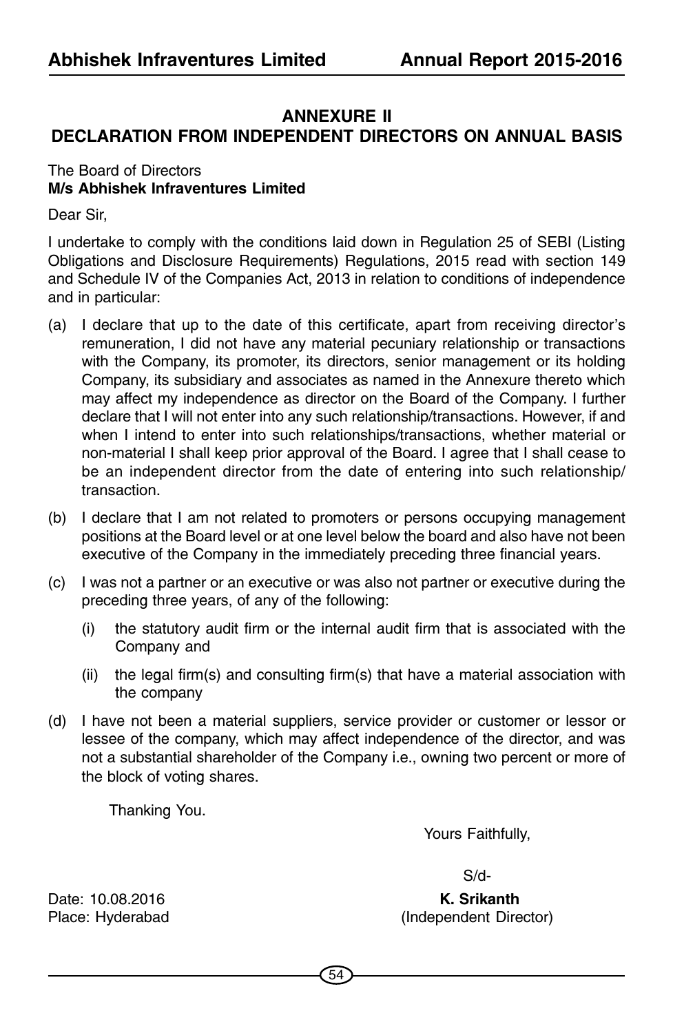## ANNEXURE II

## DECLARATION FROM INDEPENDENT DIRECTORS ON ANNUAL BASIS

The Board of Directors
**M/s Abhishek Infraventures Limited**

Dear Sir,

I undertake to comply with the conditions laid down in Regulation 25 of SEBI (Listing Obligations and Disclosure Requirements) Regulations, 2015 read with section 149 and Schedule IV of the Companies Act, 2013 in relation to conditions of independence and in particular:

(a) I declare that up to the date of this certificate, apart from receiving director's remuneration, I did not have any material pecuniary relationship or transactions with the Company, its promoter, its directors, senior management or its holding Company, its subsidiary and associates as named in the Annexure thereto which may affect my independence as director on the Board of the Company. I further declare that I will not enter into any such relationship/transactions. However, if and when I intend to enter into such relationships/transactions, whether material or non-material I shall keep prior approval of the Board. I agree that I shall cease to be an independent director from the date of entering into such relationship/ transaction.

(b) I declare that I am not related to promoters or persons occupying management positions at the Board level or at one level below the board and also have not been executive of the Company in the immediately preceding three financial years.

(c) I was not a partner or an executive or was also not partner or executive during the preceding three years, of any of the following:

   (i) the statutory audit firm or the internal audit firm that is associated with the Company and

   (ii) the legal firm(s) and consulting firm(s) that have a material association with the company

(d) I have not been a material suppliers, service provider or customer or lessor or lessee of the company, which may affect independence of the director, and was not a substantial shareholder of the Company i.e., owning two percent or more of the block of voting shares.

Thanking You.

Yours Faithfully,

S/d-

**K. Srikanth**
(Independent Director)

Date: 10.08.2016
Place: Hyderabad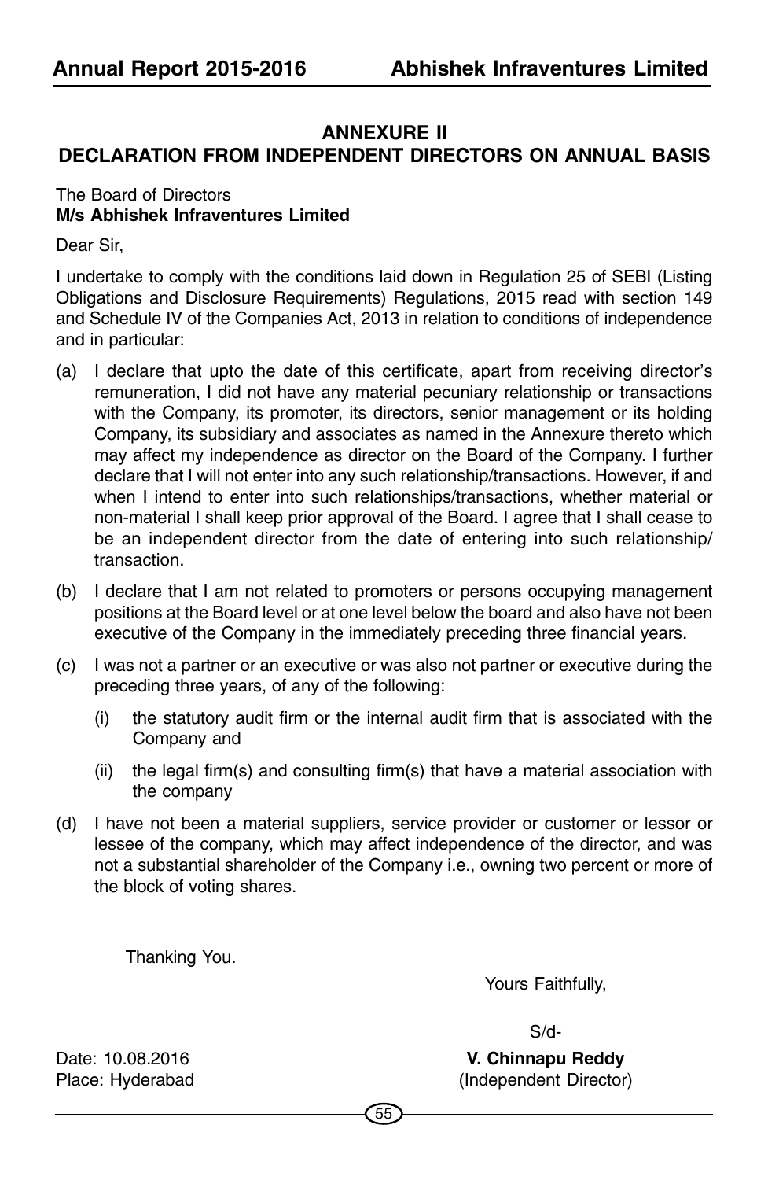## ANNEXURE II
## DECLARATION FROM INDEPENDENT DIRECTORS ON ANNUAL BASIS

The Board of Directors
**M/s Abhishek Infraventures Limited**

Dear Sir,

I undertake to comply with the conditions laid down in Regulation 25 of SEBI (Listing Obligations and Disclosure Requirements) Regulations, 2015 read with section 149 and Schedule IV of the Companies Act, 2013 in relation to conditions of independence and in particular:

(a) I declare that upto the date of this certificate, apart from receiving director's remuneration, I did not have any material pecuniary relationship or transactions with the Company, its promoter, its directors, senior management or its holding Company, its subsidiary and associates as named in the Annexure thereto which may affect my independence as director on the Board of the Company. I further declare that I will not enter into any such relationship/transactions. However, if and when I intend to enter into such relationships/transactions, whether material or non-material I shall keep prior approval of the Board. I agree that I shall cease to be an independent director from the date of entering into such relationship/ transaction.

(b) I declare that I am not related to promoters or persons occupying management positions at the Board level or at one level below the board and also have not been executive of the Company in the immediately preceding three financial years.

(c) I was not a partner or an executive or was also not partner or executive during the preceding three years, of any of the following:

   (i) the statutory audit firm or the internal audit firm that is associated with the Company and

   (ii) the legal firm(s) and consulting firm(s) that have a material association with the company

(d) I have not been a material suppliers, service provider or customer or lessor or lessee of the company, which may affect independence of the director, and was not a substantial shareholder of the Company i.e., owning two percent or more of the block of voting shares.

Thanking You.

Yours Faithfully,

S/d-

Date: 10.08.2016
Place: Hyderabad

**V. Chinnapu Reddy**
(Independent Director)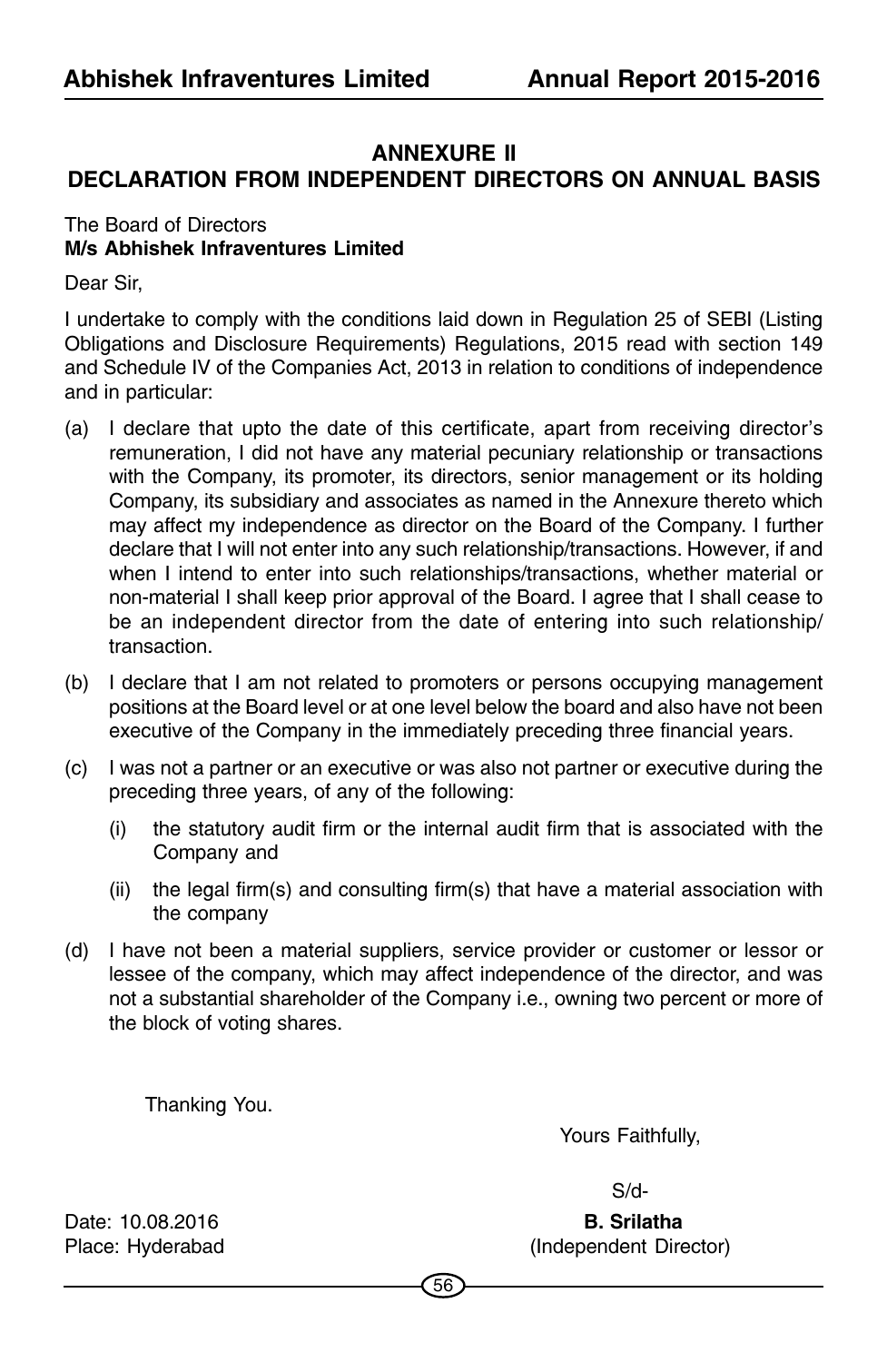## ANNEXURE II
## DECLARATION FROM INDEPENDENT DIRECTORS ON ANNUAL BASIS

The Board of Directors
**M/s Abhishek Infraventures Limited**

Dear Sir,

I undertake to comply with the conditions laid down in Regulation 25 of SEBI (Listing Obligations and Disclosure Requirements) Regulations, 2015 read with section 149 and Schedule IV of the Companies Act, 2013 in relation to conditions of independence and in particular:

(a) I declare that upto the date of this certificate, apart from receiving director's remuneration, I did not have any material pecuniary relationship or transactions with the Company, its promoter, its directors, senior management or its holding Company, its subsidiary and associates as named in the Annexure thereto which may affect my independence as director on the Board of the Company. I further declare that I will not enter into any such relationship/transactions. However, if and when I intend to enter into such relationships/transactions, whether material or non-material I shall keep prior approval of the Board. I agree that I shall cease to be an independent director from the date of entering into such relationship/ transaction.

(b) I declare that I am not related to promoters or persons occupying management positions at the Board level or at one level below the board and also have not been executive of the Company in the immediately preceding three financial years.

(c) I was not a partner or an executive or was also not partner or executive during the preceding three years, of any of the following:

  (i) the statutory audit firm or the internal audit firm that is associated with the Company and

  (ii) the legal firm(s) and consulting firm(s) that have a material association with the company

(d) I have not been a material suppliers, service provider or customer or lessor or lessee of the company, which may affect independence of the director, and was not a substantial shareholder of the Company i.e., owning two percent or more of the block of voting shares.

Thanking You.

Yours Faithfully,

S/d-

**B. Srilatha**
(Independent Director)

Date: 10.08.2016
Place: Hyderabad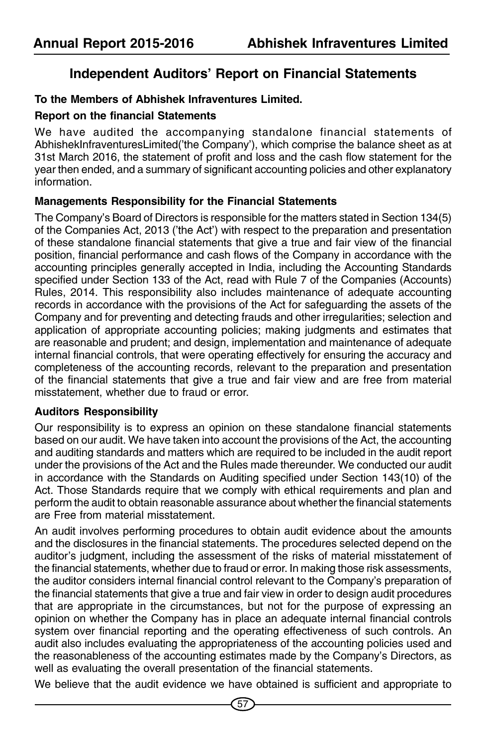# Independent Auditors' Report on Financial Statements

**To the Members of Abhishek Infraventures Limited.**

**Report on the financial Statements**

We have audited the accompanying standalone financial statements of AbhishekInfraventuresLimited('the Company'), which comprise the balance sheet as at 31st March 2016, the statement of profit and loss and the cash flow statement for the year then ended, and a summary of significant accounting policies and other explanatory information.

**Managements Responsibility for the Financial Statements**

The Company's Board of Directors is responsible for the matters stated in Section 134(5) of the Companies Act, 2013 ('the Act') with respect to the preparation and presentation of these standalone financial statements that give a true and fair view of the financial position, financial performance and cash flows of the Company in accordance with the accounting principles generally accepted in India, including the Accounting Standards specified under Section 133 of the Act, read with Rule 7 of the Companies (Accounts) Rules, 2014. This responsibility also includes maintenance of adequate accounting records in accordance with the provisions of the Act for safeguarding the assets of the Company and for preventing and detecting frauds and other irregularities; selection and application of appropriate accounting policies; making judgments and estimates that are reasonable and prudent; and design, implementation and maintenance of adequate internal financial controls, that were operating effectively for ensuring the accuracy and completeness of the accounting records, relevant to the preparation and presentation of the financial statements that give a true and fair view and are free from material misstatement, whether due to fraud or error.

**Auditors Responsibility**

Our responsibility is to express an opinion on these standalone financial statements based on our audit. We have taken into account the provisions of the Act, the accounting and auditing standards and matters which are required to be included in the audit report under the provisions of the Act and the Rules made thereunder. We conducted our audit in accordance with the Standards on Auditing specified under Section 143(10) of the Act. Those Standards require that we comply with ethical requirements and plan and perform the audit to obtain reasonable assurance about whether the financial statements are Free from material misstatement.

An audit involves performing procedures to obtain audit evidence about the amounts and the disclosures in the financial statements. The procedures selected depend on the auditor's judgment, including the assessment of the risks of material misstatement of the financial statements, whether due to fraud or error. In making those risk assessments, the auditor considers internal financial control relevant to the Company's preparation of the financial statements that give a true and fair view in order to design audit procedures that are appropriate in the circumstances, but not for the purpose of expressing an opinion on whether the Company has in place an adequate internal financial controls system over financial reporting and the operating effectiveness of such controls. An audit also includes evaluating the appropriateness of the accounting policies used and the reasonableness of the accounting estimates made by the Company's Directors, as well as evaluating the overall presentation of the financial statements.

We believe that the audit evidence we have obtained is sufficient and appropriate to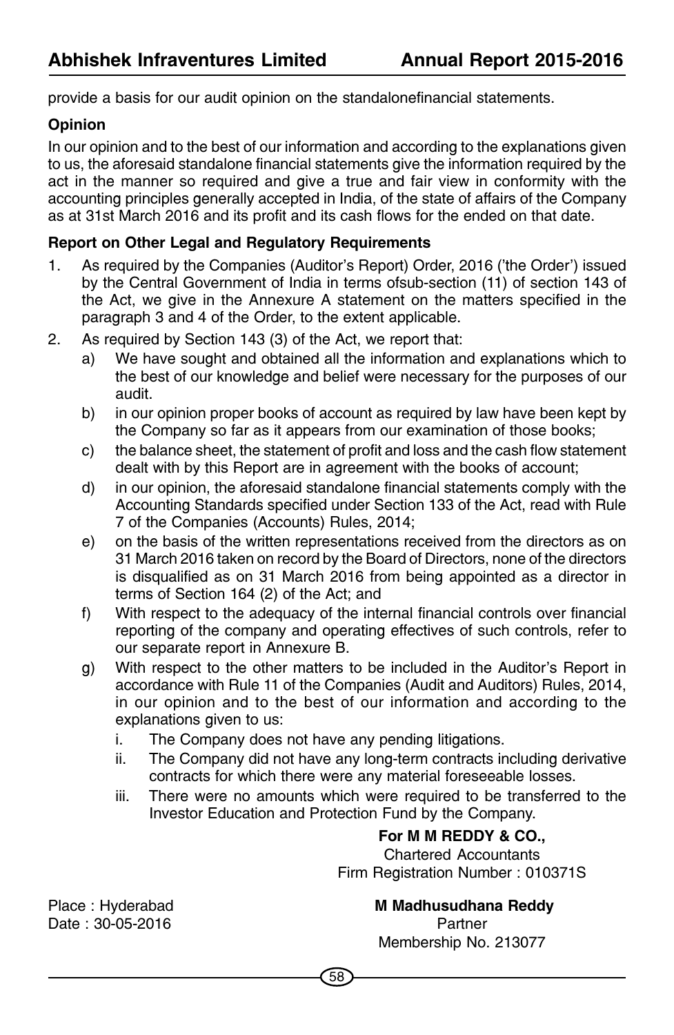provide a basis for our audit opinion on the standalonefinancial statements.

**Opinion**

In our opinion and to the best of our information and according to the explanations given to us, the aforesaid standalone financial statements give the information required by the act in the manner so required and give a true and fair view in conformity with the accounting principles generally accepted in India, of the state of affairs of the Company as at 31st March 2016 and its profit and its cash flows for the ended on that date.

**Report on Other Legal and Regulatory Requirements**

1. As required by the Companies (Auditor's Report) Order, 2016 ('the Order') issued by the Central Government of India in terms ofsub-section (11) of section 143 of the Act, we give in the Annexure A statement on the matters specified in the paragraph 3 and 4 of the Order, to the extent applicable.
2. As required by Section 143 (3) of the Act, we report that:
   a) We have sought and obtained all the information and explanations which to the best of our knowledge and belief were necessary for the purposes of our audit.
   b) in our opinion proper books of account as required by law have been kept by the Company so far as it appears from our examination of those books;
   c) the balance sheet, the statement of profit and loss and the cash flow statement dealt with by this Report are in agreement with the books of account;
   d) in our opinion, the aforesaid standalone financial statements comply with the Accounting Standards specified under Section 133 of the Act, read with Rule 7 of the Companies (Accounts) Rules, 2014;
   e) on the basis of the written representations received from the directors as on 31 March 2016 taken on record by the Board of Directors, none of the directors is disqualified as on 31 March 2016 from being appointed as a director in terms of Section 164 (2) of the Act; and
   f) With respect to the adequacy of the internal financial controls over financial reporting of the company and operating effectives of such controls, refer to our separate report in Annexure B.
   g) With respect to the other matters to be included in the Auditor's Report in accordance with Rule 11 of the Companies (Audit and Auditors) Rules, 2014, in our opinion and to the best of our information and according to the explanations given to us:
      i. The Company does not have any pending litigations.
      ii. The Company did not have any long-term contracts including derivative contracts for which there were any material foreseeable losses.
      iii. There were no amounts which were required to be transferred to the Investor Education and Protection Fund by the Company.

**For M M REDDY & CO.,**
Chartered Accountants
Firm Registration Number : 010371S

Place : Hyderabad
Date : 30-05-2016

**M Madhusudhana Reddy**
Partner
Membership No. 213077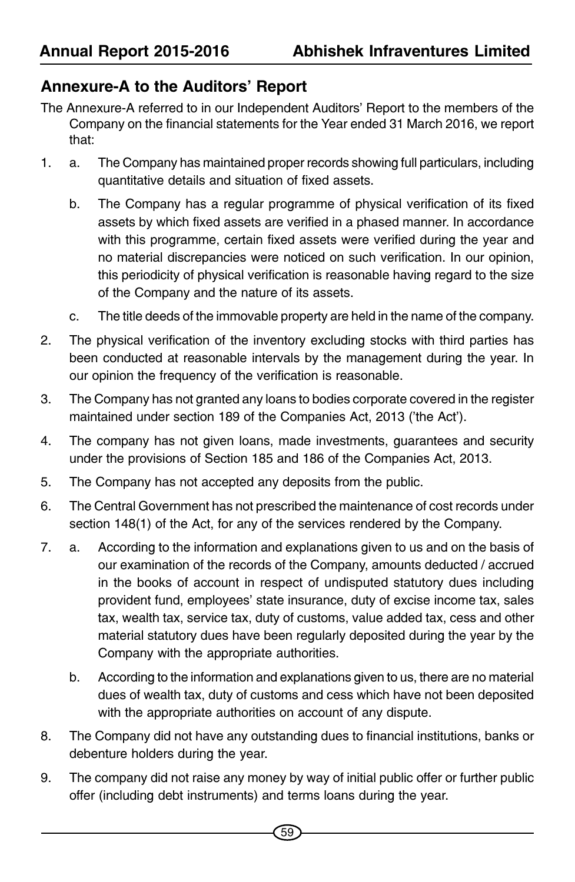## Annexure-A to the Auditors' Report

The Annexure-A referred to in our Independent Auditors' Report to the members of the Company on the financial statements for the Year ended 31 March 2016, we report that:

1. a. The Company has maintained proper records showing full particulars, including quantitative details and situation of fixed assets.

   b. The Company has a regular programme of physical verification of its fixed assets by which fixed assets are verified in a phased manner. In accordance with this programme, certain fixed assets were verified during the year and no material discrepancies were noticed on such verification. In our opinion, this periodicity of physical verification is reasonable having regard to the size of the Company and the nature of its assets.

   c. The title deeds of the immovable property are held in the name of the company.

2. The physical verification of the inventory excluding stocks with third parties has been conducted at reasonable intervals by the management during the year. In our opinion the frequency of the verification is reasonable.

3. The Company has not granted any loans to bodies corporate covered in the register maintained under section 189 of the Companies Act, 2013 ('the Act').

4. The company has not given loans, made investments, guarantees and security under the provisions of Section 185 and 186 of the Companies Act, 2013.

5. The Company has not accepted any deposits from the public.

6. The Central Government has not prescribed the maintenance of cost records under section 148(1) of the Act, for any of the services rendered by the Company.

7. a. According to the information and explanations given to us and on the basis of our examination of the records of the Company, amounts deducted / accrued in the books of account in respect of undisputed statutory dues including provident fund, employees' state insurance, duty of excise income tax, sales tax, wealth tax, service tax, duty of customs, value added tax, cess and other material statutory dues have been regularly deposited during the year by the Company with the appropriate authorities.

   b. According to the information and explanations given to us, there are no material dues of wealth tax, duty of customs and cess which have not been deposited with the appropriate authorities on account of any dispute.

8. The Company did not have any outstanding dues to financial institutions, banks or debenture holders during the year.

9. The company did not raise any money by way of initial public offer or further public offer (including debt instruments) and terms loans during the year.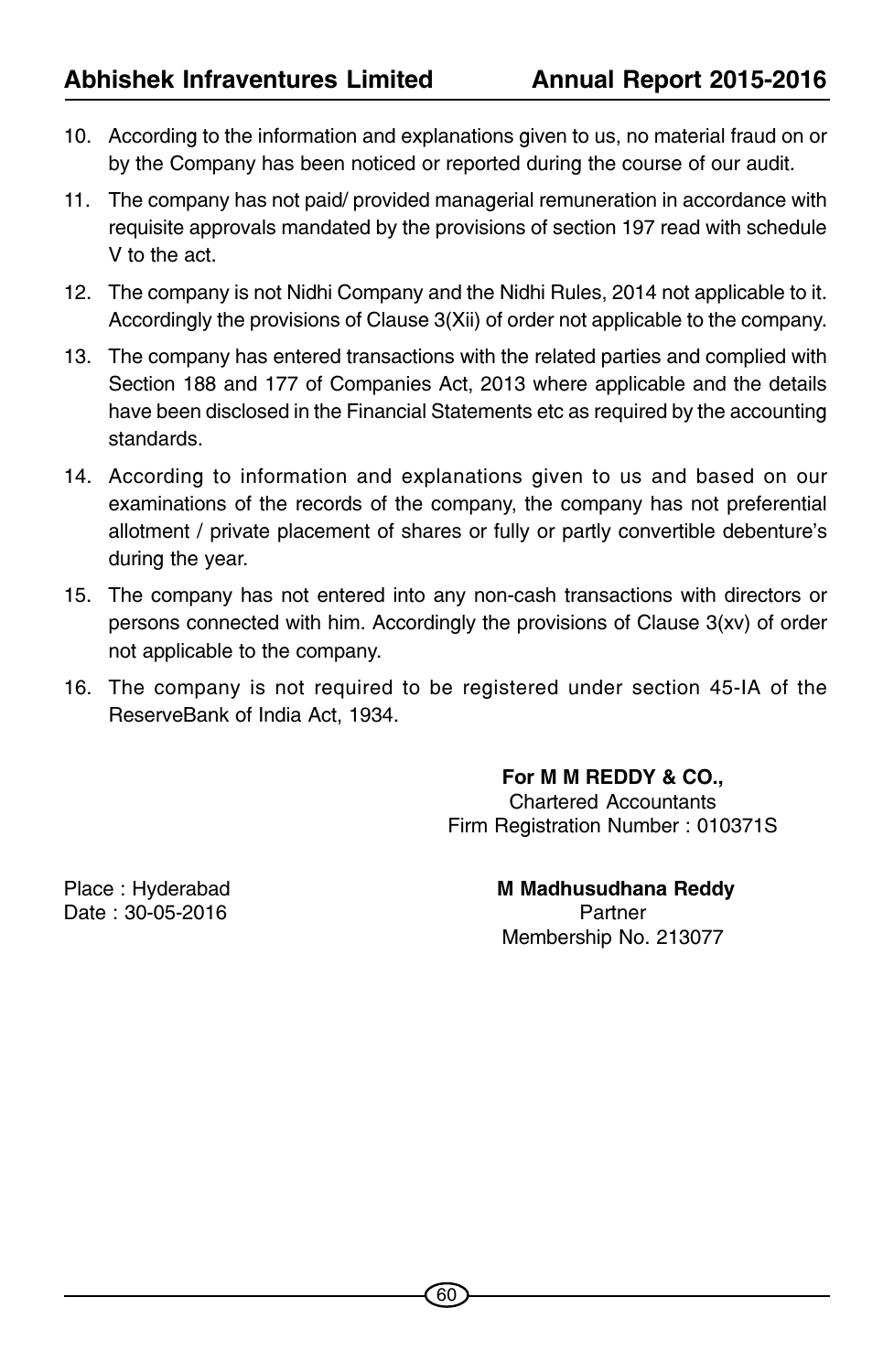10. According to the information and explanations given to us, no material fraud on or by the Company has been noticed or reported during the course of our audit.

11. The company has not paid/ provided managerial remuneration in accordance with requisite approvals mandated by the provisions of section 197 read with schedule V to the act.

12. The company is not Nidhi Company and the Nidhi Rules, 2014 not applicable to it. Accordingly the provisions of Clause 3(Xii) of order not applicable to the company.

13. The company has entered transactions with the related parties and complied with Section 188 and 177 of Companies Act, 2013 where applicable and the details have been disclosed in the Financial Statements etc as required by the accounting standards.

14. According to information and explanations given to us and based on our examinations of the records of the company, the company has not preferential allotment / private placement of shares or fully or partly convertible debenture's during the year.

15. The company has not entered into any non-cash transactions with directors or persons connected with him. Accordingly the provisions of Clause 3(xv) of order not applicable to the company.

16. The company is not required to be registered under section 45-IA of the ReserveBank of India Act, 1934.

**For M M REDDY & CO.,**
Chartered Accountants
Firm Registration Number : 010371S

Place : Hyderabad
Date : 30-05-2016

**M Madhusudhana Reddy**
Partner
Membership No. 213077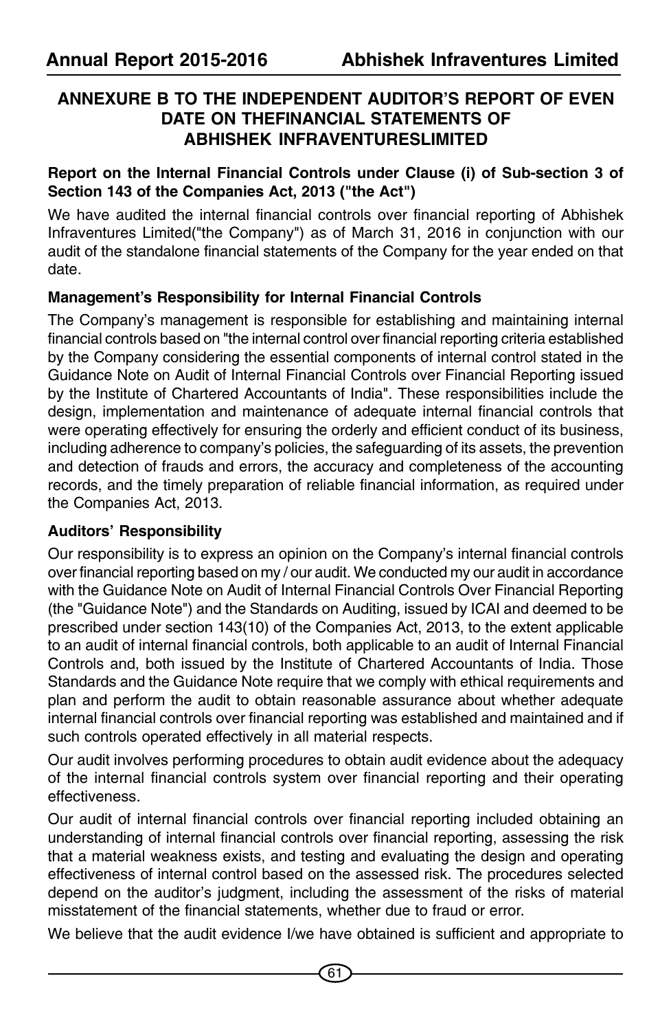## ANNEXURE B TO THE INDEPENDENT AUDITOR'S REPORT OF EVEN DATE ON THEFINANCIAL STATEMENTS OF ABHISHEK INFRAVENTURESLIMITED

**Report on the Internal Financial Controls under Clause (i) of Sub-section 3 of Section 143 of the Companies Act, 2013 ("the Act")**

We have audited the internal financial controls over financial reporting of Abhishek Infraventures Limited("the Company") as of March 31, 2016 in conjunction with our audit of the standalone financial statements of the Company for the year ended on that date.

**Management's Responsibility for Internal Financial Controls**

The Company's management is responsible for establishing and maintaining internal financial controls based on "the internal control over financial reporting criteria established by the Company considering the essential components of internal control stated in the Guidance Note on Audit of Internal Financial Controls over Financial Reporting issued by the Institute of Chartered Accountants of India". These responsibilities include the design, implementation and maintenance of adequate internal financial controls that were operating effectively for ensuring the orderly and efficient conduct of its business, including adherence to company's policies, the safeguarding of its assets, the prevention and detection of frauds and errors, the accuracy and completeness of the accounting records, and the timely preparation of reliable financial information, as required under the Companies Act, 2013.

**Auditors' Responsibility**

Our responsibility is to express an opinion on the Company's internal financial controls over financial reporting based on my / our audit. We conducted my our audit in accordance with the Guidance Note on Audit of Internal Financial Controls Over Financial Reporting (the "Guidance Note") and the Standards on Auditing, issued by ICAI and deemed to be prescribed under section 143(10) of the Companies Act, 2013, to the extent applicable to an audit of internal financial controls, both applicable to an audit of Internal Financial Controls and, both issued by the Institute of Chartered Accountants of India. Those Standards and the Guidance Note require that we comply with ethical requirements and plan and perform the audit to obtain reasonable assurance about whether adequate internal financial controls over financial reporting was established and maintained and if such controls operated effectively in all material respects.

Our audit involves performing procedures to obtain audit evidence about the adequacy of the internal financial controls system over financial reporting and their operating effectiveness.

Our audit of internal financial controls over financial reporting included obtaining an understanding of internal financial controls over financial reporting, assessing the risk that a material weakness exists, and testing and evaluating the design and operating effectiveness of internal control based on the assessed risk. The procedures selected depend on the auditor's judgment, including the assessment of the risks of material misstatement of the financial statements, whether due to fraud or error.

We believe that the audit evidence I/we have obtained is sufficient and appropriate to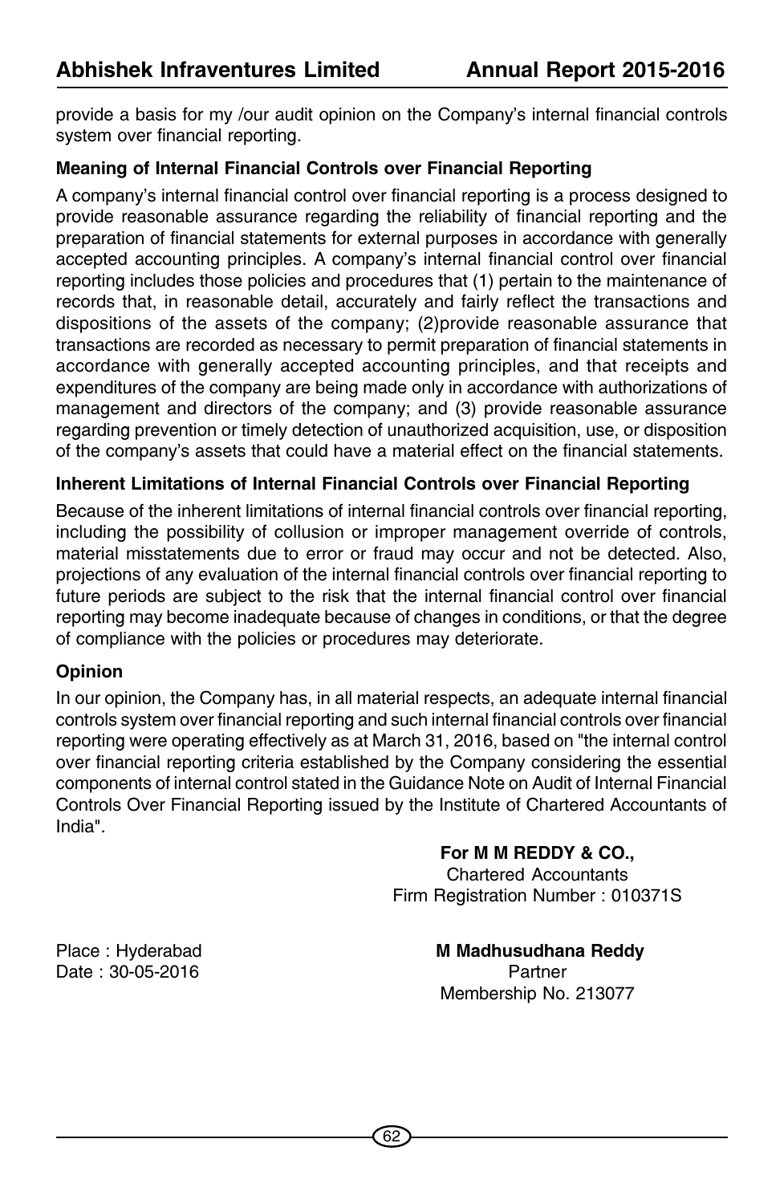provide a basis for my /our audit opinion on the Company's internal financial controls system over financial reporting.

**Meaning of Internal Financial Controls over Financial Reporting**

A company's internal financial control over financial reporting is a process designed to provide reasonable assurance regarding the reliability of financial reporting and the preparation of financial statements for external purposes in accordance with generally accepted accounting principles. A company's internal financial control over financial reporting includes those policies and procedures that (1) pertain to the maintenance of records that, in reasonable detail, accurately and fairly reflect the transactions and dispositions of the assets of the company; (2)provide reasonable assurance that transactions are recorded as necessary to permit preparation of financial statements in accordance with generally accepted accounting principles, and that receipts and expenditures of the company are being made only in accordance with authorizations of management and directors of the company; and (3) provide reasonable assurance regarding prevention or timely detection of unauthorized acquisition, use, or disposition of the company's assets that could have a material effect on the financial statements.

**Inherent Limitations of Internal Financial Controls over Financial Reporting**

Because of the inherent limitations of internal financial controls over financial reporting, including the possibility of collusion or improper management override of controls, material misstatements due to error or fraud may occur and not be detected. Also, projections of any evaluation of the internal financial controls over financial reporting to future periods are subject to the risk that the internal financial control over financial reporting may become inadequate because of changes in conditions, or that the degree of compliance with the policies or procedures may deteriorate.

**Opinion**

In our opinion, the Company has, in all material respects, an adequate internal financial controls system over financial reporting and such internal financial controls over financial reporting were operating effectively as at March 31, 2016, based on "the internal control over financial reporting criteria established by the Company considering the essential components of internal control stated in the Guidance Note on Audit of Internal Financial Controls Over Financial Reporting issued by the Institute of Chartered Accountants of India".

**For M M REDDY & CO.,**
Chartered Accountants
Firm Registration Number : 010371S

Place : Hyderabad
Date : 30-05-2016

**M Madhusudhana Reddy**
Partner
Membership No. 213077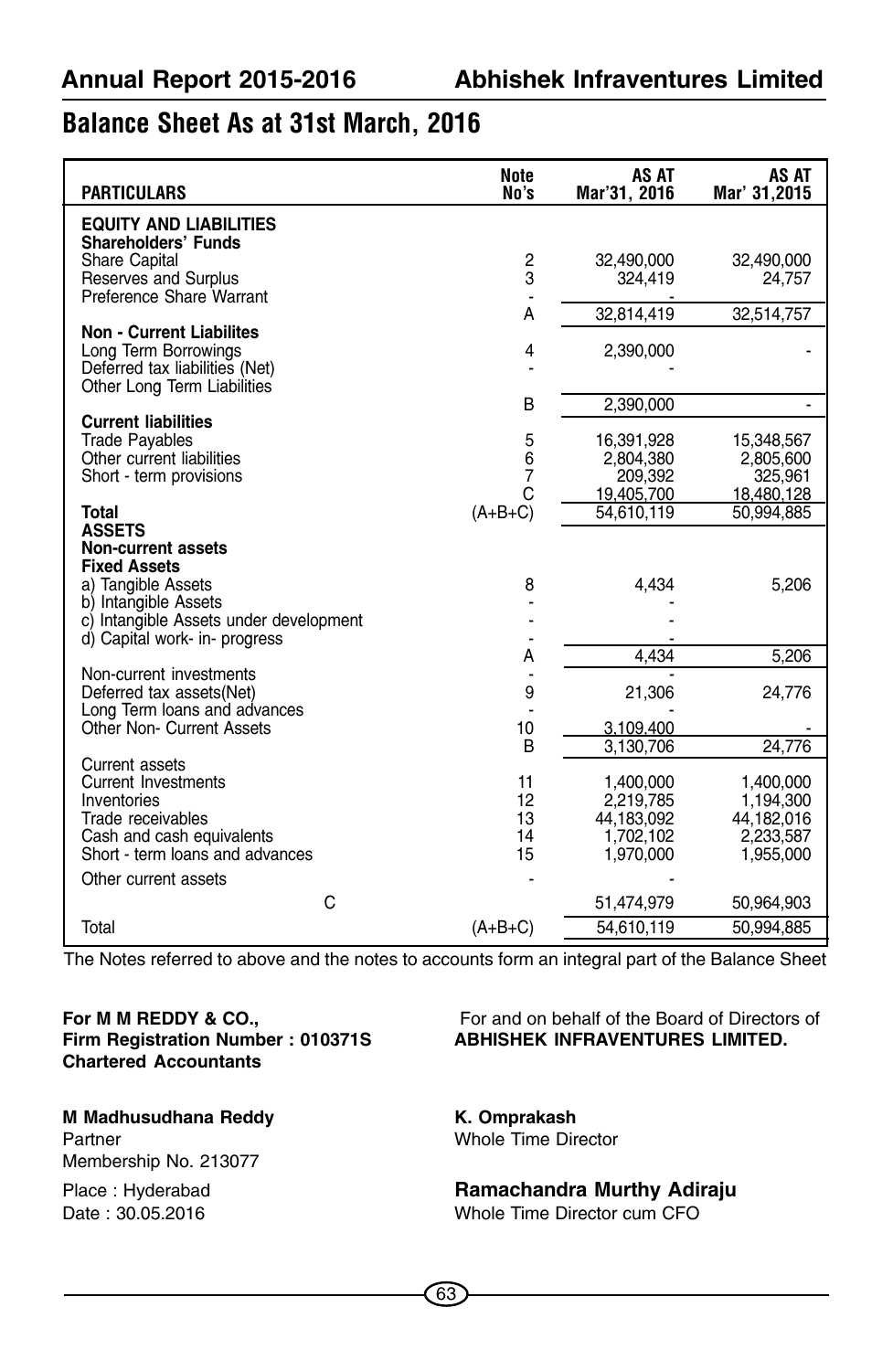## Balance Sheet As at 31st March, 2016

| PARTICULARS | Note No's | AS AT Mar'31, 2016 | AS AT Mar' 31,2015 |
|---|---|---|---|
| **EQUITY AND LIABILITIES** | | | |
| **Shareholders' Funds** | | | |
| Share Capital | 2 | 32,490,000 | 32,490,000 |
| Reserves and Surplus | 3 | 324,419 | 24,757 |
| Preference Share Warrant | - | - | |
| | A | 32,814,419 | 32,514,757 |
| **Non - Current Liabilites** | | | |
| Long Term Borrowings | 4 | 2,390,000 | - |
| Deferred tax liabilities (Net) | - | - | |
| Other Long Term Liabilities | | | |
| | B | 2,390,000 | - |
| **Current liabilities** | | | |
| Trade Payables | 5 | 16,391,928 | 15,348,567 |
| Other current liabilities | 6 | 2,804,380 | 2,805,600 |
| Short - term provisions | 7 | 209,392 | 325,961 |
| | C | 19,405,700 | 18,480,128 |
| **Total** | (A+B+C) | 54,610,119 | 50,994,885 |
| **ASSETS** | | | |
| **Non-current assets** | | | |
| **Fixed Assets** | | | |
| a) Tangible Assets | 8 | 4,434 | 5,206 |
| b) Intangible Assets | - | - | |
| c) Intangible Assets under development | - | - | |
| d) Capital work- in- progress | - | - | |
| | A | 4,434 | 5,206 |
| Non-current investments | - | - | |
| Deferred tax assets(Net) | 9 | 21,306 | 24,776 |
| Long Term loans and advances | - | - | |
| Other Non- Current Assets | 10 | 3,109,400 | - |
| | B | 3,130,706 | 24,776 |
| Current assets | | | |
| Current Investments | 11 | 1,400,000 | 1,400,000 |
| Inventories | 12 | 2,219,785 | 1,194,300 |
| Trade receivables | 13 | 44,183,092 | 44,182,016 |
| Cash and cash equivalents | 14 | 1,702,102 | 2,233,587 |
| Short - term loans and advances | 15 | 1,970,000 | 1,955,000 |
| Other current assets | - | - | |
| C | | 51,474,979 | 50,964,903 |
| Total | (A+B+C) | 54,610,119 | 50,994,885 |

The Notes referred to above and the notes to accounts form an integral part of the Balance Sheet

**For M M REDDY & CO.,**
**Firm Registration Number : 010371S**
**Chartered Accountants**

**M Madhusudhana Reddy**
Partner
Membership No. 213077

Place : Hyderabad
Date : 30.05.2016

For and on behalf of the Board of Directors of
**ABHISHEK INFRAVENTURES LIMITED.**

**K. Omprakash**
Whole Time Director

**Ramachandra Murthy Adiraju**
Whole Time Director cum CFO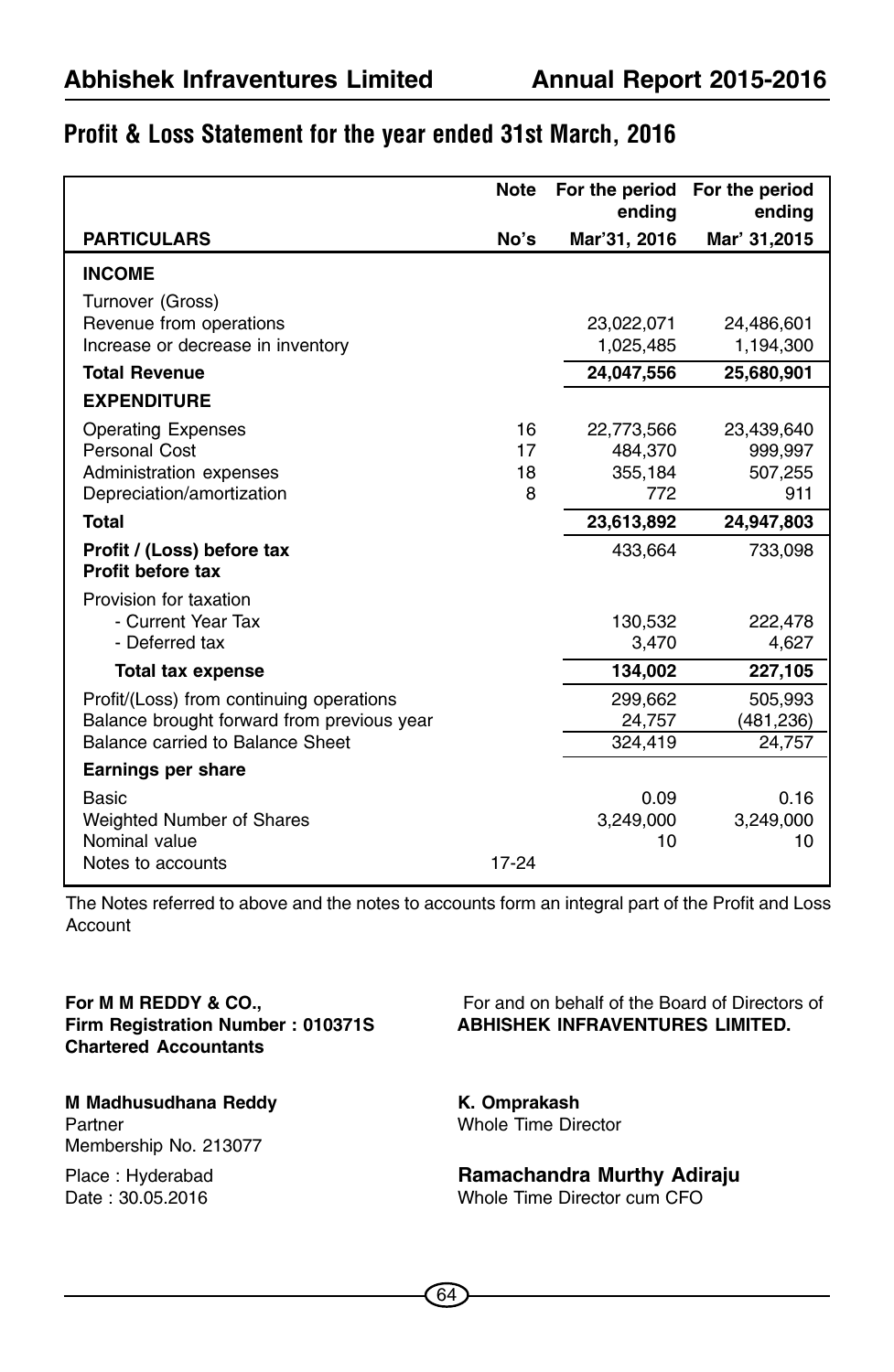## Profit & Loss Statement for the year ended 31st March, 2016

| PARTICULARS | Note No's | For the period ending Mar'31, 2016 | For the period ending Mar' 31,2015 |
|---|---|---|---|
| **INCOME** | | | |
| Turnover (Gross) | | | |
| Revenue from operations | | 23,022,071 | 24,486,601 |
| Increase or decrease in inventory | | 1,025,485 | 1,194,300 |
| **Total Revenue** | | **24,047,556** | **25,680,901** |
| **EXPENDITURE** | | | |
| Operating Expenses | 16 | 22,773,566 | 23,439,640 |
| Personal Cost | 17 | 484,370 | 999,997 |
| Administration expenses | 18 | 355,184 | 507,255 |
| Depreciation/amortization | 8 | 772 | 911 |
| **Total** | | **23,613,892** | **24,947,803** |
| **Profit / (Loss) before tax** **Profit before tax** | | 433,664 | 733,098 |
| Provision for taxation | | | |
| - Current Year Tax | | 130,532 | 222,478 |
| - Deferred tax | | 3,470 | 4,627 |
| **Total tax expense** | | **134,002** | **227,105** |
| Profit/(Loss) from continuing operations | | 299,662 | 505,993 |
| Balance brought forward from previous year | | 24,757 | (481,236) |
| Balance carried to Balance Sheet | | 324,419 | 24,757 |
| **Earnings per share** | | | |
| Basic | | 0.09 | 0.16 |
| Weighted Number of Shares | | 3,249,000 | 3,249,000 |
| Nominal value | | 10 | 10 |
| Notes to accounts | 17-24 | | |

The Notes referred to above and the notes to accounts form an integral part of the Profit and Loss Account

**For M M REDDY & CO.,**
**Firm Registration Number : 010371S**
**Chartered Accountants**

**M Madhusudhana Reddy**
Partner
Membership No. 213077

Place : Hyderabad
Date : 30.05.2016

For and on behalf of the Board of Directors of
**ABHISHEK INFRAVENTURES LIMITED.**

**K. Omprakash**
Whole Time Director

**Ramachandra Murthy Adiraju**
Whole Time Director cum CFO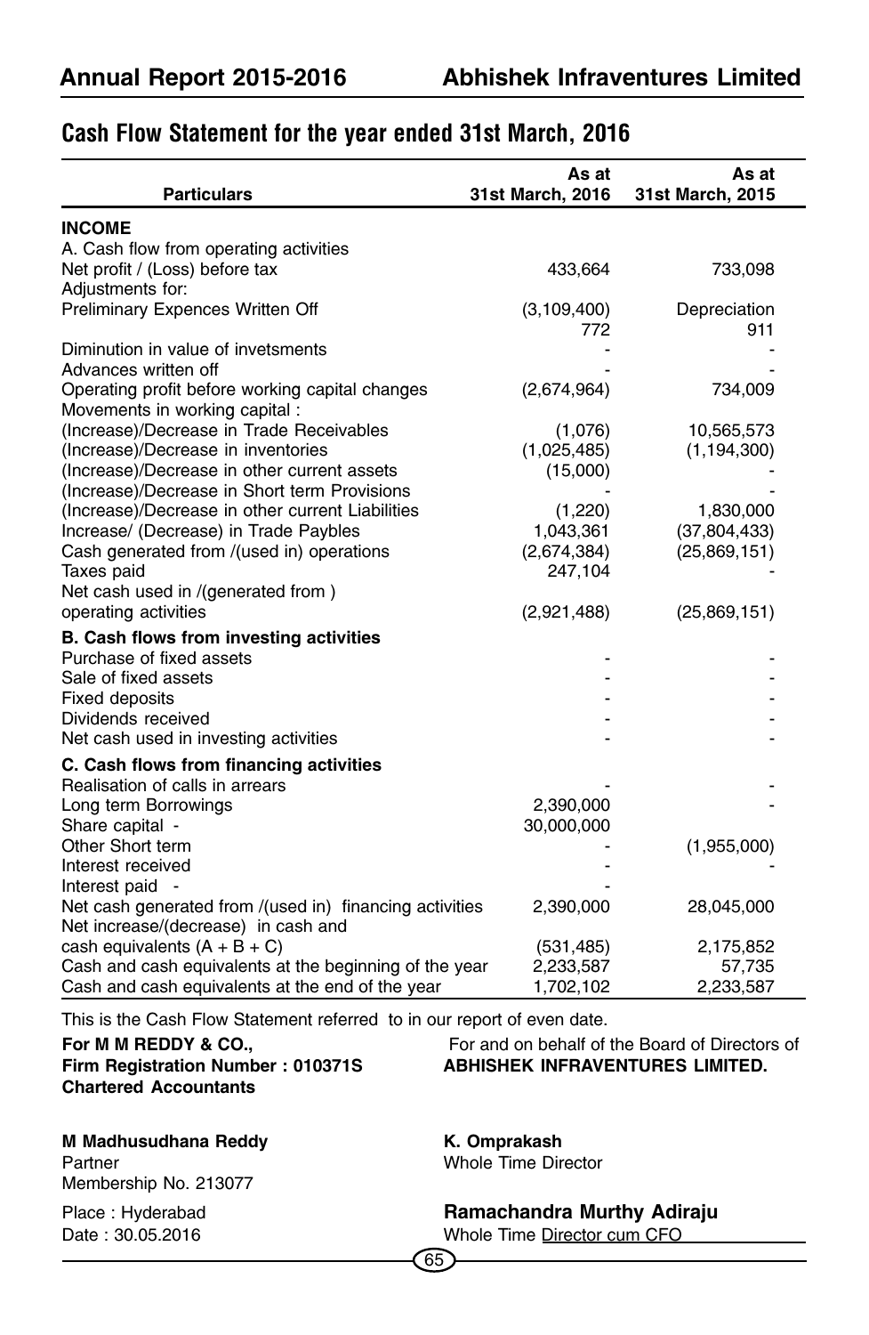## Cash Flow Statement for the year ended 31st March, 2016

| Particulars | As at 31st March, 2016 | As at 31st March, 2015 |
|---|---|---|
| **INCOME** | | |
| A. Cash flow from operating activities | | |
| Net profit / (Loss) before tax | 433,664 | 733,098 |
| Adjustments for: | | |
| Preliminary Expences Written Off | (3,109,400) | Depreciation |
| | 772 | 911 |
| Diminution in value of invetsments | - | - |
| Advances written off | - | - |
| Operating profit before working capital changes | (2,674,964) | 734,009 |
| Movements in working capital : | | |
| (Increase)/Decrease in Trade Receivables | (1,076) | 10,565,573 |
| (Increase)/Decrease in inventories | (1,025,485) | (1,194,300) |
| (Increase)/Decrease in other current assets | (15,000) | - |
| (Increase)/Decrease in Short term Provisions | - | - |
| (Increase)/Decrease in other current Liabilities | (1,220) | 1,830,000 |
| Increase/ (Decrease) in Trade Paybles | 1,043,361 | (37,804,433) |
| Cash generated from /(used in) operations | (2,674,384) | (25,869,151) |
| Taxes paid | 247,104 | - |
| Net cash used in /(generated from ) operating activities | (2,921,488) | (25,869,151) |
| **B. Cash flows from investing activities** | | |
| Purchase of fixed assets | - | - |
| Sale of fixed assets | - | - |
| Fixed deposits | - | - |
| Dividends received | - | - |
| Net cash used in investing activities | - | - |
| **C. Cash flows from financing activities** | | |
| Realisation of calls in arrears | - | - |
| Long term Borrowings | 2,390,000 | - |
| Share capital - | 30,000,000 | |
| Other Short term | - | (1,955,000) |
| Interest received | - | - |
| Interest paid - | - | |
| Net cash generated from /(used in) financing activities | 2,390,000 | 28,045,000 |
| Net increase/(decrease) in cash and cash equivalents (A + B + C) | (531,485) | 2,175,852 |
| Cash and cash equivalents at the beginning of the year | 2,233,587 | 57,735 |
| Cash and cash equivalents at the end of the year | 1,702,102 | 2,233,587 |

This is the Cash Flow Statement referred to in our report of even date.

**For M M REDDY & CO.,**
**Firm Registration Number : 010371S**
**Chartered Accountants**

**M Madhusudhana Reddy**
Partner
Membership No. 213077

Place : Hyderabad
Date : 30.05.2016

For and on behalf of the Board of Directors of
**ABHISHEK INFRAVENTURES LIMITED.**

**K. Omprakash**
Whole Time Director

**Ramachandra Murthy Adiraju**
Whole Time Director cum CFO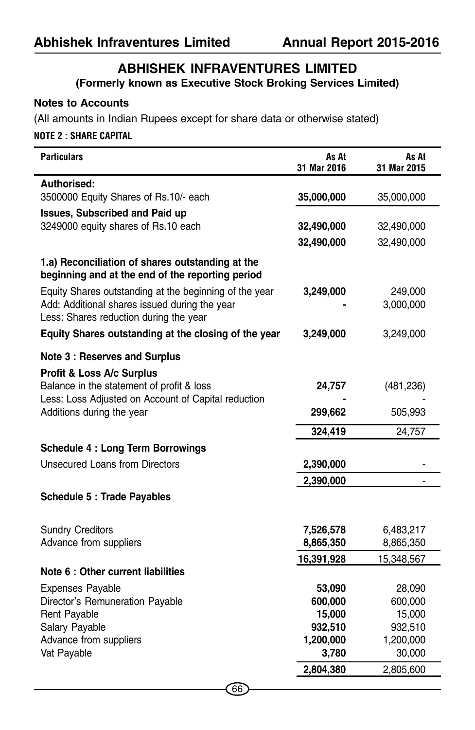# ABHISHEK INFRAVENTURES LIMITED

## (Formerly known as Executive Stock Broking Services Limited)

**Notes to Accounts**

(All amounts in Indian Rupees except for share data or otherwise stated)

**NOTE 2 : SHARE CAPITAL**

| Particulars | As At 31 Mar 2016 | As At 31 Mar 2015 |
|---|---|---|
| **Authorised:** | | |
| 3500000 Equity Shares of Rs.10/- each | **35,000,000** | 35,000,000 |
| **Issues, Subscribed and Paid up** | | |
| 3249000 equity shares of Rs.10 each | **32,490,000** | 32,490,000 |
| | **32,490,000** | 32,490,000 |
| **1.a) Reconciliation of shares outstanding at the beginning and at the end of the reporting period** | | |
| Equity Shares outstanding at the beginning of the year | **3,249,000** | 249,000 |
| Add: Additional shares issued during the year | **-** | 3,000,000 |
| Less: Shares reduction during the year | | |
| **Equity Shares outstanding at the closing of the year** | **3,249,000** | 3,249,000 |
| **Note 3 : Reserves and Surplus** | | |
| **Profit & Loss A/c Surplus** | | |
| Balance in the statement of profit & loss | **24,757** | (481,236) |
| Less: Loss Adjusted on Account of Capital reduction | **-** | - |
| Additions during the year | **299,662** | 505,993 |
| | **324,419** | 24,757 |
| **Schedule 4 : Long Term Borrowings** | | |
| Unsecured Loans from Directors | **2,390,000** | - |
| | **2,390,000** | - |
| **Schedule 5 : Trade Payables** | | |
| Sundry Creditors | **7,526,578** | 6,483,217 |
| Advance from suppliers | **8,865,350** | 8,865,350 |
| | **16,391,928** | 15,348,567 |
| **Note 6 : Other current liabilities** | | |
| Expenses Payable | **53,090** | 28,090 |
| Director's Remuneration Payable | **600,000** | 600,000 |
| Rent Payable | **15,000** | 15,000 |
| Salary Payable | **932,510** | 932,510 |
| Advance from suppliers | **1,200,000** | 1,200,000 |
| Vat Payable | **3,780** | 30,000 |
| | **2,804,380** | 2,805,600 |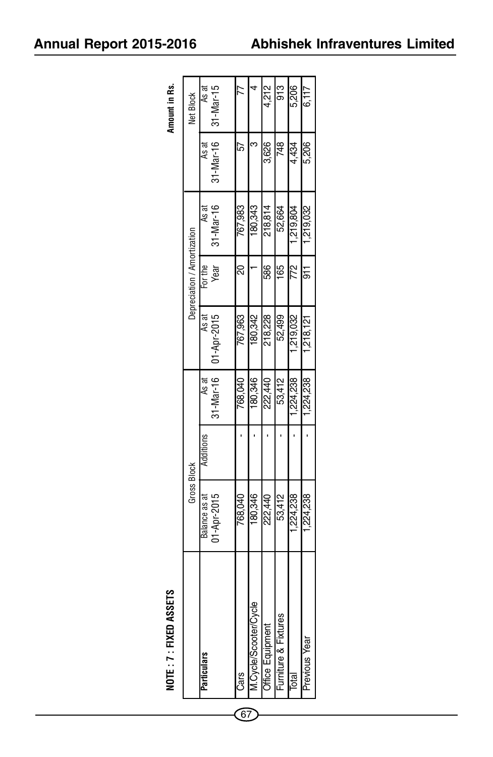**NOTE : 7 : FIXED ASSETS**

**Amount in Rs.**

| Particulars | Gross Block | | | Depreciation / Amortization | | | Net Block | |
|---|---|---|---|---|---|---|---|---|
| | Balance as at 01-Apr-2015 | Additions | As at 31-Mar-16 | As at 01-Apr-2015 | For the Year | As at 31-Mar-16 | As at 31-Mar-16 | As at 31-Mar-15 |
| Cars | 768,040 | - | 768,040 | 767,963 | 20 | 767,983 | 57 | 77 |
| M.Cycle/Scooter/Cycle | 180,346 | - | 180,346 | 180,342 | 1 | 180,343 | 3 | 4 |
| Office Equipment | 222,440 | - | 222,440 | 218,228 | 586 | 218,814 | 3,626 | 4,212 |
| Furniture & Fixtures | 53,412 | - | 53,412 | 52,499 | 165 | 52,664 | 748 | 913 |
| Total | 1,224,238 | - | 1,224,238 | 1,219,032 | 772 | 1,219,804 | 4,434 | 5,206 |
| Previous Year | 1,224,238 | - | 1,224,238 | 1,218,121 | 911 | 1,219,032 | 5,206 | 6,117 |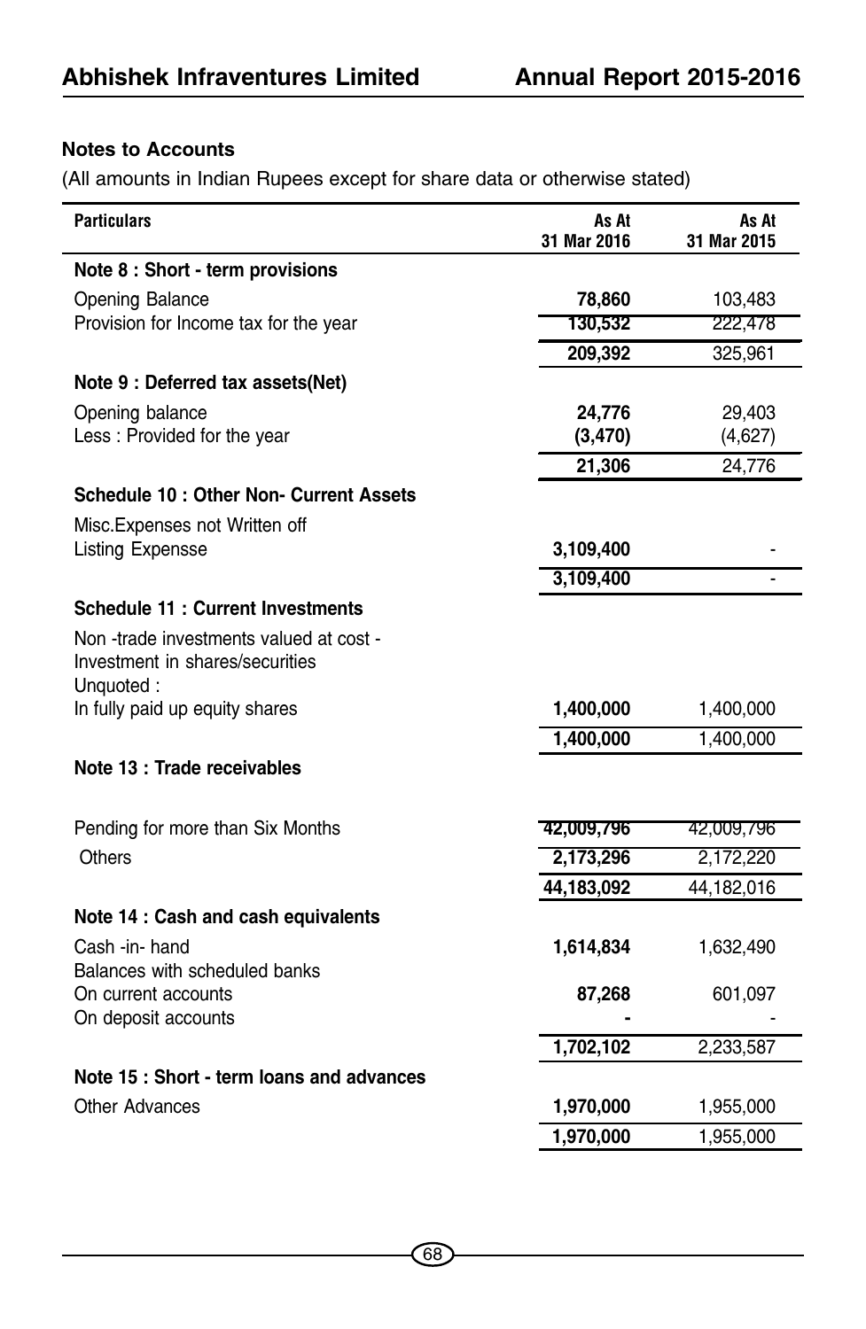## Notes to Accounts

(All amounts in Indian Rupees except for share data or otherwise stated)

| Particulars | As At 31 Mar 2016 | As At 31 Mar 2015 |
|---|---|---|
| **Note 8 : Short - term provisions** | | |
| Opening Balance | **78,860** | 103,483 |
| Provision for Income tax for the year | **130,532** | 222,478 |
| | **209,392** | 325,961 |
| **Note 9 : Deferred tax assets(Net)** | | |
| Opening balance | **24,776** | 29,403 |
| Less : Provided for the year | **(3,470)** | (4,627) |
| | **21,306** | 24,776 |
| **Schedule 10 : Other Non- Current Assets** | | |
| Misc.Expenses not Written off | | |
| Listing Expensse | **3,109,400** | - |
| | **3,109,400** | - |
| **Schedule 11 : Current Investments** | | |
| Non -trade investments valued at cost - Investment in shares/securities | | |
| Unquoted : | | |
| In fully paid up equity shares | **1,400,000** | 1,400,000 |
| | **1,400,000** | 1,400,000 |
| **Note 13 : Trade receivables** | | |
| Pending for more than Six Months | **42,009,796** | 42,009,796 |
| Others | **2,173,296** | 2,172,220 |
| | **44,183,092** | 44,182,016 |
| **Note 14 : Cash and cash equivalents** | | |
| Cash -in- hand | **1,614,834** | 1,632,490 |
| Balances with scheduled banks | | |
| On current accounts | **87,268** | 601,097 |
| On deposit accounts | **-** | - |
| | **1,702,102** | 2,233,587 |
| **Note 15 : Short - term loans and advances** | | |
| Other Advances | **1,970,000** | 1,955,000 |
| | **1,970,000** | 1,955,000 |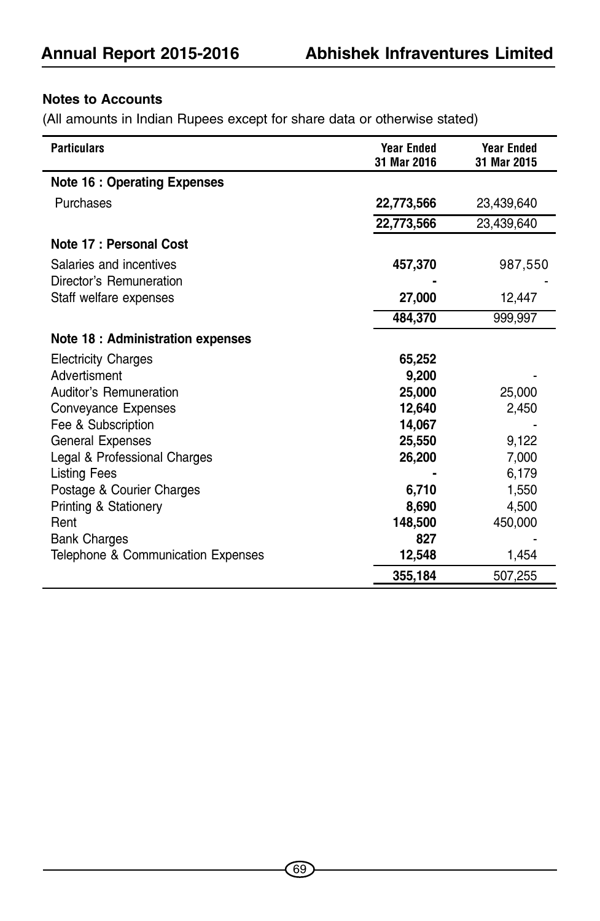## Notes to Accounts

(All amounts in Indian Rupees except for share data or otherwise stated)

| Particulars | Year Ended 31 Mar 2016 | Year Ended 31 Mar 2015 |
|---|---|---|
| **Note 16 : Operating Expenses** | | |
| Purchases | **22,773,566** | 23,439,640 |
| | **22,773,566** | 23,439,640 |
| **Note 17 : Personal Cost** | | |
| Salaries and incentives | **457,370** | 987,550 |
| Director's Remuneration | **-** | - |
| Staff welfare expenses | **27,000** | 12,447 |
| | **484,370** | 999,997 |
| **Note 18 : Administration expenses** | | |
| Electricity Charges | **65,252** | |
| Advertisment | **9,200** | - |
| Auditor's Remuneration | **25,000** | 25,000 |
| Conveyance Expenses | **12,640** | 2,450 |
| Fee & Subscription | **14,067** | - |
| General Expenses | **25,550** | 9,122 |
| Legal & Professional Charges | **26,200** | 7,000 |
| Listing Fees | **-** | 6,179 |
| Postage & Courier Charges | **6,710** | 1,550 |
| Printing & Stationery | **8,690** | 4,500 |
| Rent | **148,500** | 450,000 |
| Bank Charges | **827** | - |
| Telephone & Communication Expenses | **12,548** | 1,454 |
| | **355,184** | 507,255 |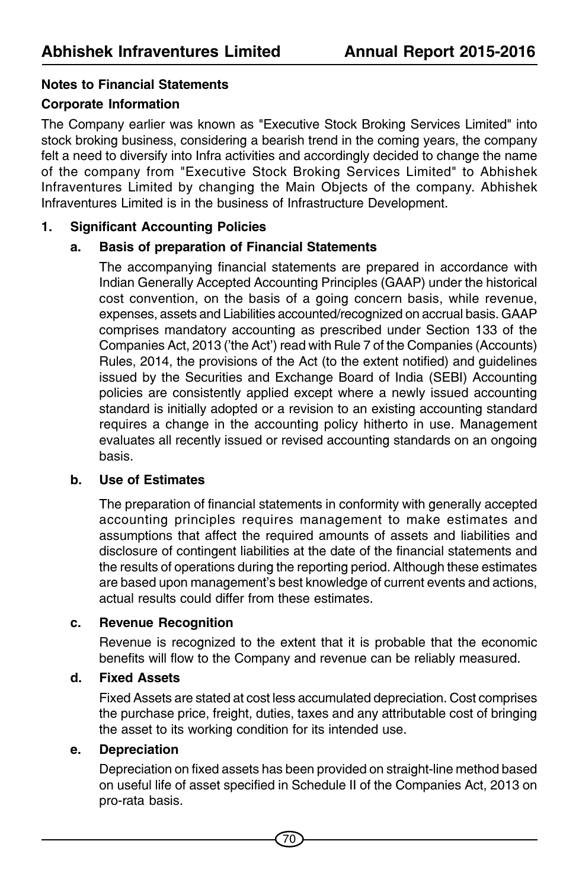## Notes to Financial Statements

### Corporate Information

The Company earlier was known as "Executive Stock Broking Services Limited" into stock broking business, considering a bearish trend in the coming years, the company felt a need to diversify into Infra activities and accordingly decided to change the name of the company from "Executive Stock Broking Services Limited" to Abhishek Infraventures Limited by changing the Main Objects of the company. Abhishek Infraventures Limited is in the business of Infrastructure Development.

### 1. Significant Accounting Policies

**a. Basis of preparation of Financial Statements**

The accompanying financial statements are prepared in accordance with Indian Generally Accepted Accounting Principles (GAAP) under the historical cost convention, on the basis of a going concern basis, while revenue, expenses, assets and Liabilities accounted/recognized on accrual basis. GAAP comprises mandatory accounting as prescribed under Section 133 of the Companies Act, 2013 ('the Act') read with Rule 7 of the Companies (Accounts) Rules, 2014, the provisions of the Act (to the extent notified) and guidelines issued by the Securities and Exchange Board of India (SEBI) Accounting policies are consistently applied except where a newly issued accounting standard is initially adopted or a revision to an existing accounting standard requires a change in the accounting policy hitherto in use. Management evaluates all recently issued or revised accounting standards on an ongoing basis.

**b. Use of Estimates**

The preparation of financial statements in conformity with generally accepted accounting principles requires management to make estimates and assumptions that affect the required amounts of assets and liabilities and disclosure of contingent liabilities at the date of the financial statements and the results of operations during the reporting period. Although these estimates are based upon management's best knowledge of current events and actions, actual results could differ from these estimates.

**c. Revenue Recognition**

Revenue is recognized to the extent that it is probable that the economic benefits will flow to the Company and revenue can be reliably measured.

**d. Fixed Assets**

Fixed Assets are stated at cost less accumulated depreciation. Cost comprises the purchase price, freight, duties, taxes and any attributable cost of bringing the asset to its working condition for its intended use.

**e. Depreciation**

Depreciation on fixed assets has been provided on straight-line method based on useful life of asset specified in Schedule II of the Companies Act, 2013 on pro-rata basis.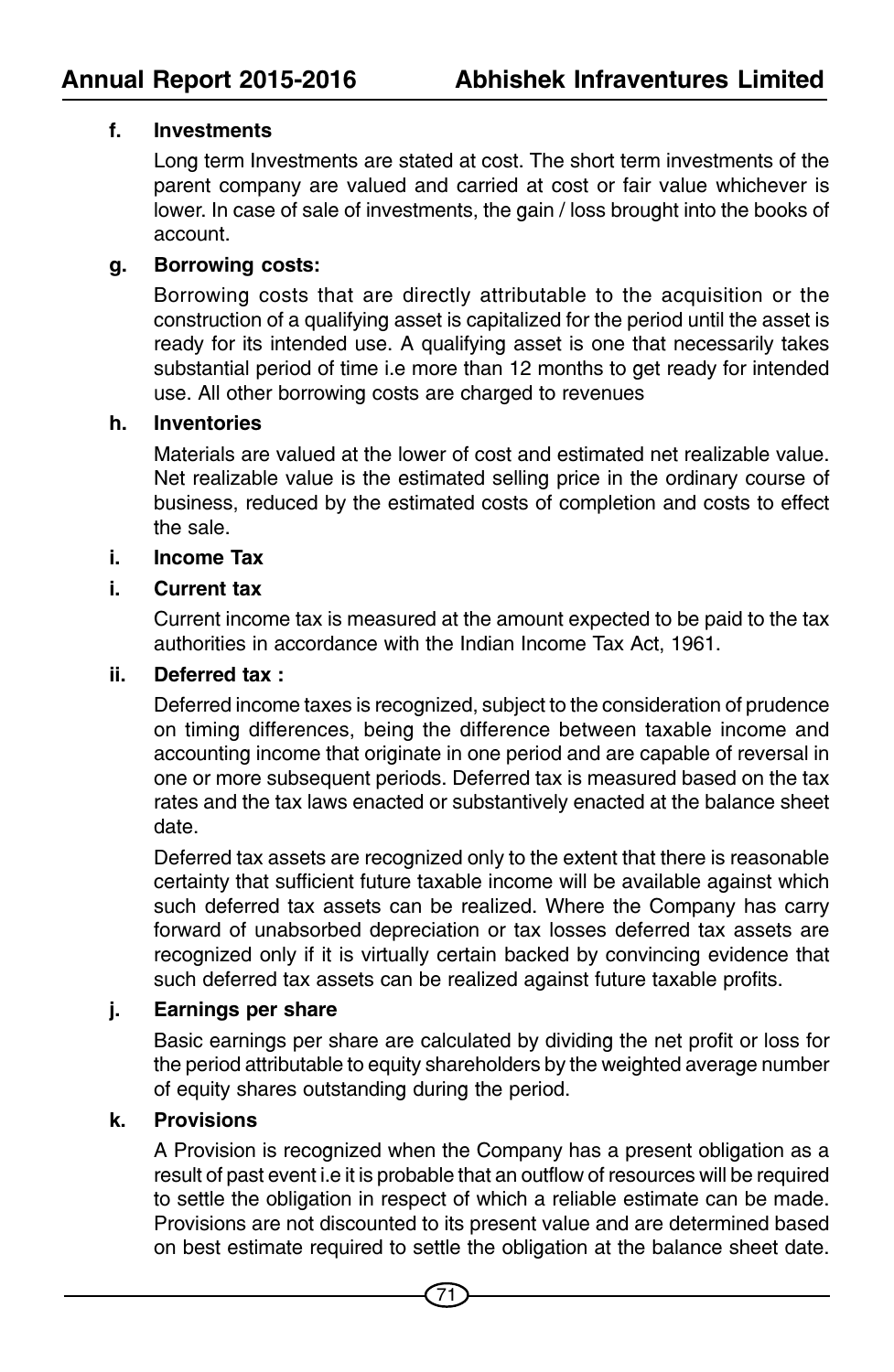**f. Investments**

Long term Investments are stated at cost. The short term investments of the parent company are valued and carried at cost or fair value whichever is lower. In case of sale of investments, the gain / loss brought into the books of account.

**g. Borrowing costs:**

Borrowing costs that are directly attributable to the acquisition or the construction of a qualifying asset is capitalized for the period until the asset is ready for its intended use. A qualifying asset is one that necessarily takes substantial period of time i.e more than 12 months to get ready for intended use. All other borrowing costs are charged to revenues

**h. Inventories**

Materials are valued at the lower of cost and estimated net realizable value. Net realizable value is the estimated selling price in the ordinary course of business, reduced by the estimated costs of completion and costs to effect the sale.

**i. Income Tax**

**i. Current tax**

Current income tax is measured at the amount expected to be paid to the tax authorities in accordance with the Indian Income Tax Act, 1961.

**ii. Deferred tax :**

Deferred income taxes is recognized, subject to the consideration of prudence on timing differences, being the difference between taxable income and accounting income that originate in one period and are capable of reversal in one or more subsequent periods. Deferred tax is measured based on the tax rates and the tax laws enacted or substantively enacted at the balance sheet date.

Deferred tax assets are recognized only to the extent that there is reasonable certainty that sufficient future taxable income will be available against which such deferred tax assets can be realized. Where the Company has carry forward of unabsorbed depreciation or tax losses deferred tax assets are recognized only if it is virtually certain backed by convincing evidence that such deferred tax assets can be realized against future taxable profits.

**j. Earnings per share**

Basic earnings per share are calculated by dividing the net profit or loss for the period attributable to equity shareholders by the weighted average number of equity shares outstanding during the period.

**k. Provisions**

A Provision is recognized when the Company has a present obligation as a result of past event i.e it is probable that an outflow of resources will be required to settle the obligation in respect of which a reliable estimate can be made. Provisions are not discounted to its present value and are determined based on best estimate required to settle the obligation at the balance sheet date.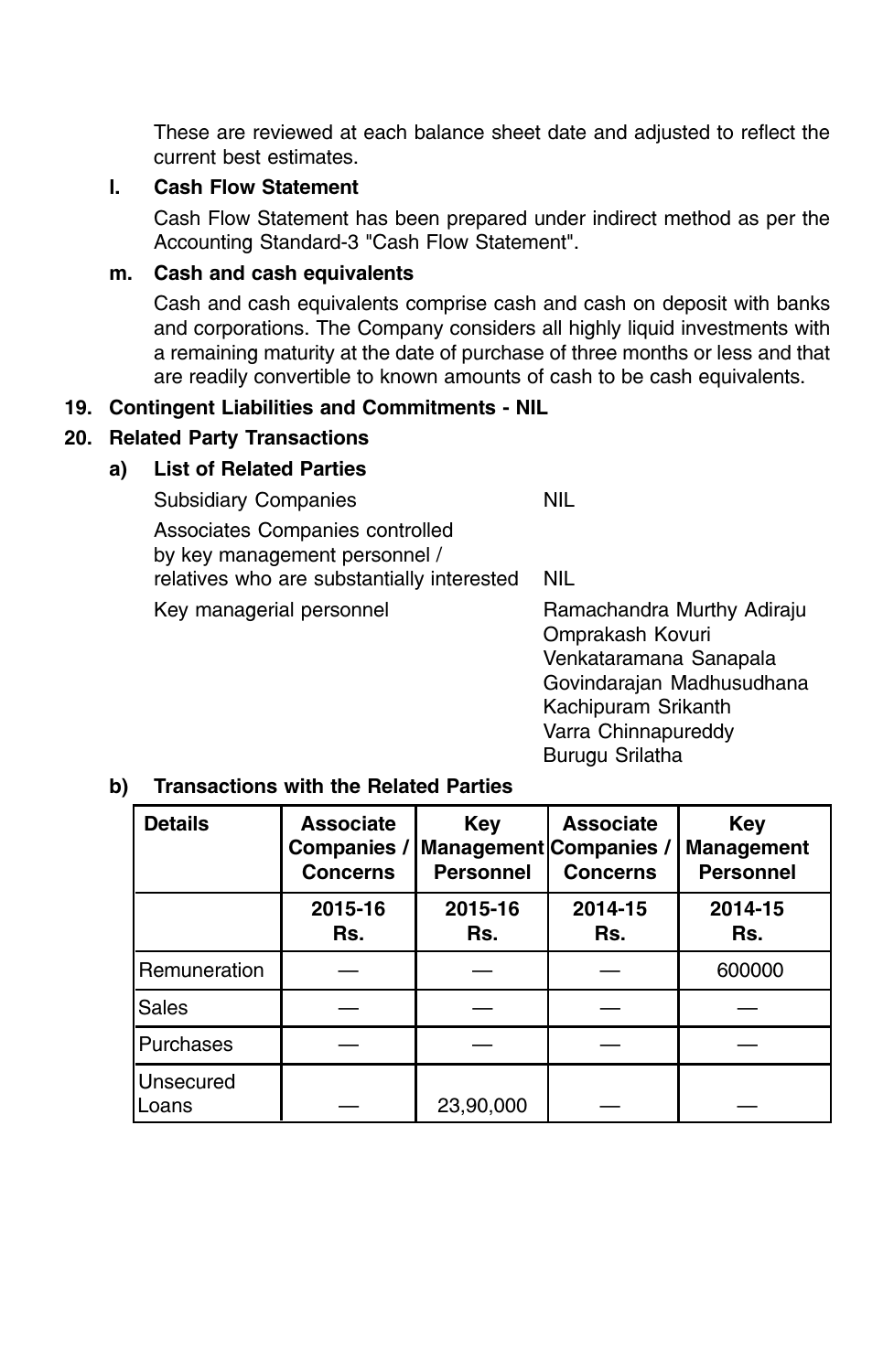These are reviewed at each balance sheet date and adjusted to reflect the current best estimates.

**l. Cash Flow Statement**

Cash Flow Statement has been prepared under indirect method as per the Accounting Standard-3 "Cash Flow Statement".

**m. Cash and cash equivalents**

Cash and cash equivalents comprise cash and cash on deposit with banks and corporations. The Company considers all highly liquid investments with a remaining maturity at the date of purchase of three months or less and that are readily convertible to known amounts of cash to be cash equivalents.

**19. Contingent Liabilities and Commitments - NIL**

**20. Related Party Transactions**

**a) List of Related Parties**

| | |
|---|---|
| Subsidiary Companies | NIL |
| Associates Companies controlled by key management personnel / relatives who are substantially interested | NIL |
| Key managerial personnel | Ramachandra Murthy Adiraju<br>Omprakash Kovuri<br>Venkataramana Sanapala<br>Govindarajan Madhusudhana<br>Kachipuram Srikanth<br>Varra Chinnapureddy<br>Burugu Srilatha |

**b) Transactions with the Related Parties**

| Details | Associate Companies / Concerns | Key Management Personnel | Associate Companies / Concerns | Key Management Personnel |
|---|---|---|---|---|
| | 2015-16 Rs. | 2015-16 Rs. | 2014-15 Rs. | 2014-15 Rs. |
| Remuneration | — | — | — | 600000 |
| Sales | — | — | — | — |
| Purchases | — | — | — | — |
| Unsecured Loans | — | 23,90,000 | — | — |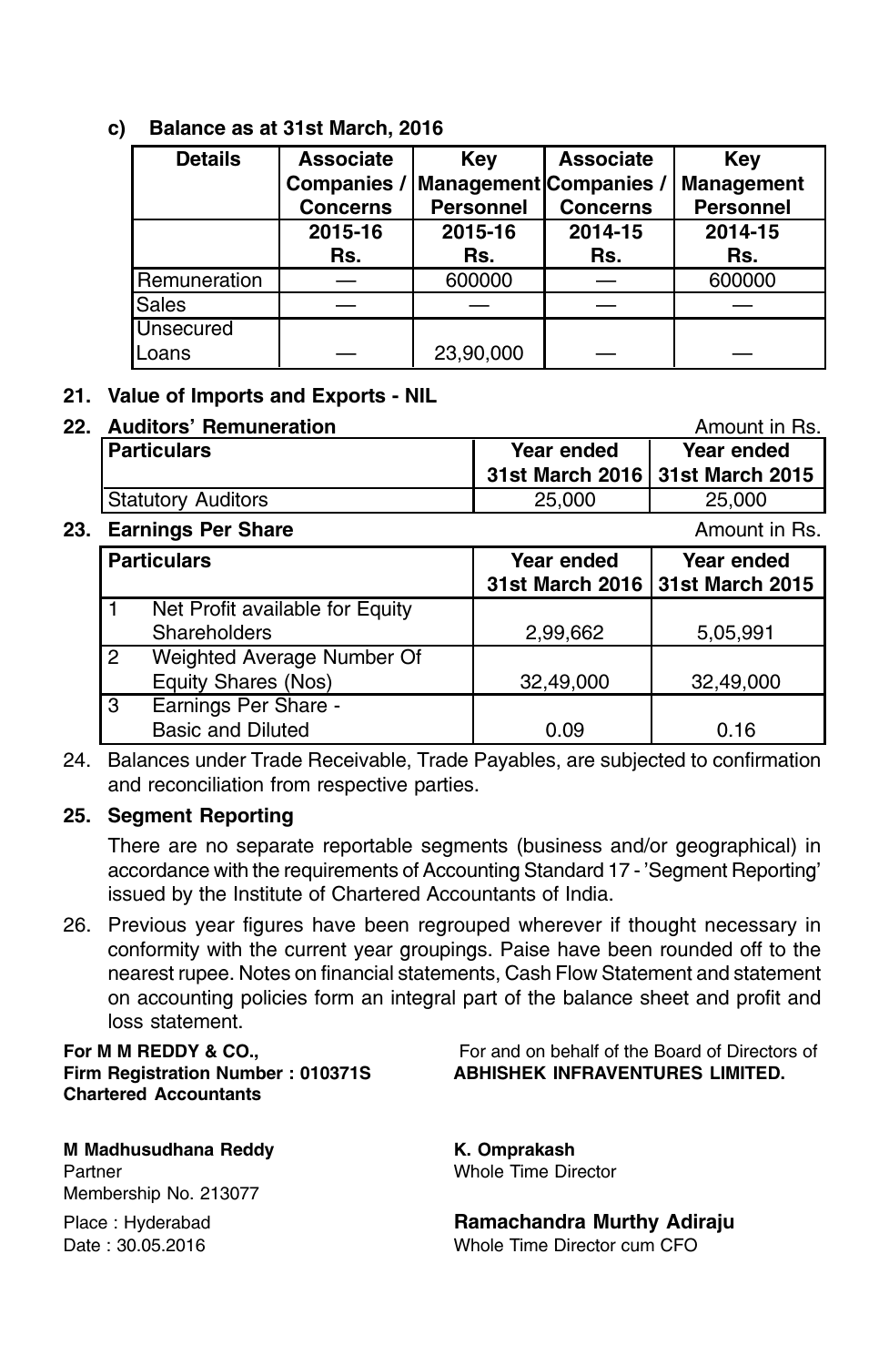**c) Balance as at 31st March, 2016**

| Details | Associate Companies / Concerns | Key Management Personnel | Associate Companies / Concerns | Key Management Personnel |
|---|---|---|---|---|
| | 2015-16 Rs. | 2015-16 Rs. | 2014-15 Rs. | 2014-15 Rs. |
| Remuneration | — | 600000 | — | 600000 |
| Sales | — | — | — | — |
| Unsecured Loans | — | 23,90,000 | — | — |

**21. Value of Imports and Exports - NIL**

**22. Auditors' Remuneration**

Amount in Rs.

| Particulars | Year ended 31st March 2016 | Year ended 31st March 2015 |
|---|---|---|
| Statutory Auditors | 25,000 | 25,000 |

**23. Earnings Per Share**

Amount in Rs.

| | Particulars | Year ended 31st March 2016 | Year ended 31st March 2015 |
|---|---|---|---|
| 1 | Net Profit available for Equity Shareholders | 2,99,662 | 5,05,991 |
| 2 | Weighted Average Number Of Equity Shares (Nos) | 32,49,000 | 32,49,000 |
| 3 | Earnings Per Share - Basic and Diluted | 0.09 | 0.16 |

24. Balances under Trade Receivable, Trade Payables, are subjected to confirmation and reconciliation from respective parties.

**25. Segment Reporting**

There are no separate reportable segments (business and/or geographical) in accordance with the requirements of Accounting Standard 17 - 'Segment Reporting' issued by the Institute of Chartered Accountants of India.

26. Previous year figures have been regrouped wherever if thought necessary in conformity with the current year groupings. Paise have been rounded off to the nearest rupee. Notes on financial statements, Cash Flow Statement and statement on accounting policies form an integral part of the balance sheet and profit and loss statement.

**For M M REDDY & CO.,**
**Firm Registration Number : 010371S**
**Chartered Accountants**

**M Madhusudhana Reddy**
Partner
Membership No. 213077

Place : Hyderabad
Date : 30.05.2016

For and on behalf of the Board of Directors of
**ABHISHEK INFRAVENTURES LIMITED.**

**K. Omprakash**
Whole Time Director

**Ramachandra Murthy Adiraju**
Whole Time Director cum CFO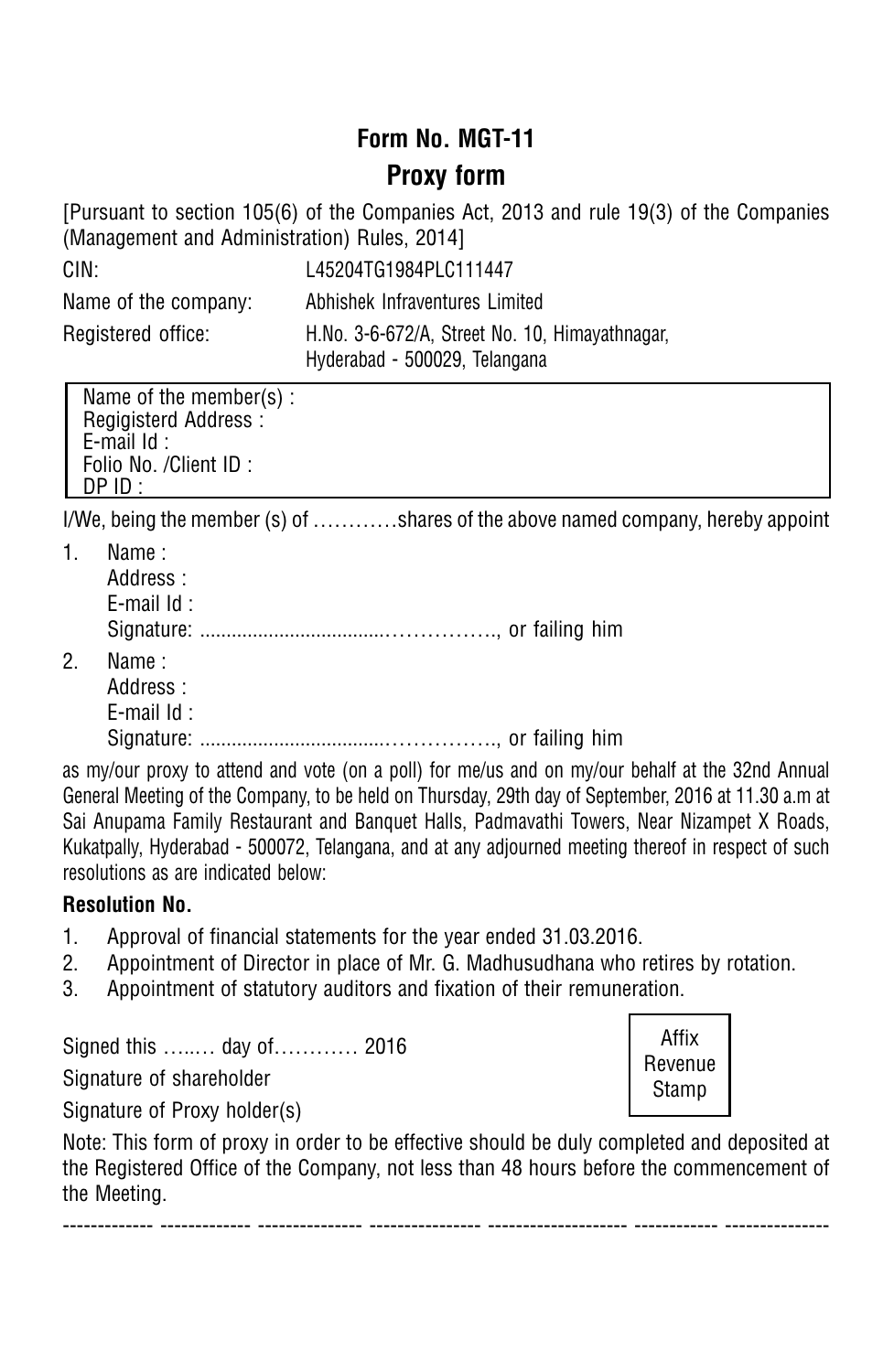# Form No. MGT-11

## Proxy form

[Pursuant to section 105(6) of the Companies Act, 2013 and rule 19(3) of the Companies (Management and Administration) Rules, 2014]

CIN: L45204TG1984PLC111447

Name of the company: Abhishek Infraventures Limited

Registered office: H.No. 3-6-672/A, Street No. 10, Himayathnagar, Hyderabad - 500029, Telangana

| Name of the member(s) : |
|---|
| Regigisterd Address : |
| E-mail Id : |
| Folio No. /Client ID : |
| DP ID : |

I/We, being the member (s) of …………shares of the above named company, hereby appoint

1. Name :
   Address :
   E-mail Id :
   Signature: .................................……………., or failing him
2. Name :
   Address :
   E-mail Id :
   Signature: .................................……………., or failing him

as my/our proxy to attend and vote (on a poll) for me/us and on my/our behalf at the 32nd Annual General Meeting of the Company, to be held on Thursday, 29th day of September, 2016 at 11.30 a.m at Sai Anupama Family Restaurant and Banquet Halls, Padmavathi Towers, Near Nizampet X Roads, Kukatpally, Hyderabad - 500072, Telangana, and at any adjourned meeting thereof in respect of such resolutions as are indicated below:

**Resolution No.**

1. Approval of financial statements for the year ended 31.03.2016.
2. Appointment of Director in place of Mr. G. Madhusudhana who retires by rotation.
3. Appointment of statutory auditors and fixation of their remuneration.

Signed this …..… day of………… 2016

Signature of shareholder

Signature of Proxy holder(s)

Affix Revenue Stamp

Note: This form of proxy in order to be effective should be duly completed and deposited at the Registered Office of the Company, not less than 48 hours before the commencement of the Meeting.

------------- ------------- --------------- ---------------- -------------------- ------------ ---------------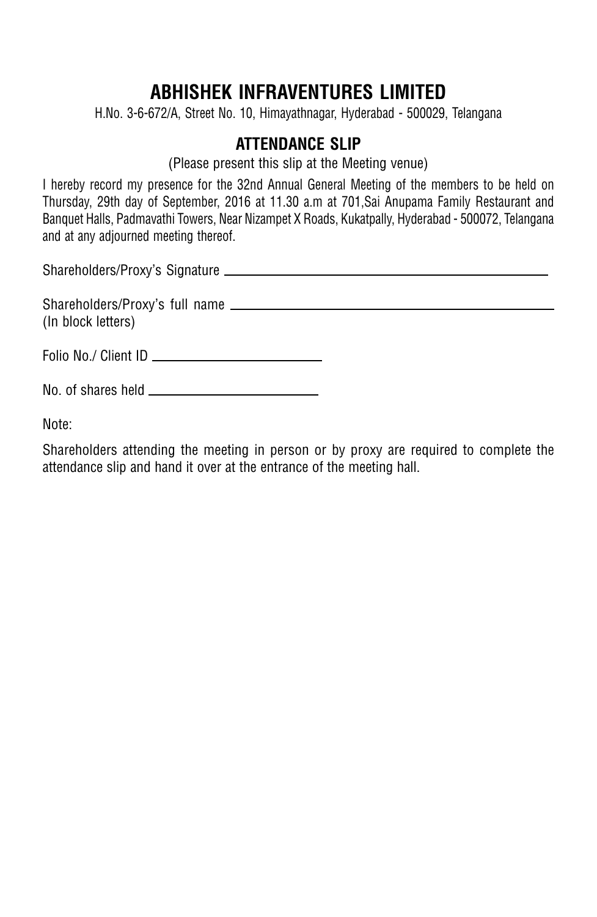# ABHISHEK INFRAVENTURES LIMITED

H.No. 3-6-672/A, Street No. 10, Himayathnagar, Hyderabad - 500029, Telangana

## ATTENDANCE SLIP

(Please present this slip at the Meeting venue)

I hereby record my presence for the 32nd Annual General Meeting of the members to be held on Thursday, 29th day of September, 2016 at 11.30 a.m at 701,Sai Anupama Family Restaurant and Banquet Halls, Padmavathi Towers, Near Nizampet X Roads, Kukatpally, Hyderabad - 500072, Telangana and at any adjourned meeting thereof.

Shareholders/Proxy's Signature ______________________________

Shareholders/Proxy's full name ______________________________
(In block letters)

Folio No./ Client ID ____________________

No. of shares held ____________________

Note:

Shareholders attending the meeting in person or by proxy are required to complete the attendance slip and hand it over at the entrance of the meeting hall.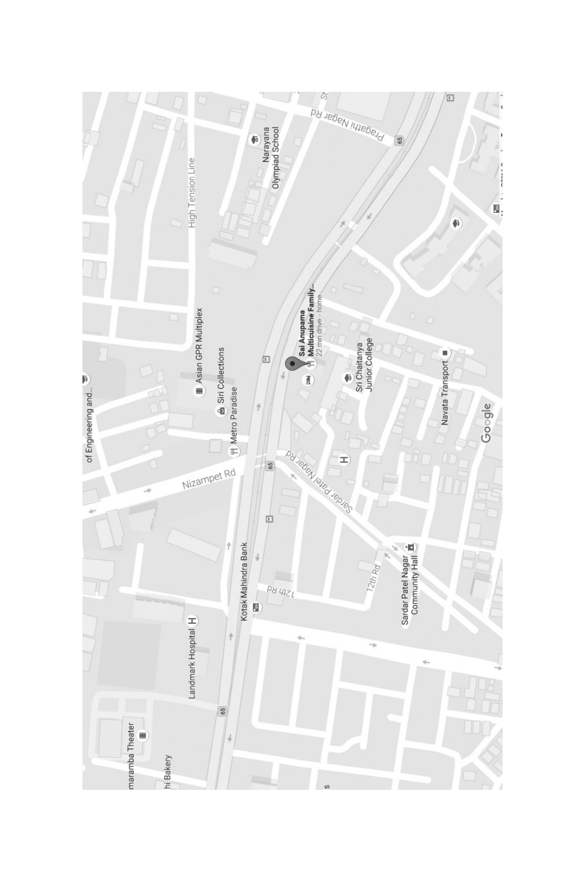Pragathi Nagar Rd

Narayana Olympiad School

High Tension Line

of Engineering and...

Asian GPR Multiplex

Siri Collections

Metro Paradise

Sai Anupama Multicuisine Family...

22 min drive - home

Sri Chaitanya Junior College

Navata Transport

Nizampet Rd

Sardar Patel Nagar Rd

65

Kotak Mahindra Bank

12th Rd

12th Rd

Sardar Patel Nagar Community Hall

Landmark Hospital

maramba Theater

hi Bakery

Google